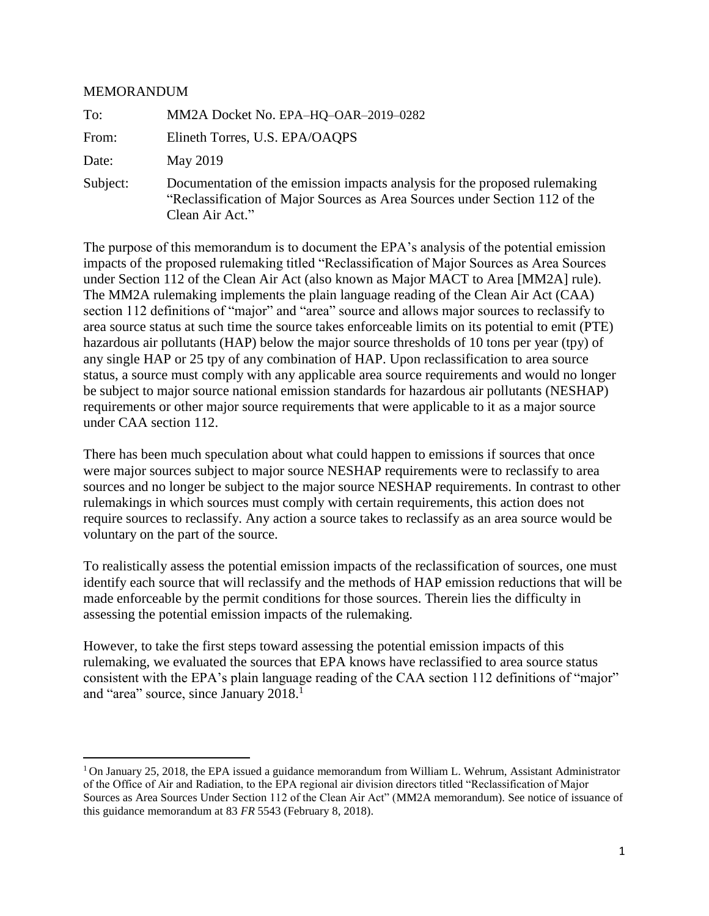MEMORANDUM

| | |
|---|---|
| To: | MM2A Docket No. EPA–HQ–OAR–2019–0282 |
| From: | Elineth Torres, U.S. EPA/OAQPS |
| Date: | May 2019 |
| Subject: | Documentation of the emission impacts analysis for the proposed rulemaking "Reclassification of Major Sources as Area Sources under Section 112 of the Clean Air Act." |

The purpose of this memorandum is to document the EPA's analysis of the potential emission impacts of the proposed rulemaking titled "Reclassification of Major Sources as Area Sources under Section 112 of the Clean Air Act (also known as Major MACT to Area [MM2A] rule). The MM2A rulemaking implements the plain language reading of the Clean Air Act (CAA) section 112 definitions of "major" and "area" source and allows major sources to reclassify to area source status at such time the source takes enforceable limits on its potential to emit (PTE) hazardous air pollutants (HAP) below the major source thresholds of 10 tons per year (tpy) of any single HAP or 25 tpy of any combination of HAP. Upon reclassification to area source status, a source must comply with any applicable area source requirements and would no longer be subject to major source national emission standards for hazardous air pollutants (NESHAP) requirements or other major source requirements that were applicable to it as a major source under CAA section 112.

There has been much speculation about what could happen to emissions if sources that once were major sources subject to major source NESHAP requirements were to reclassify to area sources and no longer be subject to the major source NESHAP requirements. In contrast to other rulemakings in which sources must comply with certain requirements, this action does not require sources to reclassify. Any action a source takes to reclassify as an area source would be voluntary on the part of the source.

To realistically assess the potential emission impacts of the reclassification of sources, one must identify each source that will reclassify and the methods of HAP emission reductions that will be made enforceable by the permit conditions for those sources. Therein lies the difficulty in assessing the potential emission impacts of the rulemaking.

However, to take the first steps toward assessing the potential emission impacts of this rulemaking, we evaluated the sources that EPA knows have reclassified to area source status consistent with the EPA's plain language reading of the CAA section 112 definitions of "major" and "area" source, since January 2018.[1]

[1] On January 25, 2018, the EPA issued a guidance memorandum from William L. Wehrum, Assistant Administrator of the Office of Air and Radiation, to the EPA regional air division directors titled "Reclassification of Major Sources as Area Sources Under Section 112 of the Clean Air Act" (MM2A memorandum). See notice of issuance of this guidance memorandum at 83 *FR* 5543 (February 8, 2018).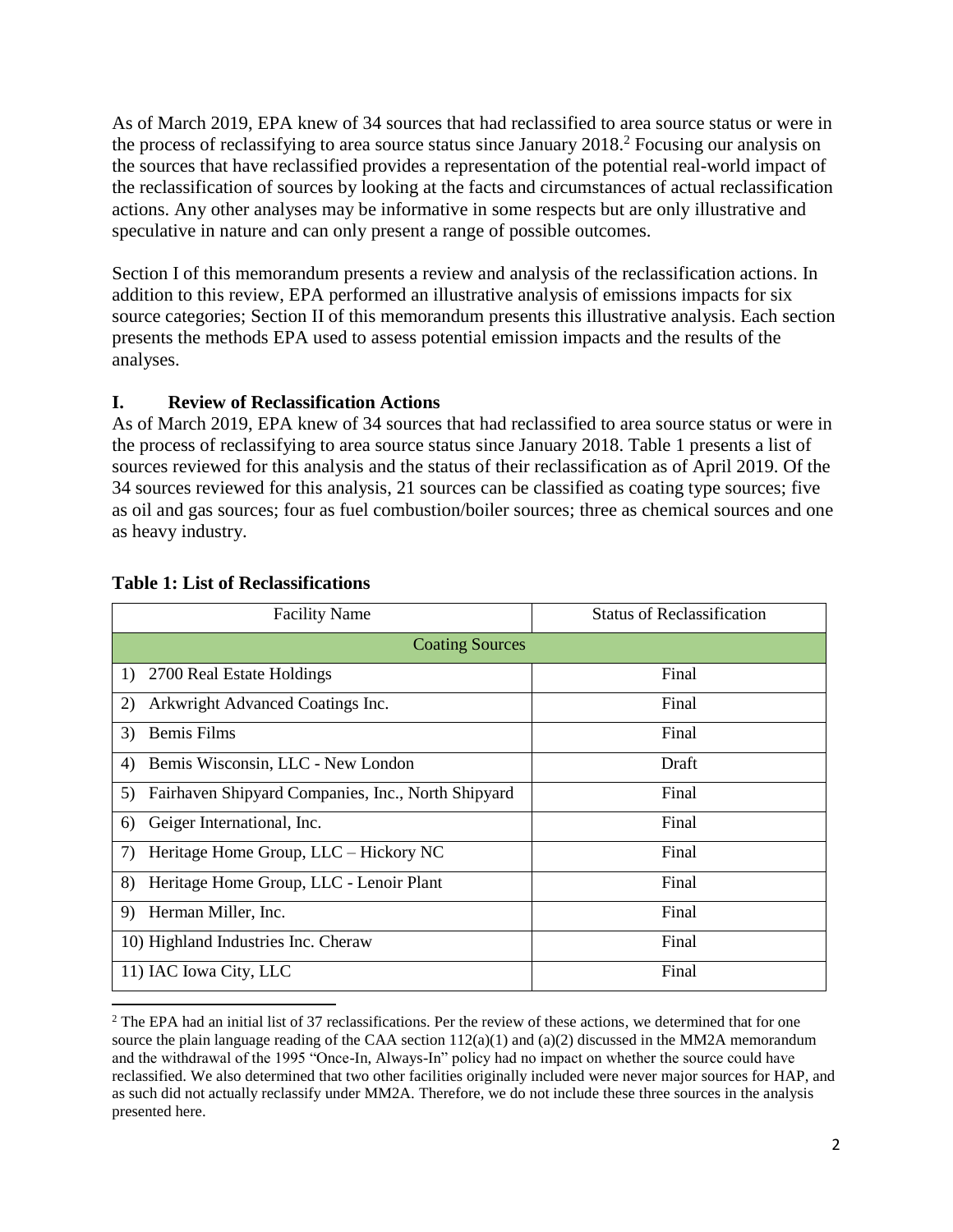As of March 2019, EPA knew of 34 sources that had reclassified to area source status or were in the process of reclassifying to area source status since January 2018.[2] Focusing our analysis on the sources that have reclassified provides a representation of the potential real-world impact of the reclassification of sources by looking at the facts and circumstances of actual reclassification actions. Any other analyses may be informative in some respects but are only illustrative and speculative in nature and can only present a range of possible outcomes.

Section I of this memorandum presents a review and analysis of the reclassification actions. In addition to this review, EPA performed an illustrative analysis of emissions impacts for six source categories; Section II of this memorandum presents this illustrative analysis. Each section presents the methods EPA used to assess potential emission impacts and the results of the analyses.

## I. Review of Reclassification Actions

As of March 2019, EPA knew of 34 sources that had reclassified to area source status or were in the process of reclassifying to area source status since January 2018. Table 1 presents a list of sources reviewed for this analysis and the status of their reclassification as of April 2019. Of the 34 sources reviewed for this analysis, 21 sources can be classified as coating type sources; five as oil and gas sources; four as fuel combustion/boiler sources; three as chemical sources and one as heavy industry.

**Table 1: List of Reclassifications**

| Facility Name | Status of Reclassification |
|---|---|
| Coating Sources | |
| 1) 2700 Real Estate Holdings | Final |
| 2) Arkwright Advanced Coatings Inc. | Final |
| 3) Bemis Films | Final |
| 4) Bemis Wisconsin, LLC - New London | Draft |
| 5) Fairhaven Shipyard Companies, Inc., North Shipyard | Final |
| 6) Geiger International, Inc. | Final |
| 7) Heritage Home Group, LLC – Hickory NC | Final |
| 8) Heritage Home Group, LLC - Lenoir Plant | Final |
| 9) Herman Miller, Inc. | Final |
| 10) Highland Industries Inc. Cheraw | Final |
| 11) IAC Iowa City, LLC | Final |

[2] The EPA had an initial list of 37 reclassifications. Per the review of these actions, we determined that for one source the plain language reading of the CAA section 112(a)(1) and (a)(2) discussed in the MM2A memorandum and the withdrawal of the 1995 "Once-In, Always-In" policy had no impact on whether the source could have reclassified. We also determined that two other facilities originally included were never major sources for HAP, and as such did not actually reclassify under MM2A. Therefore, we do not include these three sources in the analysis presented here.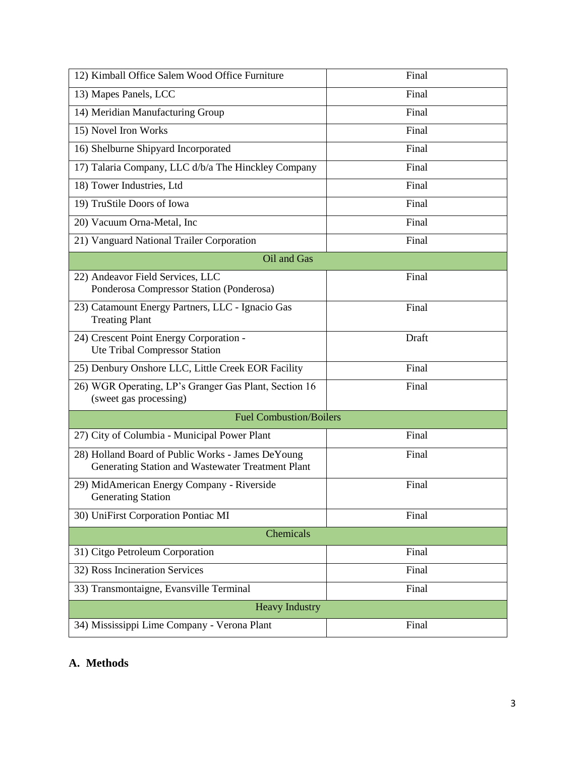| | |
|---|---|
| 12) Kimball Office Salem Wood Office Furniture | Final |
| 13) Mapes Panels, LCC | Final |
| 14) Meridian Manufacturing Group | Final |
| 15) Novel Iron Works | Final |
| 16) Shelburne Shipyard Incorporated | Final |
| 17) Talaria Company, LLC d/b/a The Hinckley Company | Final |
| 18) Tower Industries, Ltd | Final |
| 19) TruStile Doors of Iowa | Final |
| 20) Vacuum Orna-Metal, Inc | Final |
| 21) Vanguard National Trailer Corporation | Final |
| **Oil and Gas** | |
| 22) Andeavor Field Services, LLC Ponderosa Compressor Station (Ponderosa) | Final |
| 23) Catamount Energy Partners, LLC - Ignacio Gas Treating Plant | Final |
| 24) Crescent Point Energy Corporation - Ute Tribal Compressor Station | Draft |
| 25) Denbury Onshore LLC, Little Creek EOR Facility | Final |
| 26) WGR Operating, LP's Granger Gas Plant, Section 16 (sweet gas processing) | Final |
| **Fuel Combustion/Boilers** | |
| 27) City of Columbia - Municipal Power Plant | Final |
| 28) Holland Board of Public Works - James DeYoung Generating Station and Wastewater Treatment Plant | Final |
| 29) MidAmerican Energy Company - Riverside Generating Station | Final |
| 30) UniFirst Corporation Pontiac MI | Final |
| **Chemicals** | |
| 31) Citgo Petroleum Corporation | Final |
| 32) Ross Incineration Services | Final |
| 33) Transmontaigne, Evansville Terminal | Final |
| **Heavy Industry** | |
| 34) Mississippi Lime Company - Verona Plant | Final |

## A. Methods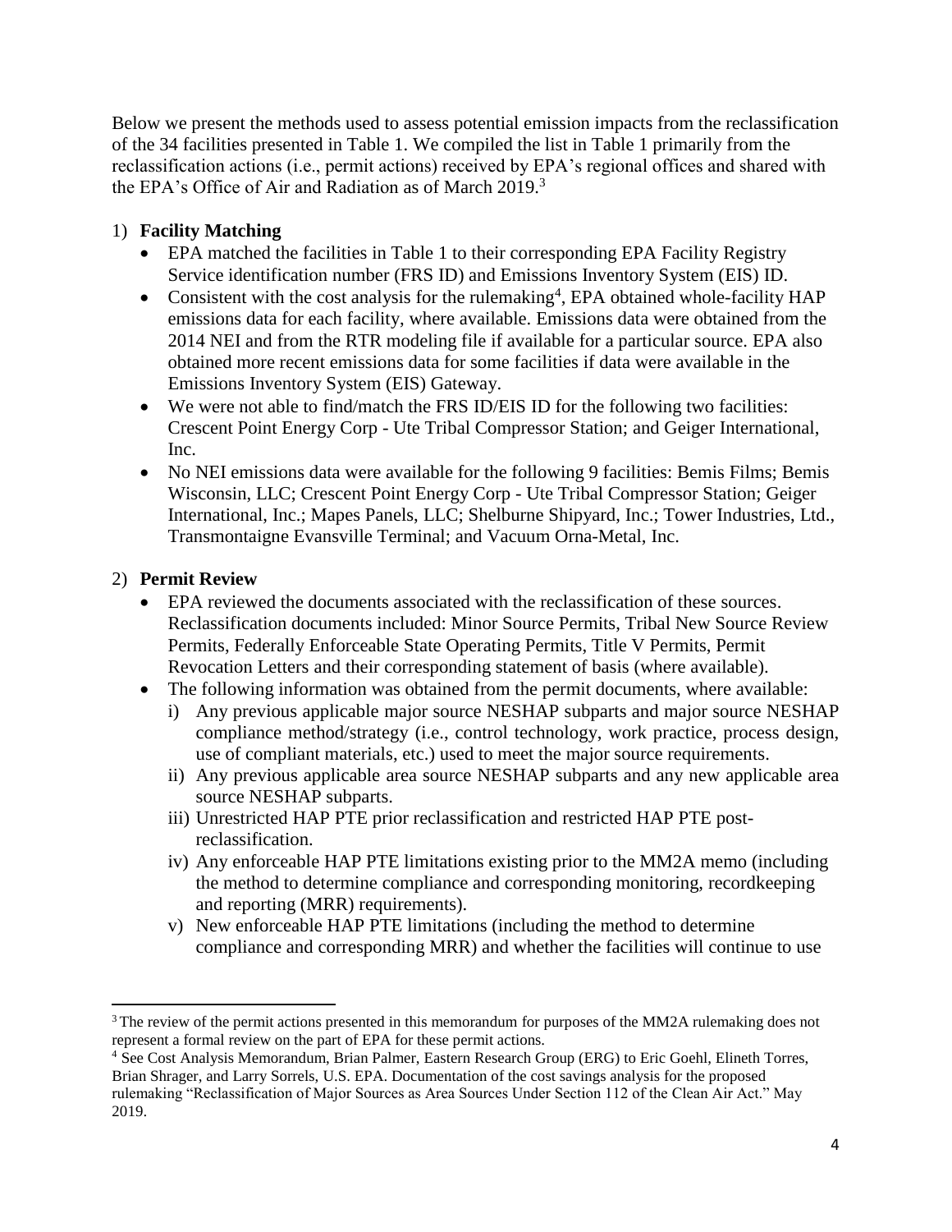Below we present the methods used to assess potential emission impacts from the reclassification of the 34 facilities presented in Table 1. We compiled the list in Table 1 primarily from the reclassification actions (i.e., permit actions) received by EPA's regional offices and shared with the EPA's Office of Air and Radiation as of March 2019.[3]

1) **Facility Matching**
   - EPA matched the facilities in Table 1 to their corresponding EPA Facility Registry Service identification number (FRS ID) and Emissions Inventory System (EIS) ID.
   - Consistent with the cost analysis for the rulemaking[4], EPA obtained whole-facility HAP emissions data for each facility, where available. Emissions data were obtained from the 2014 NEI and from the RTR modeling file if available for a particular source. EPA also obtained more recent emissions data for some facilities if data were available in the Emissions Inventory System (EIS) Gateway.
   - We were not able to find/match the FRS ID/EIS ID for the following two facilities: Crescent Point Energy Corp - Ute Tribal Compressor Station; and Geiger International, Inc.
   - No NEI emissions data were available for the following 9 facilities: Bemis Films; Bemis Wisconsin, LLC; Crescent Point Energy Corp - Ute Tribal Compressor Station; Geiger International, Inc.; Mapes Panels, LLC; Shelburne Shipyard, Inc.; Tower Industries, Ltd., Transmontaigne Evansville Terminal; and Vacuum Orna-Metal, Inc.

2) **Permit Review**
   - EPA reviewed the documents associated with the reclassification of these sources. Reclassification documents included: Minor Source Permits, Tribal New Source Review Permits, Federally Enforceable State Operating Permits, Title V Permits, Permit Revocation Letters and their corresponding statement of basis (where available).
   - The following information was obtained from the permit documents, where available:
     i) Any previous applicable major source NESHAP subparts and major source NESHAP compliance method/strategy (i.e., control technology, work practice, process design, use of compliant materials, etc.) used to meet the major source requirements.
     ii) Any previous applicable area source NESHAP subparts and any new applicable area source NESHAP subparts.
     iii) Unrestricted HAP PTE prior reclassification and restricted HAP PTE post-reclassification.
     iv) Any enforceable HAP PTE limitations existing prior to the MM2A memo (including the method to determine compliance and corresponding monitoring, recordkeeping and reporting (MRR) requirements).
     v) New enforceable HAP PTE limitations (including the method to determine compliance and corresponding MRR) and whether the facilities will continue to use

---

[3] The review of the permit actions presented in this memorandum for purposes of the MM2A rulemaking does not represent a formal review on the part of EPA for these permit actions.

[4] See Cost Analysis Memorandum, Brian Palmer, Eastern Research Group (ERG) to Eric Goehl, Elineth Torres, Brian Shrager, and Larry Sorrels, U.S. EPA. Documentation of the cost savings analysis for the proposed rulemaking "Reclassification of Major Sources as Area Sources Under Section 112 of the Clean Air Act." May 2019.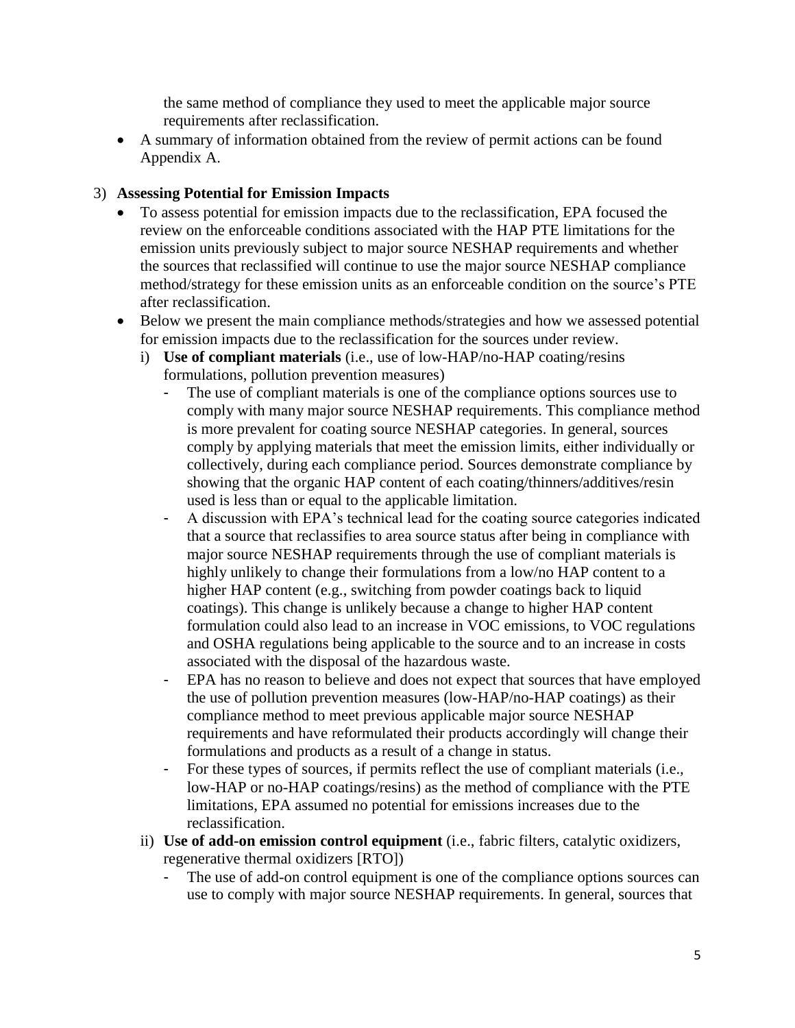the same method of compliance they used to meet the applicable major source requirements after reclassification.

- A summary of information obtained from the review of permit actions can be found Appendix A.

3) **Assessing Potential for Emission Impacts**
   - To assess potential for emission impacts due to the reclassification, EPA focused the review on the enforceable conditions associated with the HAP PTE limitations for the emission units previously subject to major source NESHAP requirements and whether the sources that reclassified will continue to use the major source NESHAP compliance method/strategy for these emission units as an enforceable condition on the source's PTE after reclassification.
   - Below we present the main compliance methods/strategies and how we assessed potential for emission impacts due to the reclassification for the sources under review.
     i) **Use of compliant materials** (i.e., use of low-HAP/no-HAP coating/resins formulations, pollution prevention measures)
        - The use of compliant materials is one of the compliance options sources use to comply with many major source NESHAP requirements. This compliance method is more prevalent for coating source NESHAP categories. In general, sources comply by applying materials that meet the emission limits, either individually or collectively, during each compliance period. Sources demonstrate compliance by showing that the organic HAP content of each coating/thinners/additives/resin used is less than or equal to the applicable limitation.
        - A discussion with EPA's technical lead for the coating source categories indicated that a source that reclassifies to area source status after being in compliance with major source NESHAP requirements through the use of compliant materials is highly unlikely to change their formulations from a low/no HAP content to a higher HAP content (e.g., switching from powder coatings back to liquid coatings). This change is unlikely because a change to higher HAP content formulation could also lead to an increase in VOC emissions, to VOC regulations and OSHA regulations being applicable to the source and to an increase in costs associated with the disposal of the hazardous waste.
        - EPA has no reason to believe and does not expect that sources that have employed the use of pollution prevention measures (low-HAP/no-HAP coatings) as their compliance method to meet previous applicable major source NESHAP requirements and have reformulated their products accordingly will change their formulations and products as a result of a change in status.
        - For these types of sources, if permits reflect the use of compliant materials (i.e., low-HAP or no-HAP coatings/resins) as the method of compliance with the PTE limitations, EPA assumed no potential for emissions increases due to the reclassification.

     ii) **Use of add-on emission control equipment** (i.e., fabric filters, catalytic oxidizers, regenerative thermal oxidizers [RTO])
        - The use of add-on control equipment is one of the compliance options sources can use to comply with major source NESHAP requirements. In general, sources that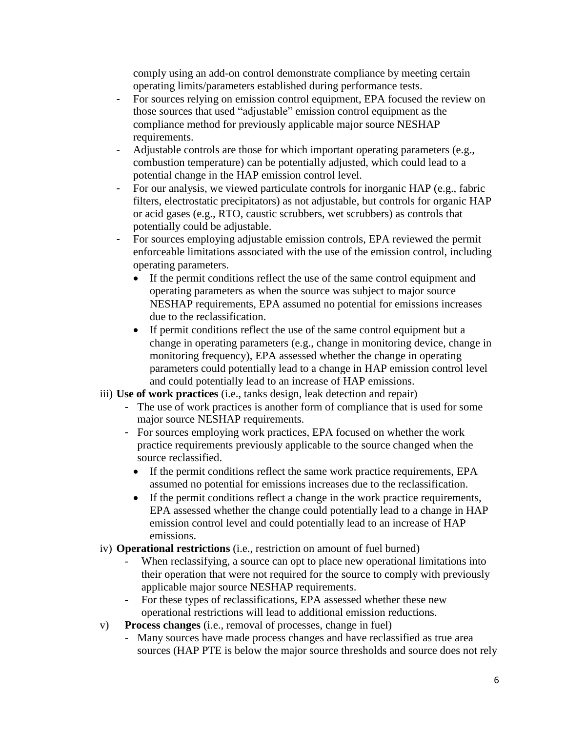comply using an add-on control demonstrate compliance by meeting certain operating limits/parameters established during performance tests.

- For sources relying on emission control equipment, EPA focused the review on those sources that used "adjustable" emission control equipment as the compliance method for previously applicable major source NESHAP requirements.
- Adjustable controls are those for which important operating parameters (e.g., combustion temperature) can be potentially adjusted, which could lead to a potential change in the HAP emission control level.
- For our analysis, we viewed particulate controls for inorganic HAP (e.g., fabric filters, electrostatic precipitators) as not adjustable, but controls for organic HAP or acid gases (e.g., RTO, caustic scrubbers, wet scrubbers) as controls that potentially could be adjustable.
- For sources employing adjustable emission controls, EPA reviewed the permit enforceable limitations associated with the use of the emission control, including operating parameters.
  - If the permit conditions reflect the use of the same control equipment and operating parameters as when the source was subject to major source NESHAP requirements, EPA assumed no potential for emissions increases due to the reclassification.
  - If permit conditions reflect the use of the same control equipment but a change in operating parameters (e.g., change in monitoring device, change in monitoring frequency), EPA assessed whether the change in operating parameters could potentially lead to a change in HAP emission control level and could potentially lead to an increase of HAP emissions.

iii) **Use of work practices** (i.e., tanks design, leak detection and repair)

- The use of work practices is another form of compliance that is used for some major source NESHAP requirements.
- For sources employing work practices, EPA focused on whether the work practice requirements previously applicable to the source changed when the source reclassified.
  - If the permit conditions reflect the same work practice requirements, EPA assumed no potential for emissions increases due to the reclassification.
  - If the permit conditions reflect a change in the work practice requirements, EPA assessed whether the change could potentially lead to a change in HAP emission control level and could potentially lead to an increase of HAP emissions.

iv) **Operational restrictions** (i.e., restriction on amount of fuel burned)

- When reclassifying, a source can opt to place new operational limitations into their operation that were not required for the source to comply with previously applicable major source NESHAP requirements.
- For these types of reclassifications, EPA assessed whether these new operational restrictions will lead to additional emission reductions.

v) **Process changes** (i.e., removal of processes, change in fuel)

- Many sources have made process changes and have reclassified as true area sources (HAP PTE is below the major source thresholds and source does not rely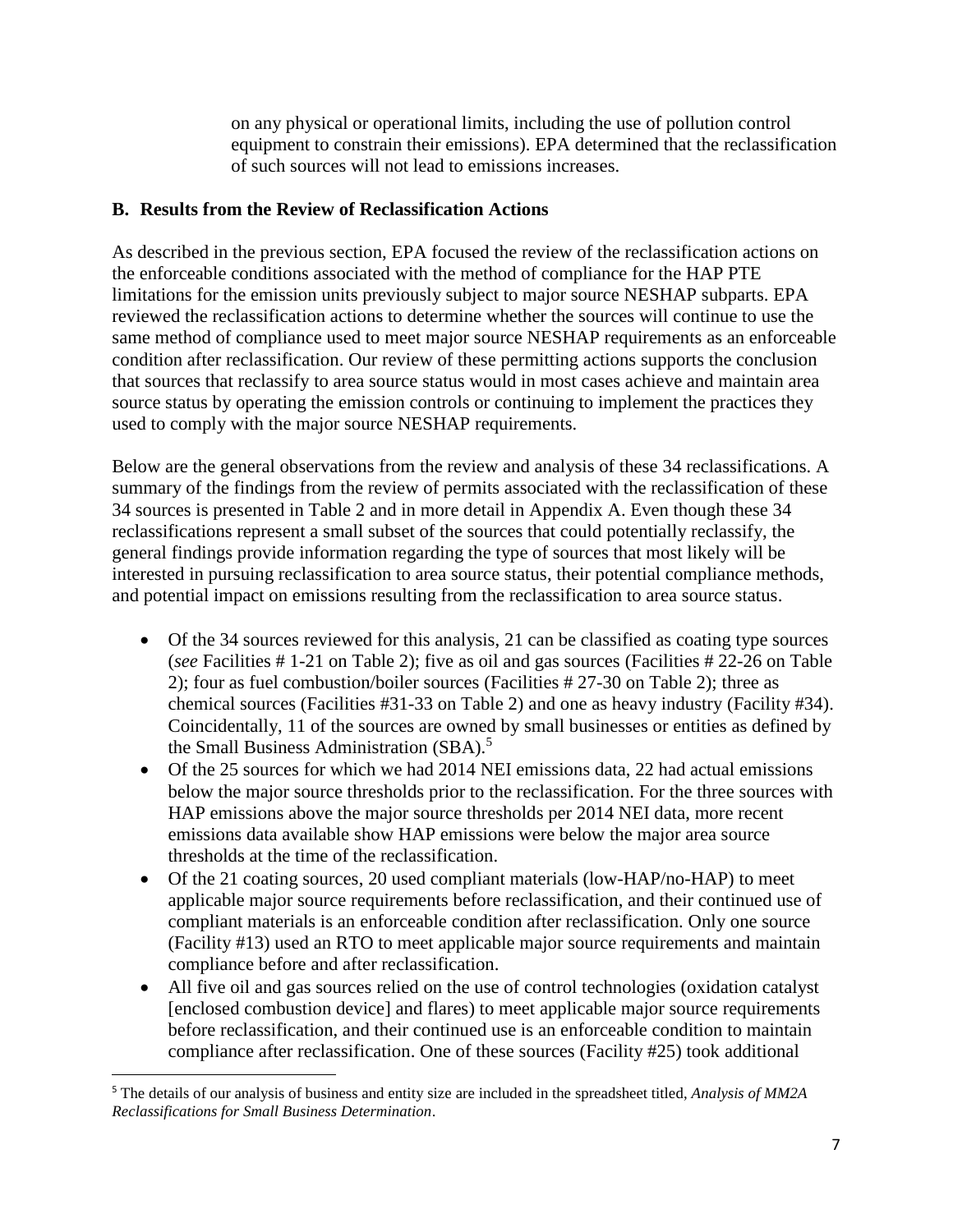on any physical or operational limits, including the use of pollution control equipment to constrain their emissions). EPA determined that the reclassification of such sources will not lead to emissions increases.

### B. Results from the Review of Reclassification Actions

As described in the previous section, EPA focused the review of the reclassification actions on the enforceable conditions associated with the method of compliance for the HAP PTE limitations for the emission units previously subject to major source NESHAP subparts. EPA reviewed the reclassification actions to determine whether the sources will continue to use the same method of compliance used to meet major source NESHAP requirements as an enforceable condition after reclassification. Our review of these permitting actions supports the conclusion that sources that reclassify to area source status would in most cases achieve and maintain area source status by operating the emission controls or continuing to implement the practices they used to comply with the major source NESHAP requirements.

Below are the general observations from the review and analysis of these 34 reclassifications. A summary of the findings from the review of permits associated with the reclassification of these 34 sources is presented in Table 2 and in more detail in Appendix A. Even though these 34 reclassifications represent a small subset of the sources that could potentially reclassify, the general findings provide information regarding the type of sources that most likely will be interested in pursuing reclassification to area source status, their potential compliance methods, and potential impact on emissions resulting from the reclassification to area source status.

- Of the 34 sources reviewed for this analysis, 21 can be classified as coating type sources (*see* Facilities # 1-21 on Table 2); five as oil and gas sources (Facilities # 22-26 on Table 2); four as fuel combustion/boiler sources (Facilities # 27-30 on Table 2); three as chemical sources (Facilities #31-33 on Table 2) and one as heavy industry (Facility #34). Coincidentally, 11 of the sources are owned by small businesses or entities as defined by the Small Business Administration (SBA).[5]
- Of the 25 sources for which we had 2014 NEI emissions data, 22 had actual emissions below the major source thresholds prior to the reclassification. For the three sources with HAP emissions above the major source thresholds per 2014 NEI data, more recent emissions data available show HAP emissions were below the major area source thresholds at the time of the reclassification.
- Of the 21 coating sources, 20 used compliant materials (low-HAP/no-HAP) to meet applicable major source requirements before reclassification, and their continued use of compliant materials is an enforceable condition after reclassification. Only one source (Facility #13) used an RTO to meet applicable major source requirements and maintain compliance before and after reclassification.
- All five oil and gas sources relied on the use of control technologies (oxidation catalyst [enclosed combustion device] and flares) to meet applicable major source requirements before reclassification, and their continued use is an enforceable condition to maintain compliance after reclassification. One of these sources (Facility #25) took additional

[5] The details of our analysis of business and entity size are included in the spreadsheet titled, *Analysis of MM2A Reclassifications for Small Business Determination*.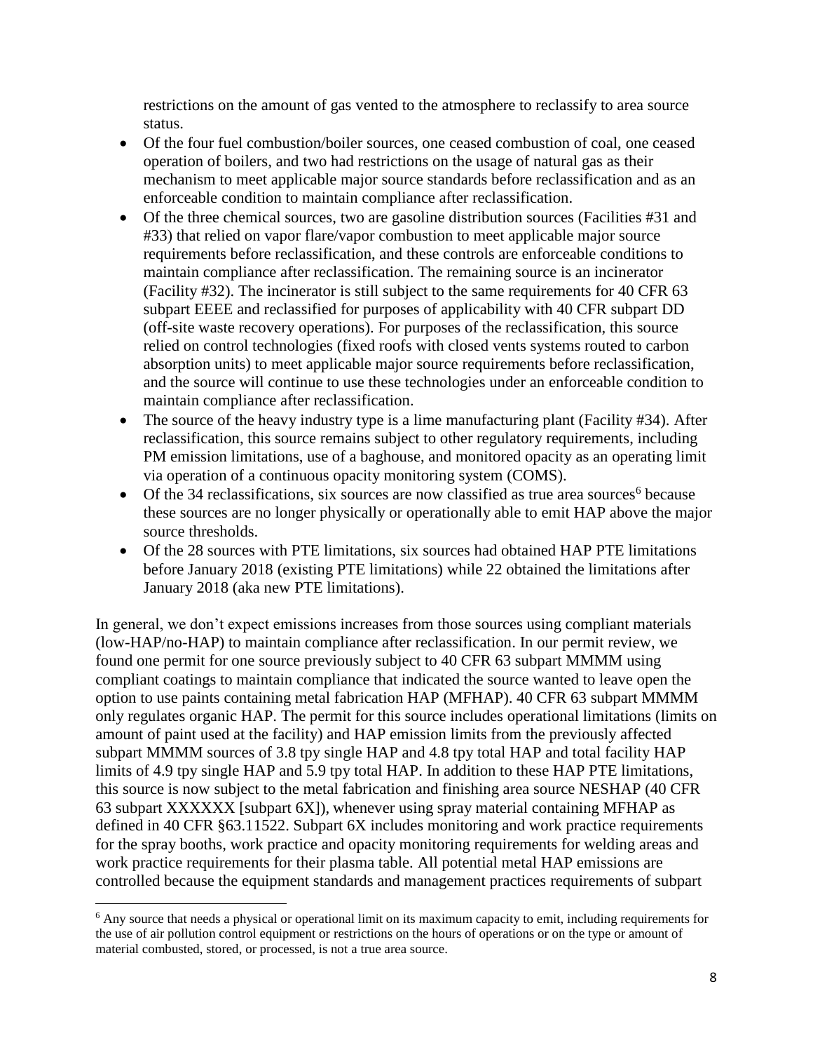restrictions on the amount of gas vented to the atmosphere to reclassify to area source status.

- Of the four fuel combustion/boiler sources, one ceased combustion of coal, one ceased operation of boilers, and two had restrictions on the usage of natural gas as their mechanism to meet applicable major source standards before reclassification and as an enforceable condition to maintain compliance after reclassification.
- Of the three chemical sources, two are gasoline distribution sources (Facilities #31 and #33) that relied on vapor flare/vapor combustion to meet applicable major source requirements before reclassification, and these controls are enforceable conditions to maintain compliance after reclassification. The remaining source is an incinerator (Facility #32). The incinerator is still subject to the same requirements for 40 CFR 63 subpart EEEE and reclassified for purposes of applicability with 40 CFR subpart DD (off-site waste recovery operations). For purposes of the reclassification, this source relied on control technologies (fixed roofs with closed vents systems routed to carbon absorption units) to meet applicable major source requirements before reclassification, and the source will continue to use these technologies under an enforceable condition to maintain compliance after reclassification.
- The source of the heavy industry type is a lime manufacturing plant (Facility #34). After reclassification, this source remains subject to other regulatory requirements, including PM emission limitations, use of a baghouse, and monitored opacity as an operating limit via operation of a continuous opacity monitoring system (COMS).
- Of the 34 reclassifications, six sources are now classified as true area sources[6] because these sources are no longer physically or operationally able to emit HAP above the major source thresholds.
- Of the 28 sources with PTE limitations, six sources had obtained HAP PTE limitations before January 2018 (existing PTE limitations) while 22 obtained the limitations after January 2018 (aka new PTE limitations).

In general, we don't expect emissions increases from those sources using compliant materials (low-HAP/no-HAP) to maintain compliance after reclassification. In our permit review, we found one permit for one source previously subject to 40 CFR 63 subpart MMMM using compliant coatings to maintain compliance that indicated the source wanted to leave open the option to use paints containing metal fabrication HAP (MFHAP). 40 CFR 63 subpart MMMM only regulates organic HAP. The permit for this source includes operational limitations (limits on amount of paint used at the facility) and HAP emission limits from the previously affected subpart MMMM sources of 3.8 tpy single HAP and 4.8 tpy total HAP and total facility HAP limits of 4.9 tpy single HAP and 5.9 tpy total HAP. In addition to these HAP PTE limitations, this source is now subject to the metal fabrication and finishing area source NESHAP (40 CFR 63 subpart XXXXXX [subpart 6X]), whenever using spray material containing MFHAP as defined in 40 CFR §63.11522. Subpart 6X includes monitoring and work practice requirements for the spray booths, work practice and opacity monitoring requirements for welding areas and work practice requirements for their plasma table. All potential metal HAP emissions are controlled because the equipment standards and management practices requirements of subpart

[6] Any source that needs a physical or operational limit on its maximum capacity to emit, including requirements for the use of air pollution control equipment or restrictions on the hours of operations or on the type or amount of material combusted, stored, or processed, is not a true area source.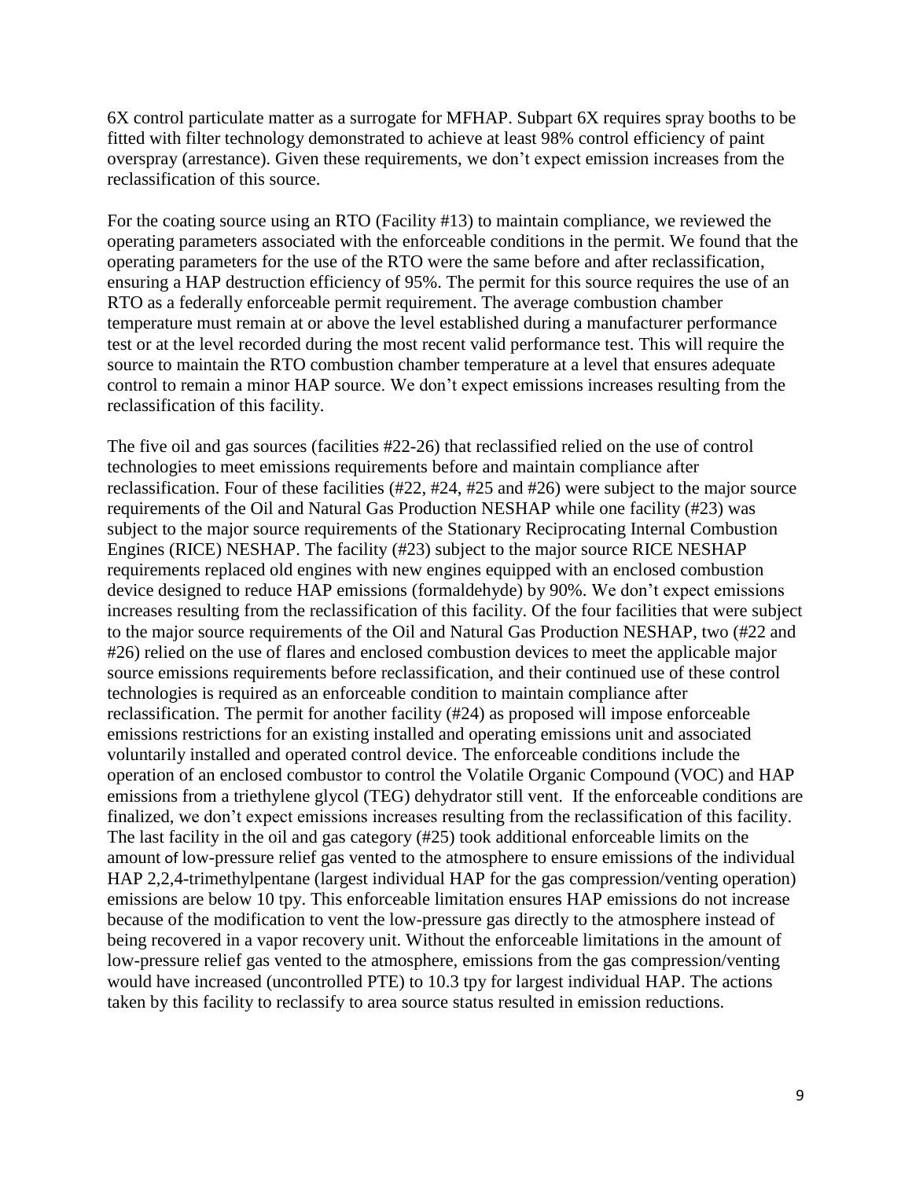6X control particulate matter as a surrogate for MFHAP. Subpart 6X requires spray booths to be fitted with filter technology demonstrated to achieve at least 98% control efficiency of paint overspray (arrestance). Given these requirements, we don't expect emission increases from the reclassification of this source.

For the coating source using an RTO (Facility #13) to maintain compliance, we reviewed the operating parameters associated with the enforceable conditions in the permit. We found that the operating parameters for the use of the RTO were the same before and after reclassification, ensuring a HAP destruction efficiency of 95%. The permit for this source requires the use of an RTO as a federally enforceable permit requirement. The average combustion chamber temperature must remain at or above the level established during a manufacturer performance test or at the level recorded during the most recent valid performance test. This will require the source to maintain the RTO combustion chamber temperature at a level that ensures adequate control to remain a minor HAP source. We don't expect emissions increases resulting from the reclassification of this facility.

The five oil and gas sources (facilities #22-26) that reclassified relied on the use of control technologies to meet emissions requirements before and maintain compliance after reclassification. Four of these facilities (#22, #24, #25 and #26) were subject to the major source requirements of the Oil and Natural Gas Production NESHAP while one facility (#23) was subject to the major source requirements of the Stationary Reciprocating Internal Combustion Engines (RICE) NESHAP. The facility (#23) subject to the major source RICE NESHAP requirements replaced old engines with new engines equipped with an enclosed combustion device designed to reduce HAP emissions (formaldehyde) by 90%. We don't expect emissions increases resulting from the reclassification of this facility. Of the four facilities that were subject to the major source requirements of the Oil and Natural Gas Production NESHAP, two (#22 and #26) relied on the use of flares and enclosed combustion devices to meet the applicable major source emissions requirements before reclassification, and their continued use of these control technologies is required as an enforceable condition to maintain compliance after reclassification. The permit for another facility (#24) as proposed will impose enforceable emissions restrictions for an existing installed and operating emissions unit and associated voluntarily installed and operated control device. The enforceable conditions include the operation of an enclosed combustor to control the Volatile Organic Compound (VOC) and HAP emissions from a triethylene glycol (TEG) dehydrator still vent. If the enforceable conditions are finalized, we don't expect emissions increases resulting from the reclassification of this facility. The last facility in the oil and gas category (#25) took additional enforceable limits on the amount of low-pressure relief gas vented to the atmosphere to ensure emissions of the individual HAP 2,2,4-trimethylpentane (largest individual HAP for the gas compression/venting operation) emissions are below 10 tpy. This enforceable limitation ensures HAP emissions do not increase because of the modification to vent the low-pressure gas directly to the atmosphere instead of being recovered in a vapor recovery unit. Without the enforceable limitations in the amount of low-pressure relief gas vented to the atmosphere, emissions from the gas compression/venting would have increased (uncontrolled PTE) to 10.3 tpy for largest individual HAP. The actions taken by this facility to reclassify to area source status resulted in emission reductions.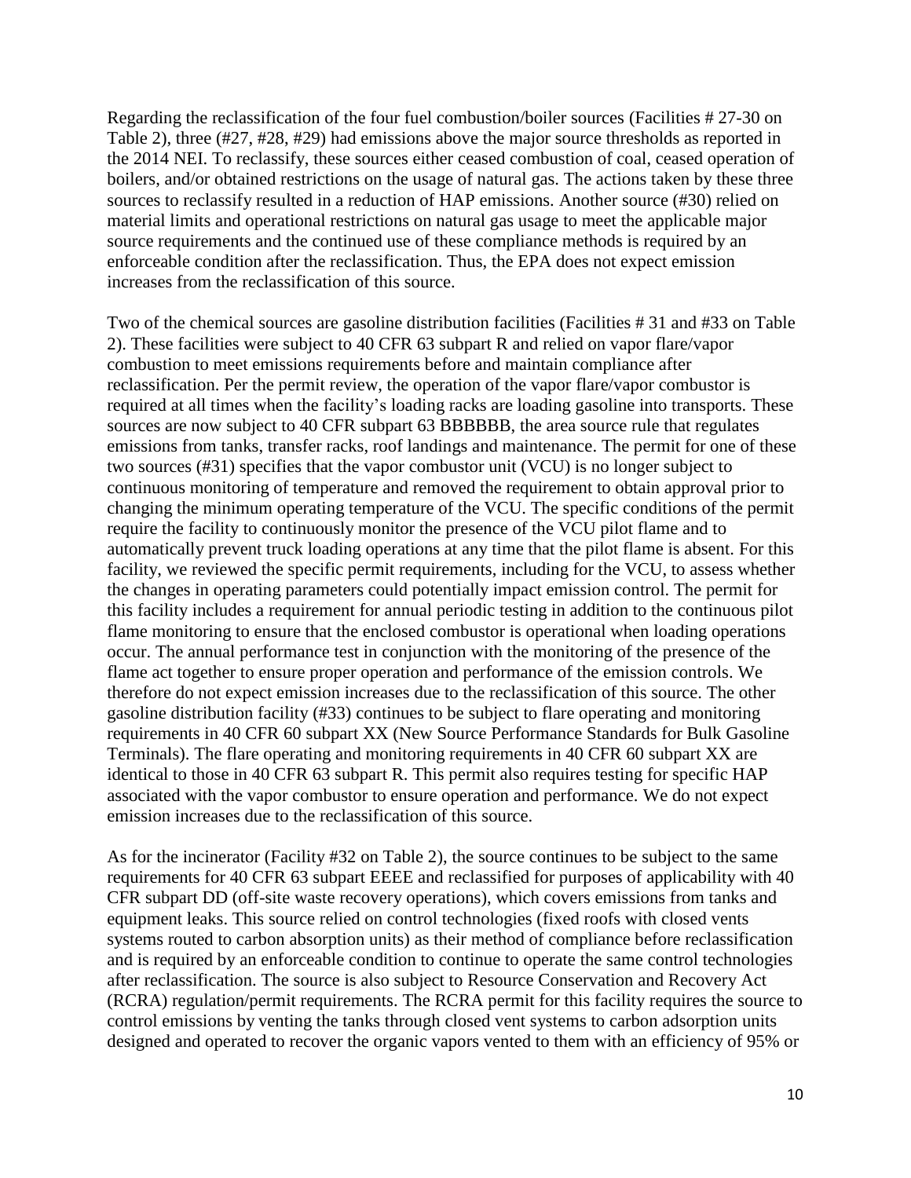Regarding the reclassification of the four fuel combustion/boiler sources (Facilities # 27-30 on Table 2), three (#27, #28, #29) had emissions above the major source thresholds as reported in the 2014 NEI. To reclassify, these sources either ceased combustion of coal, ceased operation of boilers, and/or obtained restrictions on the usage of natural gas. The actions taken by these three sources to reclassify resulted in a reduction of HAP emissions. Another source (#30) relied on material limits and operational restrictions on natural gas usage to meet the applicable major source requirements and the continued use of these compliance methods is required by an enforceable condition after the reclassification. Thus, the EPA does not expect emission increases from the reclassification of this source.

Two of the chemical sources are gasoline distribution facilities (Facilities # 31 and #33 on Table 2). These facilities were subject to 40 CFR 63 subpart R and relied on vapor flare/vapor combustion to meet emissions requirements before and maintain compliance after reclassification. Per the permit review, the operation of the vapor flare/vapor combustor is required at all times when the facility's loading racks are loading gasoline into transports. These sources are now subject to 40 CFR subpart 63 BBBBBB, the area source rule that regulates emissions from tanks, transfer racks, roof landings and maintenance. The permit for one of these two sources (#31) specifies that the vapor combustor unit (VCU) is no longer subject to continuous monitoring of temperature and removed the requirement to obtain approval prior to changing the minimum operating temperature of the VCU. The specific conditions of the permit require the facility to continuously monitor the presence of the VCU pilot flame and to automatically prevent truck loading operations at any time that the pilot flame is absent. For this facility, we reviewed the specific permit requirements, including for the VCU, to assess whether the changes in operating parameters could potentially impact emission control. The permit for this facility includes a requirement for annual periodic testing in addition to the continuous pilot flame monitoring to ensure that the enclosed combustor is operational when loading operations occur. The annual performance test in conjunction with the monitoring of the presence of the flame act together to ensure proper operation and performance of the emission controls. We therefore do not expect emission increases due to the reclassification of this source. The other gasoline distribution facility (#33) continues to be subject to flare operating and monitoring requirements in 40 CFR 60 subpart XX (New Source Performance Standards for Bulk Gasoline Terminals). The flare operating and monitoring requirements in 40 CFR 60 subpart XX are identical to those in 40 CFR 63 subpart R. This permit also requires testing for specific HAP associated with the vapor combustor to ensure operation and performance. We do not expect emission increases due to the reclassification of this source.

As for the incinerator (Facility #32 on Table 2), the source continues to be subject to the same requirements for 40 CFR 63 subpart EEEE and reclassified for purposes of applicability with 40 CFR subpart DD (off-site waste recovery operations), which covers emissions from tanks and equipment leaks. This source relied on control technologies (fixed roofs with closed vents systems routed to carbon absorption units) as their method of compliance before reclassification and is required by an enforceable condition to continue to operate the same control technologies after reclassification. The source is also subject to Resource Conservation and Recovery Act (RCRA) regulation/permit requirements. The RCRA permit for this facility requires the source to control emissions by venting the tanks through closed vent systems to carbon adsorption units designed and operated to recover the organic vapors vented to them with an efficiency of 95% or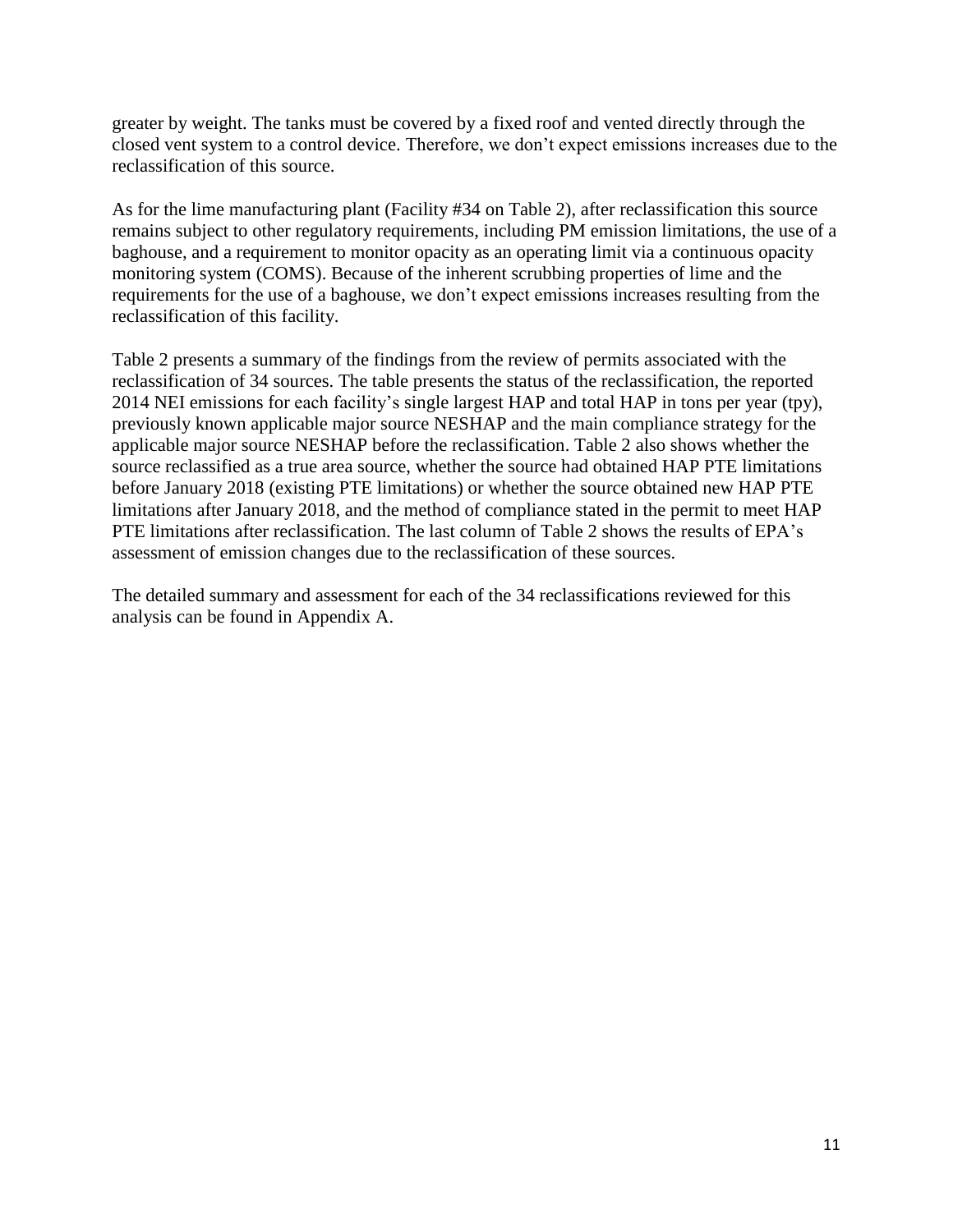greater by weight. The tanks must be covered by a fixed roof and vented directly through the closed vent system to a control device. Therefore, we don't expect emissions increases due to the reclassification of this source.

As for the lime manufacturing plant (Facility #34 on Table 2), after reclassification this source remains subject to other regulatory requirements, including PM emission limitations, the use of a baghouse, and a requirement to monitor opacity as an operating limit via a continuous opacity monitoring system (COMS). Because of the inherent scrubbing properties of lime and the requirements for the use of a baghouse, we don't expect emissions increases resulting from the reclassification of this facility.

Table 2 presents a summary of the findings from the review of permits associated with the reclassification of 34 sources. The table presents the status of the reclassification, the reported 2014 NEI emissions for each facility's single largest HAP and total HAP in tons per year (tpy), previously known applicable major source NESHAP and the main compliance strategy for the applicable major source NESHAP before the reclassification. Table 2 also shows whether the source reclassified as a true area source, whether the source had obtained HAP PTE limitations before January 2018 (existing PTE limitations) or whether the source obtained new HAP PTE limitations after January 2018, and the method of compliance stated in the permit to meet HAP PTE limitations after reclassification. The last column of Table 2 shows the results of EPA's assessment of emission changes due to the reclassification of these sources.

The detailed summary and assessment for each of the 34 reclassifications reviewed for this analysis can be found in Appendix A.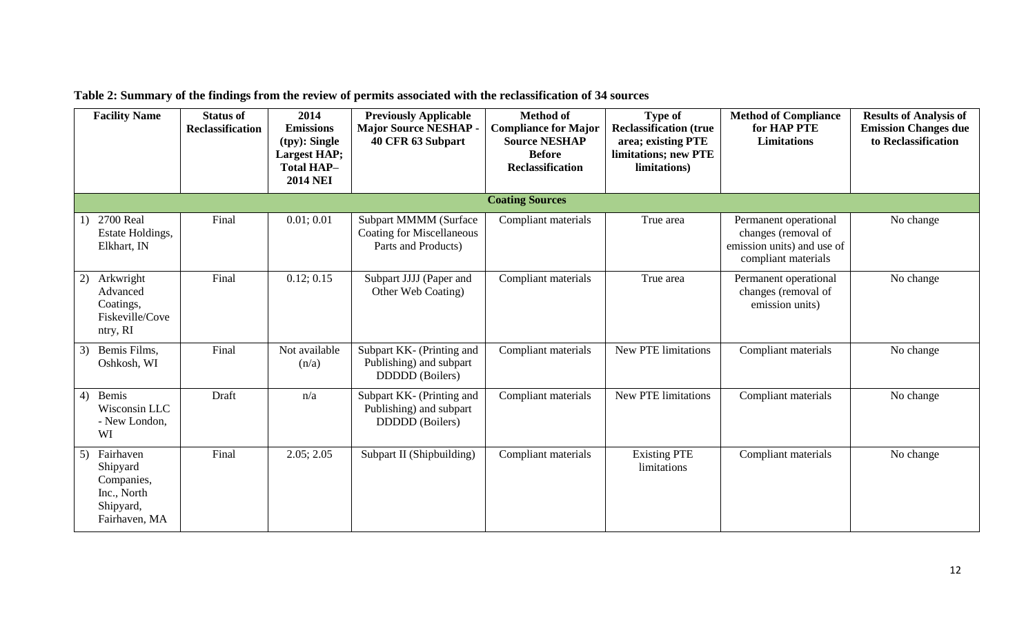**Table 2: Summary of the findings from the review of permits associated with the reclassification of 34 sources**

| Facility Name | Status of Reclassification | 2014 Emissions (tpy): Single Largest HAP; Total HAP– 2014 NEI | Previously Applicable Major Source NESHAP - 40 CFR 63 Subpart | Method of Compliance for Major Source NESHAP Before Reclassification | Type of Reclassification (true area; existing PTE limitations; new PTE limitations) | Method of Compliance for HAP PTE Limitations | Results of Analysis of Emission Changes due to Reclassification |
|---|---|---|---|---|---|---|---|
| **Coating Sources** | | | | | | | |
| 1) 2700 Real Estate Holdings, Elkhart, IN | Final | 0.01; 0.01 | Subpart MMMM (Surface Coating for Miscellaneous Parts and Products) | Compliant materials | True area | Permanent operational changes (removal of emission units) and use of compliant materials | No change |
| 2) Arkwright Advanced Coatings, Fiskeville/Coventry, RI | Final | 0.12; 0.15 | Subpart JJJJ (Paper and Other Web Coating) | Compliant materials | True area | Permanent operational changes (removal of emission units) | No change |
| 3) Bemis Films, Oshkosh, WI | Final | Not available (n/a) | Subpart KK- (Printing and Publishing) and subpart DDDDD (Boilers) | Compliant materials | New PTE limitations | Compliant materials | No change |
| 4) Bemis Wisconsin LLC - New London, WI | Draft | n/a | Subpart KK- (Printing and Publishing) and subpart DDDDD (Boilers) | Compliant materials | New PTE limitations | Compliant materials | No change |
| 5) Fairhaven Shipyard Companies, Inc., North Shipyard, Fairhaven, MA | Final | 2.05; 2.05 | Subpart II (Shipbuilding) | Compliant materials | Existing PTE limitations | Compliant materials | No change |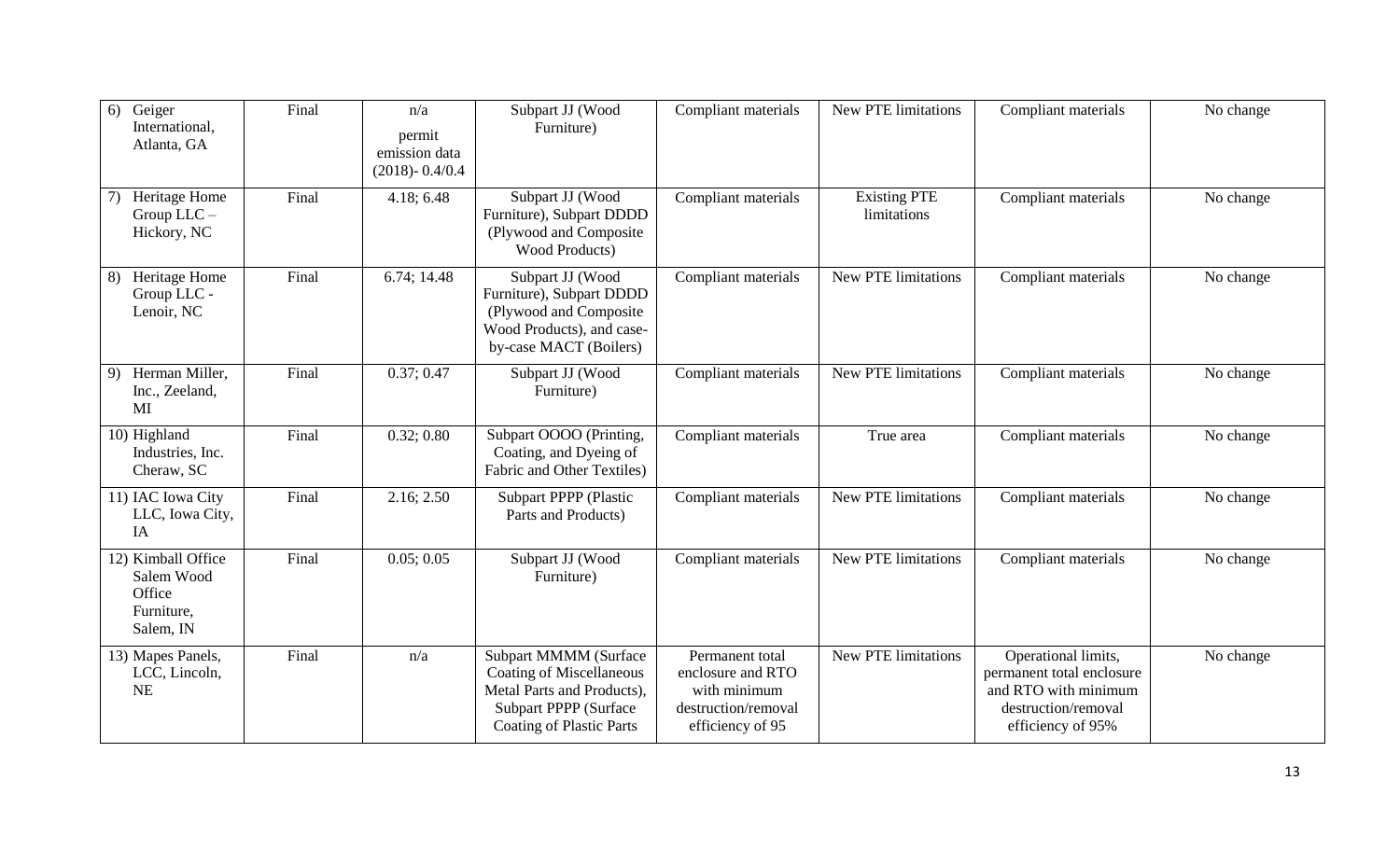| 6) Geiger International, Atlanta, GA | Final | n/a permit emission data (2018)- 0.4/0.4 | Subpart JJ (Wood Furniture) | Compliant materials | New PTE limitations | Compliant materials | No change |
|---|---|---|---|---|---|---|---|
| 7) Heritage Home Group LLC – Hickory, NC | Final | 4.18; 6.48 | Subpart JJ (Wood Furniture), Subpart DDDD (Plywood and Composite Wood Products) | Compliant materials | Existing PTE limitations | Compliant materials | No change |
| 8) Heritage Home Group LLC - Lenoir, NC | Final | 6.74; 14.48 | Subpart JJ (Wood Furniture), Subpart DDDD (Plywood and Composite Wood Products), and case-by-case MACT (Boilers) | Compliant materials | New PTE limitations | Compliant materials | No change |
| 9) Herman Miller, Inc., Zeeland, MI | Final | 0.37; 0.47 | Subpart JJ (Wood Furniture) | Compliant materials | New PTE limitations | Compliant materials | No change |
| 10) Highland Industries, Inc. Cheraw, SC | Final | 0.32; 0.80 | Subpart OOOO (Printing, Coating, and Dyeing of Fabric and Other Textiles) | Compliant materials | True area | Compliant materials | No change |
| 11) IAC Iowa City LLC, Iowa City, IA | Final | 2.16; 2.50 | Subpart PPPP (Plastic Parts and Products) | Compliant materials | New PTE limitations | Compliant materials | No change |
| 12) Kimball Office Salem Wood Office Furniture, Salem, IN | Final | 0.05; 0.05 | Subpart JJ (Wood Furniture) | Compliant materials | New PTE limitations | Compliant materials | No change |
| 13) Mapes Panels, LCC, Lincoln, NE | Final | n/a | Subpart MMMM (Surface Coating of Miscellaneous Metal Parts and Products), Subpart PPPP (Surface Coating of Plastic Parts | Permanent total enclosure and RTO with minimum destruction/removal efficiency of 95 | New PTE limitations | Operational limits, permanent total enclosure and RTO with minimum destruction/removal efficiency of 95% | No change |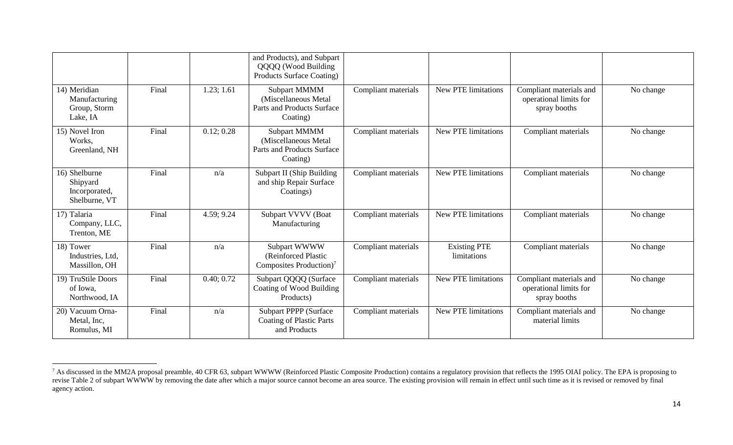| | | | and Products), and Subpart QQQQ (Wood Building Products Surface Coating) | | | | |
|---|---|---|---|---|---|---|---|
| 14) Meridian Manufacturing Group, Storm Lake, IA | Final | 1.23; 1.61 | Subpart MMMM (Miscellaneous Metal Parts and Products Surface Coating) | Compliant materials | New PTE limitations | Compliant materials and operational limits for spray booths | No change |
| 15) Novel Iron Works, Greenland, NH | Final | 0.12; 0.28 | Subpart MMMM (Miscellaneous Metal Parts and Products Surface Coating) | Compliant materials | New PTE limitations | Compliant materials | No change |
| 16) Shelburne Shipyard Incorporated, Shelburne, VT | Final | n/a | Subpart II (Ship Building and ship Repair Surface Coatings) | Compliant materials | New PTE limitations | Compliant materials | No change |
| 17) Talaria Company, LLC, Trenton, ME | Final | 4.59; 9.24 | Subpart VVVV (Boat Manufacturing | Compliant materials | New PTE limitations | Compliant materials | No change |
| 18) Tower Industries, Ltd, Massillon, OH | Final | n/a | Subpart WWWW (Reinforced Plastic Composites Production)[7] | Compliant materials | Existing PTE limitations | Compliant materials | No change |
| 19) TruStile Doors of Iowa, Northwood, IA | Final | 0.40; 0.72 | Subpart QQQQ (Surface Coating of Wood Building Products) | Compliant materials | New PTE limitations | Compliant materials and operational limits for spray booths | No change |
| 20) Vacuum Orna-Metal, Inc, Romulus, MI | Final | n/a | Subpart PPPP (Surface Coating of Plastic Parts and Products | Compliant materials | New PTE limitations | Compliant materials and material limits | No change |

[7] As discussed in the MM2A proposal preamble, 40 CFR 63, subpart WWWW (Reinforced Plastic Composite Production) contains a regulatory provision that reflects the 1995 OIAI policy. The EPA is proposing to revise Table 2 of subpart WWWW by removing the date after which a major source cannot become an area source. The existing provision will remain in effect until such time as it is revised or removed by final agency action.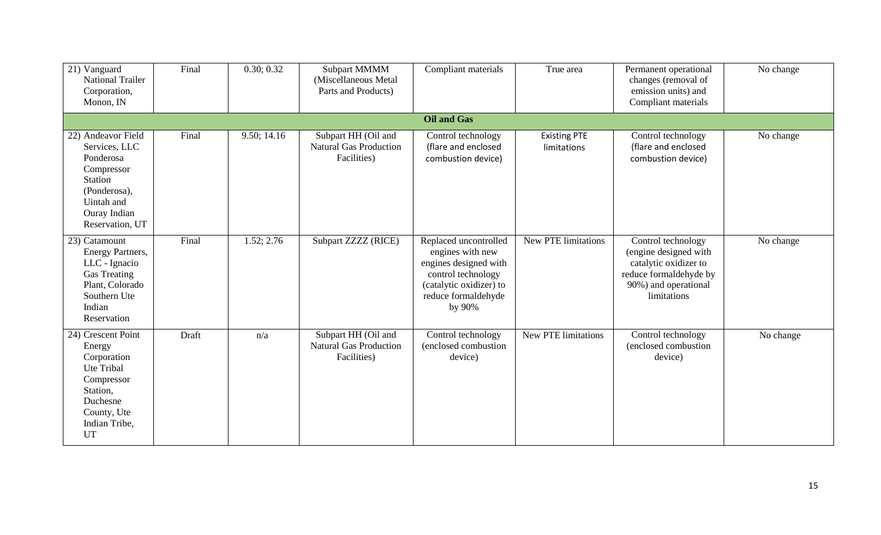| | | | | | | | |
|---|---|---|---|---|---|---|---|
| 21) Vanguard National Trailer Corporation, Monon, IN | Final | 0.30; 0.32 | Subpart MMMM (Miscellaneous Metal Parts and Products) | Compliant materials | True area | Permanent operational changes (removal of emission units) and Compliant materials | No change |
| **Oil and Gas** | | | | | | | |
| 22) Andeavor Field Services, LLC Ponderosa Compressor Station (Ponderosa), Uintah and Ouray Indian Reservation, UT | Final | 9.50; 14.16 | Subpart HH (Oil and Natural Gas Production Facilities) | Control technology (flare and enclosed combustion device) | Existing PTE limitations | Control technology (flare and enclosed combustion device) | No change |
| 23) Catamount Energy Partners, LLC - Ignacio Gas Treating Plant, Colorado Southern Ute Indian Reservation | Final | 1.52; 2.76 | Subpart ZZZZ (RICE) | Replaced uncontrolled engines with new engines designed with control technology (catalytic oxidizer) to reduce formaldehyde by 90% | New PTE limitations | Control technology (engine designed with catalytic oxidizer to reduce formaldehyde by 90%) and operational limitations | No change |
| 24) Crescent Point Energy Corporation Ute Tribal Compressor Station, Duchesne County, Ute Indian Tribe, UT | Draft | n/a | Subpart HH (Oil and Natural Gas Production Facilities) | Control technology (enclosed combustion device) | New PTE limitations | Control technology (enclosed combustion device) | No change |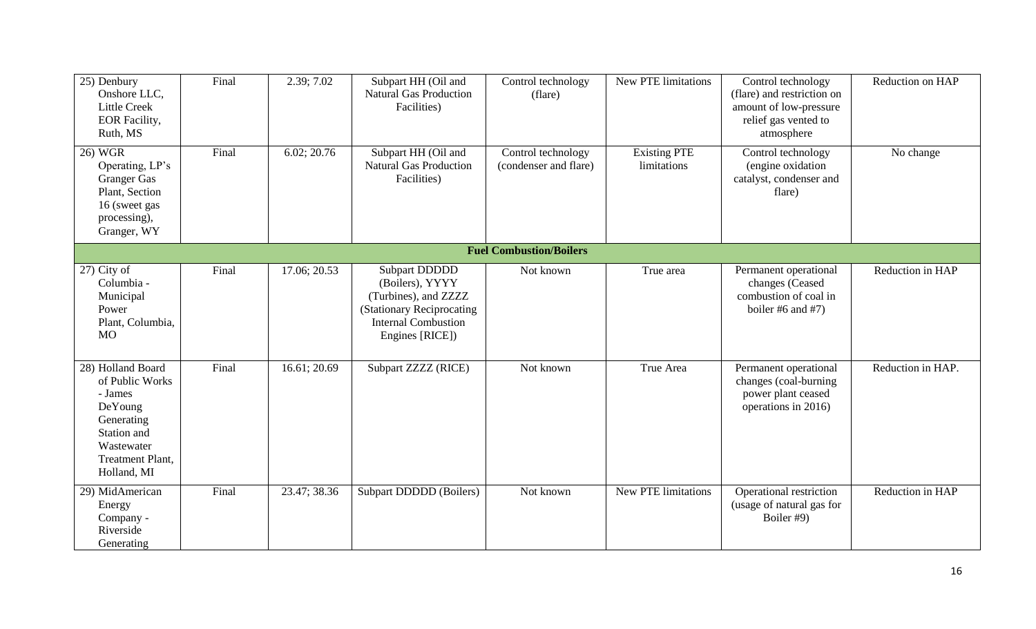| | | | | | | | |
|---|---|---|---|---|---|---|---|
| 25) Denbury Onshore LLC, Little Creek EOR Facility, Ruth, MS | Final | 2.39; 7.02 | Subpart HH (Oil and Natural Gas Production Facilities) | Control technology (flare) | New PTE limitations | Control technology (flare) and restriction on amount of low-pressure relief gas vented to atmosphere | Reduction on HAP |
| 26) WGR Operating, LP's Granger Gas Plant, Section 16 (sweet gas processing), Granger, WY | Final | 6.02; 20.76 | Subpart HH (Oil and Natural Gas Production Facilities) | Control technology (condenser and flare) | Existing PTE limitations | Control technology (engine oxidation catalyst, condenser and flare) | No change |
| **Fuel Combustion/Boilers** | | | | | | | |
| 27) City of Columbia - Municipal Power Plant, Columbia, MO | Final | 17.06; 20.53 | Subpart DDDDD (Boilers), YYYY (Turbines), and ZZZZ (Stationary Reciprocating Internal Combustion Engines [RICE]) | Not known | True area | Permanent operational changes (Ceased combustion of coal in boiler #6 and #7) | Reduction in HAP |
| 28) Holland Board of Public Works - James DeYoung Generating Station and Wastewater Treatment Plant, Holland, MI | Final | 16.61; 20.69 | Subpart ZZZZ (RICE) | Not known | True Area | Permanent operational changes (coal-burning power plant ceased operations in 2016) | Reduction in HAP. |
| 29) MidAmerican Energy Company - Riverside Generating | Final | 23.47; 38.36 | Subpart DDDDD (Boilers) | Not known | New PTE limitations | Operational restriction (usage of natural gas for Boiler #9) | Reduction in HAP |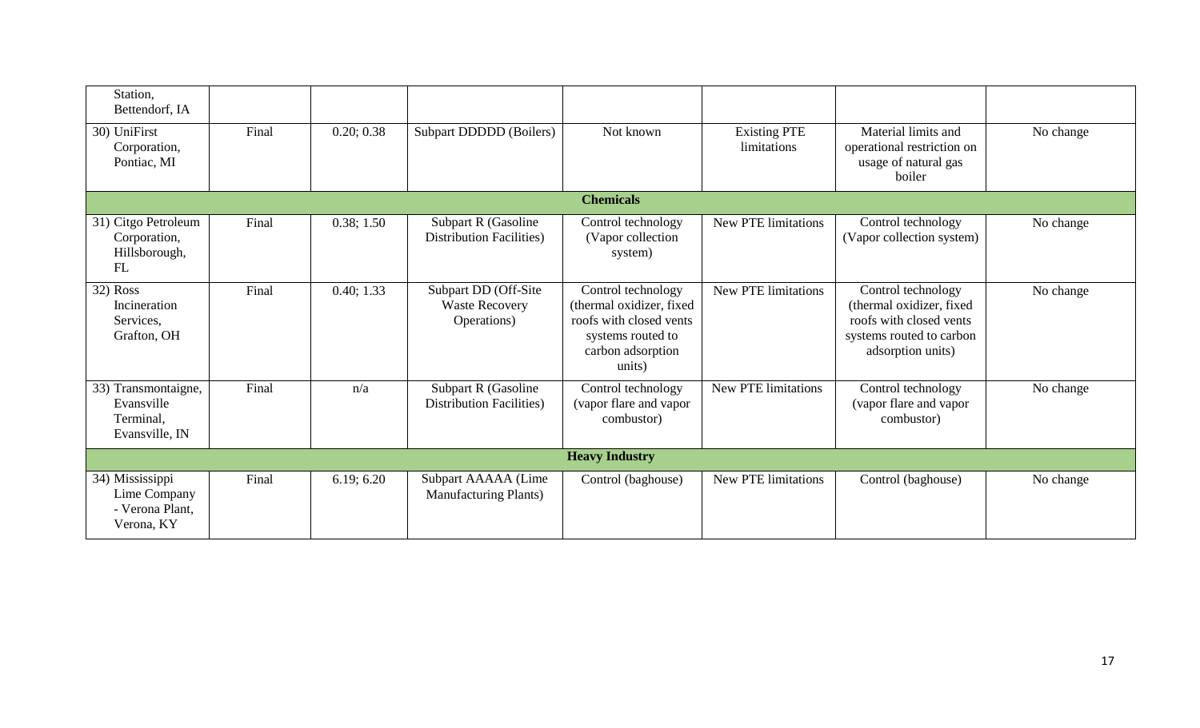|  |  |  |  |  |  |  |  |
|---|---|---|---|---|---|---|---|
| Station, Bettendorf, IA |  |  |  |  |  |  |  |
| 30) UniFirst Corporation, Pontiac, MI | Final | 0.20; 0.38 | Subpart DDDDD (Boilers) | Not known | Existing PTE limitations | Material limits and operational restriction on usage of natural gas boiler | No change |
| **Chemicals** |  |  |  |  |  |  |  |
| 31) Citgo Petroleum Corporation, Hillsborough, FL | Final | 0.38; 1.50 | Subpart R (Gasoline Distribution Facilities) | Control technology (Vapor collection system) | New PTE limitations | Control technology (Vapor collection system) | No change |
| 32) Ross Incineration Services, Grafton, OH | Final | 0.40; 1.33 | Subpart DD (Off-Site Waste Recovery Operations) | Control technology (thermal oxidizer, fixed roofs with closed vents systems routed to carbon adsorption units) | New PTE limitations | Control technology (thermal oxidizer, fixed roofs with closed vents systems routed to carbon adsorption units) | No change |
| 33) Transmontaigne, Evansville Terminal, Evansville, IN | Final | n/a | Subpart R (Gasoline Distribution Facilities) | Control technology (vapor flare and vapor combustor) | New PTE limitations | Control technology (vapor flare and vapor combustor) | No change |
| **Heavy Industry** |  |  |  |  |  |  |  |
| 34) Mississippi Lime Company - Verona Plant, Verona, KY | Final | 6.19; 6.20 | Subpart AAAAA (Lime Manufacturing Plants) | Control (baghouse) | New PTE limitations | Control (baghouse) | No change |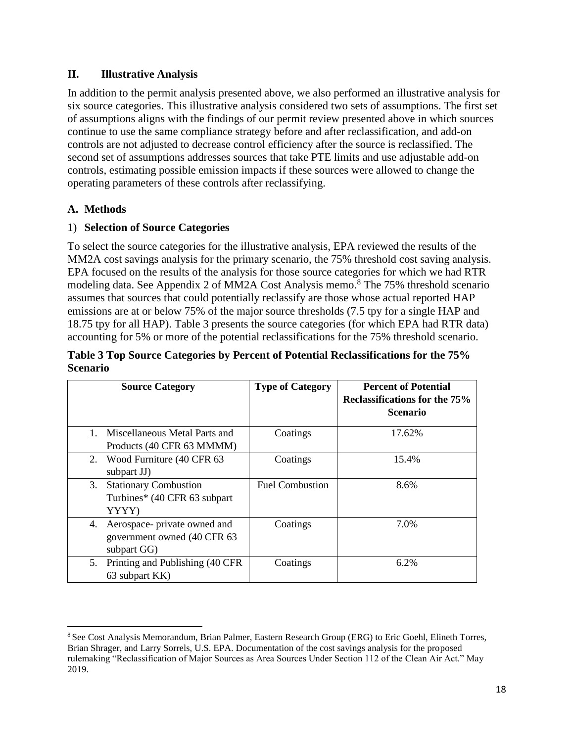## II. Illustrative Analysis

In addition to the permit analysis presented above, we also performed an illustrative analysis for six source categories. This illustrative analysis considered two sets of assumptions. The first set of assumptions aligns with the findings of our permit review presented above in which sources continue to use the same compliance strategy before and after reclassification, and add-on controls are not adjusted to decrease control efficiency after the source is reclassified. The second set of assumptions addresses sources that take PTE limits and use adjustable add-on controls, estimating possible emission impacts if these sources were allowed to change the operating parameters of these controls after reclassifying.

### A. Methods

#### 1) Selection of Source Categories

To select the source categories for the illustrative analysis, EPA reviewed the results of the MM2A cost savings analysis for the primary scenario, the 75% threshold cost saving analysis. EPA focused on the results of the analysis for those source categories for which we had RTR modeling data. See Appendix 2 of MM2A Cost Analysis memo.[8] The 75% threshold scenario assumes that sources that could potentially reclassify are those whose actual reported HAP emissions are at or below 75% of the major source thresholds (7.5 tpy for a single HAP and 18.75 tpy for all HAP). Table 3 presents the source categories (for which EPA had RTR data) accounting for 5% or more of the potential reclassifications for the 75% threshold scenario.

**Table 3 Top Source Categories by Percent of Potential Reclassifications for the 75% Scenario**

| Source Category | Type of Category | Percent of Potential Reclassifications for the 75% Scenario |
|---|---|---|
| 1. Miscellaneous Metal Parts and Products (40 CFR 63 MMMM) | Coatings | 17.62% |
| 2. Wood Furniture (40 CFR 63 subpart JJ) | Coatings | 15.4% |
| 3. Stationary Combustion Turbines* (40 CFR 63 subpart YYYY) | Fuel Combustion | 8.6% |
| 4. Aerospace- private owned and government owned (40 CFR 63 subpart GG) | Coatings | 7.0% |
| 5. Printing and Publishing (40 CFR 63 subpart KK) | Coatings | 6.2% |

[8] See Cost Analysis Memorandum, Brian Palmer, Eastern Research Group (ERG) to Eric Goehl, Elineth Torres, Brian Shrager, and Larry Sorrels, U.S. EPA. Documentation of the cost savings analysis for the proposed rulemaking "Reclassification of Major Sources as Area Sources Under Section 112 of the Clean Air Act." May 2019.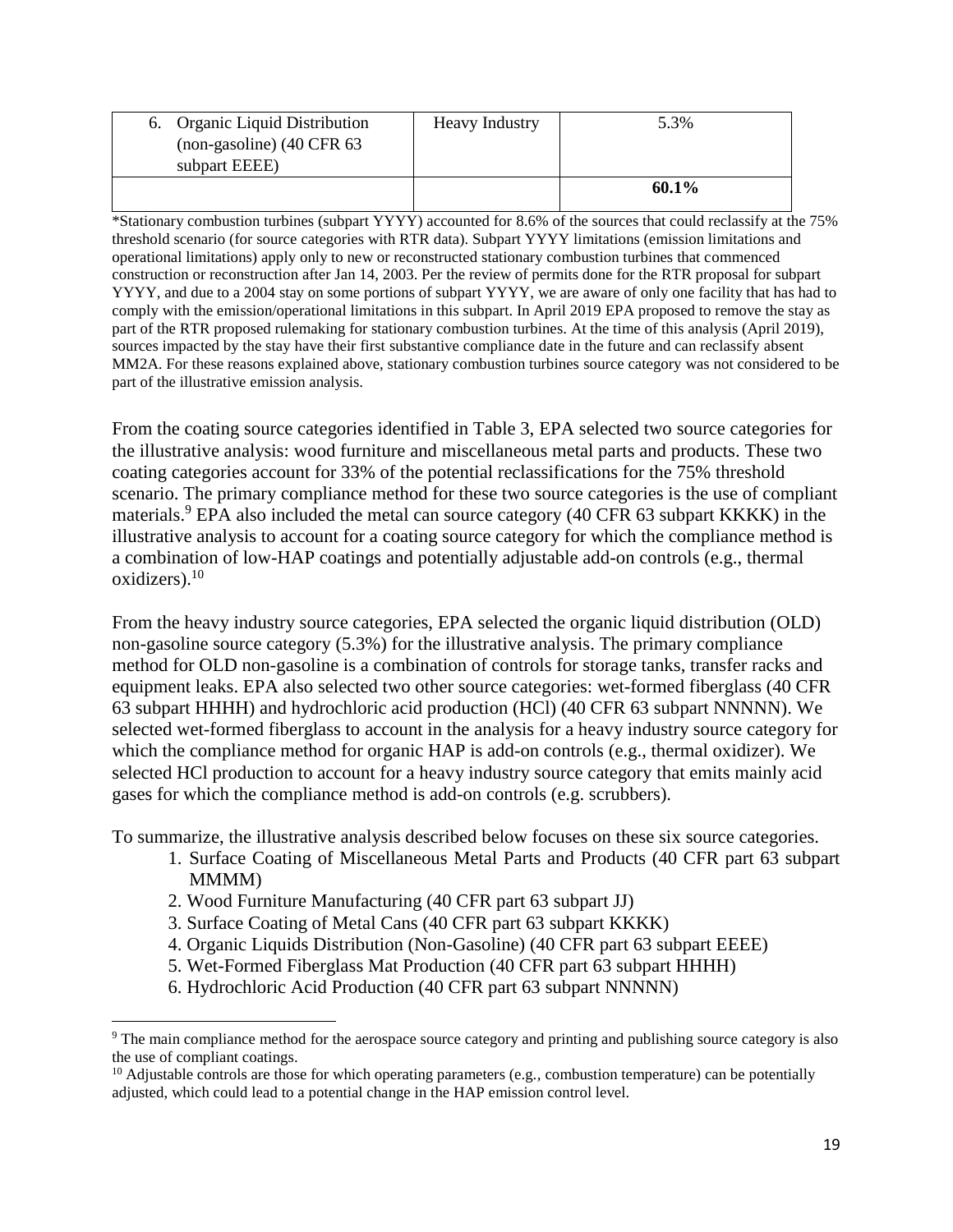| | | |
|---|---|---|
| 6. Organic Liquid Distribution (non-gasoline) (40 CFR 63 subpart EEEE) | Heavy Industry | 5.3% |
| | | **60.1%** |

*Stationary combustion turbines (subpart YYYY) accounted for 8.6% of the sources that could reclassify at the 75% threshold scenario (for source categories with RTR data). Subpart YYYY limitations (emission limitations and operational limitations) apply only to new or reconstructed stationary combustion turbines that commenced construction or reconstruction after Jan 14, 2003. Per the review of permits done for the RTR proposal for subpart YYYY, and due to a 2004 stay on some portions of subpart YYYY, we are aware of only one facility that has had to comply with the emission/operational limitations in this subpart. In April 2019 EPA proposed to remove the stay as part of the RTR proposed rulemaking for stationary combustion turbines. At the time of this analysis (April 2019), sources impacted by the stay have their first substantive compliance date in the future and can reclassify absent MM2A. For these reasons explained above, stationary combustion turbines source category was not considered to be part of the illustrative emission analysis.

From the coating source categories identified in Table 3, EPA selected two source categories for the illustrative analysis: wood furniture and miscellaneous metal parts and products. These two coating categories account for 33% of the potential reclassifications for the 75% threshold scenario. The primary compliance method for these two source categories is the use of compliant materials.[9] EPA also included the metal can source category (40 CFR 63 subpart KKKK) in the illustrative analysis to account for a coating source category for which the compliance method is a combination of low-HAP coatings and potentially adjustable add-on controls (e.g., thermal oxidizers).[10]

From the heavy industry source categories, EPA selected the organic liquid distribution (OLD) non-gasoline source category (5.3%) for the illustrative analysis. The primary compliance method for OLD non-gasoline is a combination of controls for storage tanks, transfer racks and equipment leaks. EPA also selected two other source categories: wet-formed fiberglass (40 CFR 63 subpart HHHH) and hydrochloric acid production (HCl) (40 CFR 63 subpart NNNNN). We selected wet-formed fiberglass to account in the analysis for a heavy industry source category for which the compliance method for organic HAP is add-on controls (e.g., thermal oxidizer). We selected HCl production to account for a heavy industry source category that emits mainly acid gases for which the compliance method is add-on controls (e.g. scrubbers).

To summarize, the illustrative analysis described below focuses on these six source categories.

1. Surface Coating of Miscellaneous Metal Parts and Products (40 CFR part 63 subpart MMMM)
2. Wood Furniture Manufacturing (40 CFR part 63 subpart JJ)
3. Surface Coating of Metal Cans (40 CFR part 63 subpart KKKK)
4. Organic Liquids Distribution (Non-Gasoline) (40 CFR part 63 subpart EEEE)
5. Wet-Formed Fiberglass Mat Production (40 CFR part 63 subpart HHHH)
6. Hydrochloric Acid Production (40 CFR part 63 subpart NNNNN)

---

[9] The main compliance method for the aerospace source category and printing and publishing source category is also the use of compliant coatings.

[10] Adjustable controls are those for which operating parameters (e.g., combustion temperature) can be potentially adjusted, which could lead to a potential change in the HAP emission control level.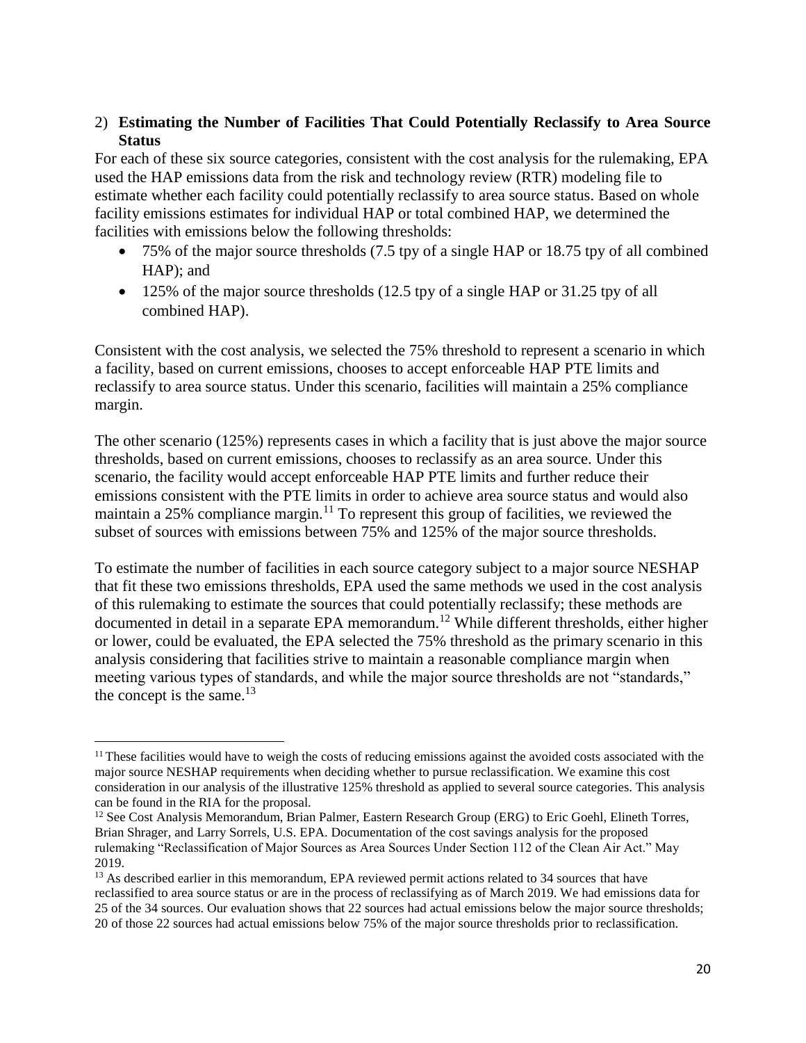2) **Estimating the Number of Facilities That Could Potentially Reclassify to Area Source Status**

For each of these six source categories, consistent with the cost analysis for the rulemaking, EPA used the HAP emissions data from the risk and technology review (RTR) modeling file to estimate whether each facility could potentially reclassify to area source status. Based on whole facility emissions estimates for individual HAP or total combined HAP, we determined the facilities with emissions below the following thresholds:

- 75% of the major source thresholds (7.5 tpy of a single HAP or 18.75 tpy of all combined HAP); and
- 125% of the major source thresholds (12.5 tpy of a single HAP or 31.25 tpy of all combined HAP).

Consistent with the cost analysis, we selected the 75% threshold to represent a scenario in which a facility, based on current emissions, chooses to accept enforceable HAP PTE limits and reclassify to area source status. Under this scenario, facilities will maintain a 25% compliance margin.

The other scenario (125%) represents cases in which a facility that is just above the major source thresholds, based on current emissions, chooses to reclassify as an area source. Under this scenario, the facility would accept enforceable HAP PTE limits and further reduce their emissions consistent with the PTE limits in order to achieve area source status and would also maintain a 25% compliance margin.[11] To represent this group of facilities, we reviewed the subset of sources with emissions between 75% and 125% of the major source thresholds.

To estimate the number of facilities in each source category subject to a major source NESHAP that fit these two emissions thresholds, EPA used the same methods we used in the cost analysis of this rulemaking to estimate the sources that could potentially reclassify; these methods are documented in detail in a separate EPA memorandum.[12] While different thresholds, either higher or lower, could be evaluated, the EPA selected the 75% threshold as the primary scenario in this analysis considering that facilities strive to maintain a reasonable compliance margin when meeting various types of standards, and while the major source thresholds are not "standards," the concept is the same.[13]

---

[11] These facilities would have to weigh the costs of reducing emissions against the avoided costs associated with the major source NESHAP requirements when deciding whether to pursue reclassification. We examine this cost consideration in our analysis of the illustrative 125% threshold as applied to several source categories. This analysis can be found in the RIA for the proposal.

[12] See Cost Analysis Memorandum, Brian Palmer, Eastern Research Group (ERG) to Eric Goehl, Elineth Torres, Brian Shrager, and Larry Sorrels, U.S. EPA. Documentation of the cost savings analysis for the proposed rulemaking "Reclassification of Major Sources as Area Sources Under Section 112 of the Clean Air Act." May 2019.

[13] As described earlier in this memorandum, EPA reviewed permit actions related to 34 sources that have reclassified to area source status or are in the process of reclassifying as of March 2019. We had emissions data for 25 of the 34 sources. Our evaluation shows that 22 sources had actual emissions below the major source thresholds; 20 of those 22 sources had actual emissions below 75% of the major source thresholds prior to reclassification.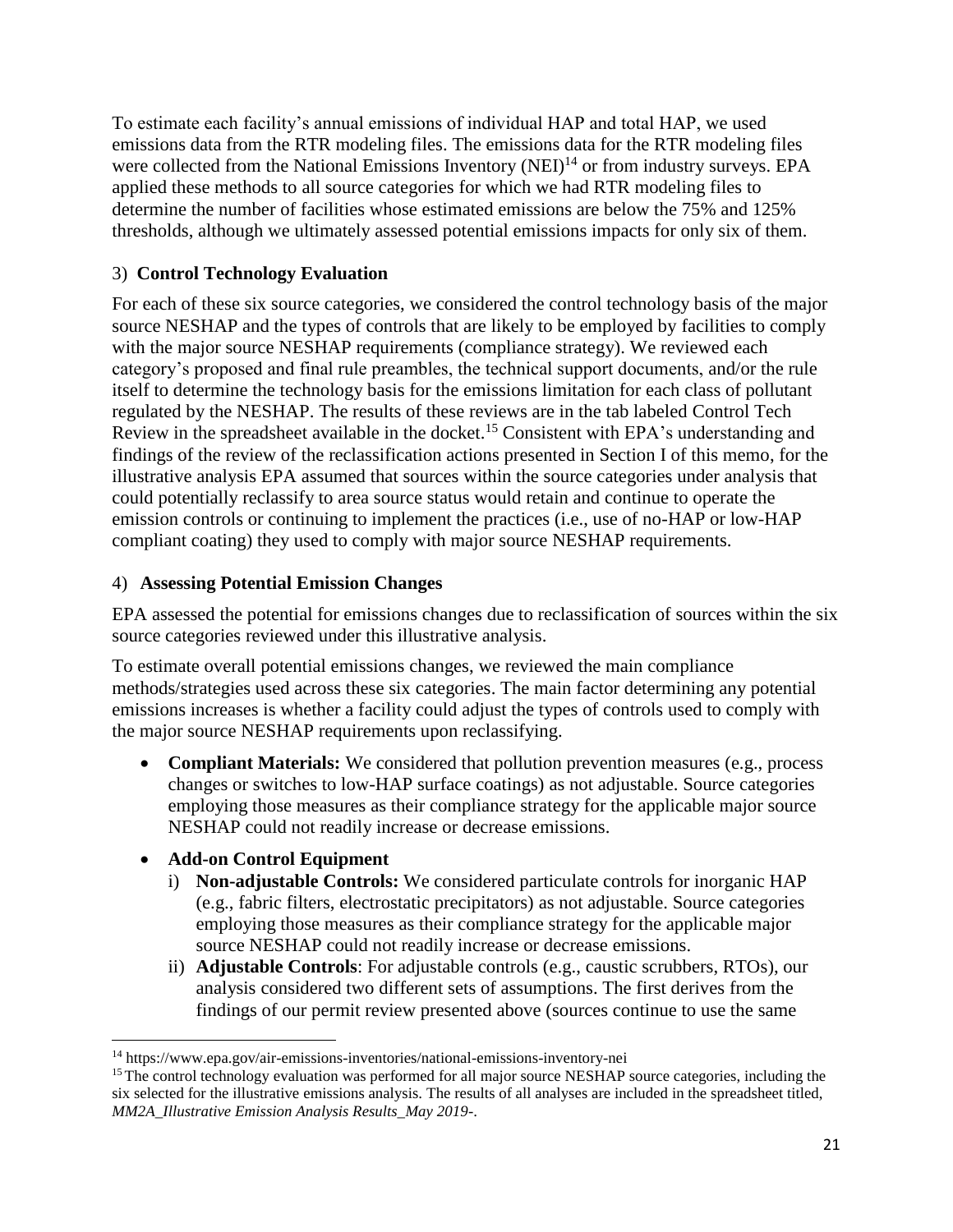To estimate each facility's annual emissions of individual HAP and total HAP, we used emissions data from the RTR modeling files. The emissions data for the RTR modeling files were collected from the National Emissions Inventory (NEI)[14] or from industry surveys. EPA applied these methods to all source categories for which we had RTR modeling files to determine the number of facilities whose estimated emissions are below the 75% and 125% thresholds, although we ultimately assessed potential emissions impacts for only six of them.

### 3) **Control Technology Evaluation**

For each of these six source categories, we considered the control technology basis of the major source NESHAP and the types of controls that are likely to be employed by facilities to comply with the major source NESHAP requirements (compliance strategy). We reviewed each category's proposed and final rule preambles, the technical support documents, and/or the rule itself to determine the technology basis for the emissions limitation for each class of pollutant regulated by the NESHAP. The results of these reviews are in the tab labeled Control Tech Review in the spreadsheet available in the docket.[15] Consistent with EPA's understanding and findings of the review of the reclassification actions presented in Section I of this memo, for the illustrative analysis EPA assumed that sources within the source categories under analysis that could potentially reclassify to area source status would retain and continue to operate the emission controls or continuing to implement the practices (i.e., use of no-HAP or low-HAP compliant coating) they used to comply with major source NESHAP requirements.

### 4) **Assessing Potential Emission Changes**

EPA assessed the potential for emissions changes due to reclassification of sources within the six source categories reviewed under this illustrative analysis.

To estimate overall potential emissions changes, we reviewed the main compliance methods/strategies used across these six categories. The main factor determining any potential emissions increases is whether a facility could adjust the types of controls used to comply with the major source NESHAP requirements upon reclassifying.

- **Compliant Materials:** We considered that pollution prevention measures (e.g., process changes or switches to low-HAP surface coatings) as not adjustable. Source categories employing those measures as their compliance strategy for the applicable major source NESHAP could not readily increase or decrease emissions.
- **Add-on Control Equipment**
  - i) **Non-adjustable Controls:** We considered particulate controls for inorganic HAP (e.g., fabric filters, electrostatic precipitators) as not adjustable. Source categories employing those measures as their compliance strategy for the applicable major source NESHAP could not readily increase or decrease emissions.
  - ii) **Adjustable Controls**: For adjustable controls (e.g., caustic scrubbers, RTOs), our analysis considered two different sets of assumptions. The first derives from the findings of our permit review presented above (sources continue to use the same

---

[14] https://www.epa.gov/air-emissions-inventories/national-emissions-inventory-nei

[15] The control technology evaluation was performed for all major source NESHAP source categories, including the six selected for the illustrative emissions analysis. The results of all analyses are included in the spreadsheet titled, *MM2A_Illustrative Emission Analysis Results_May 2019-*.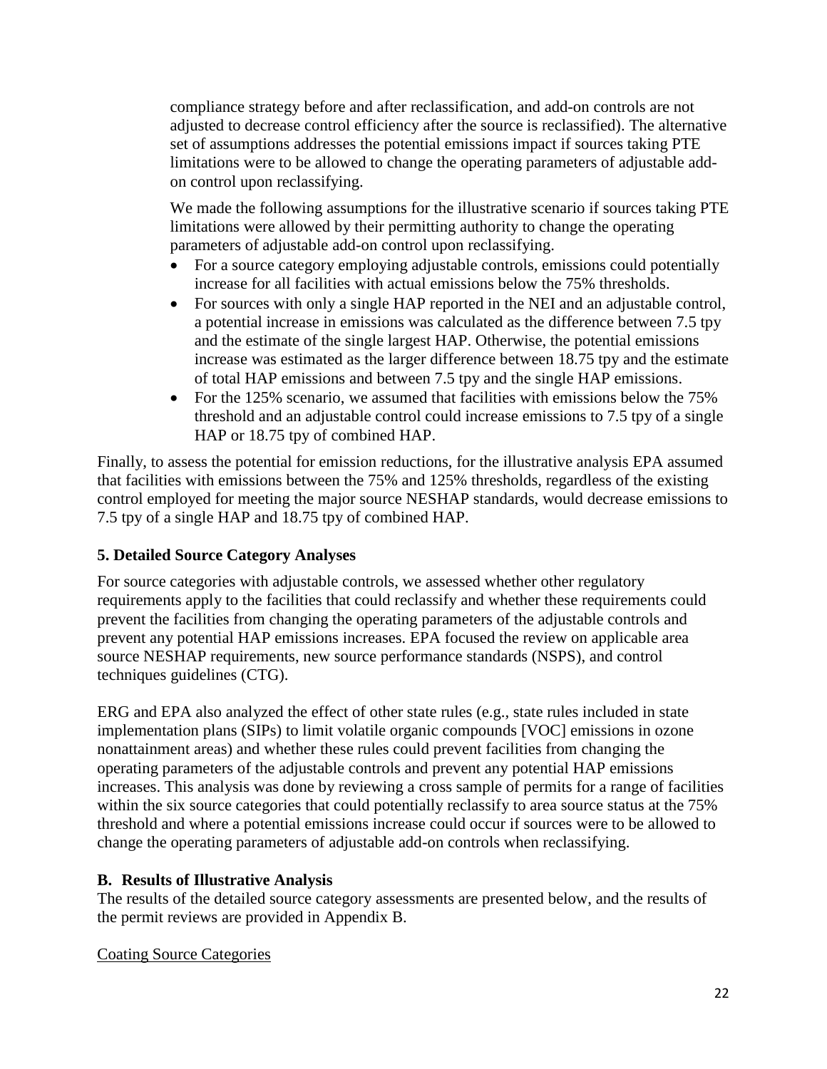compliance strategy before and after reclassification, and add-on controls are not adjusted to decrease control efficiency after the source is reclassified). The alternative set of assumptions addresses the potential emissions impact if sources taking PTE limitations were to be allowed to change the operating parameters of adjustable add-on control upon reclassifying.

We made the following assumptions for the illustrative scenario if sources taking PTE limitations were allowed by their permitting authority to change the operating parameters of adjustable add-on control upon reclassifying.

- For a source category employing adjustable controls, emissions could potentially increase for all facilities with actual emissions below the 75% thresholds.
- For sources with only a single HAP reported in the NEI and an adjustable control, a potential increase in emissions was calculated as the difference between 7.5 tpy and the estimate of the single largest HAP. Otherwise, the potential emissions increase was estimated as the larger difference between 18.75 tpy and the estimate of total HAP emissions and between 7.5 tpy and the single HAP emissions.
- For the 125% scenario, we assumed that facilities with emissions below the 75% threshold and an adjustable control could increase emissions to 7.5 tpy of a single HAP or 18.75 tpy of combined HAP.

Finally, to assess the potential for emission reductions, for the illustrative analysis EPA assumed that facilities with emissions between the 75% and 125% thresholds, regardless of the existing control employed for meeting the major source NESHAP standards, would decrease emissions to 7.5 tpy of a single HAP and 18.75 tpy of combined HAP.

**5. Detailed Source Category Analyses**

For source categories with adjustable controls, we assessed whether other regulatory requirements apply to the facilities that could reclassify and whether these requirements could prevent the facilities from changing the operating parameters of the adjustable controls and prevent any potential HAP emissions increases. EPA focused the review on applicable area source NESHAP requirements, new source performance standards (NSPS), and control techniques guidelines (CTG).

ERG and EPA also analyzed the effect of other state rules (e.g., state rules included in state implementation plans (SIPs) to limit volatile organic compounds [VOC] emissions in ozone nonattainment areas) and whether these rules could prevent facilities from changing the operating parameters of the adjustable controls and prevent any potential HAP emissions increases. This analysis was done by reviewing a cross sample of permits for a range of facilities within the six source categories that could potentially reclassify to area source status at the 75% threshold and where a potential emissions increase could occur if sources were to be allowed to change the operating parameters of adjustable add-on controls when reclassifying.

**B. Results of Illustrative Analysis**

The results of the detailed source category assessments are presented below, and the results of the permit reviews are provided in Appendix B.

<u>Coating Source Categories</u>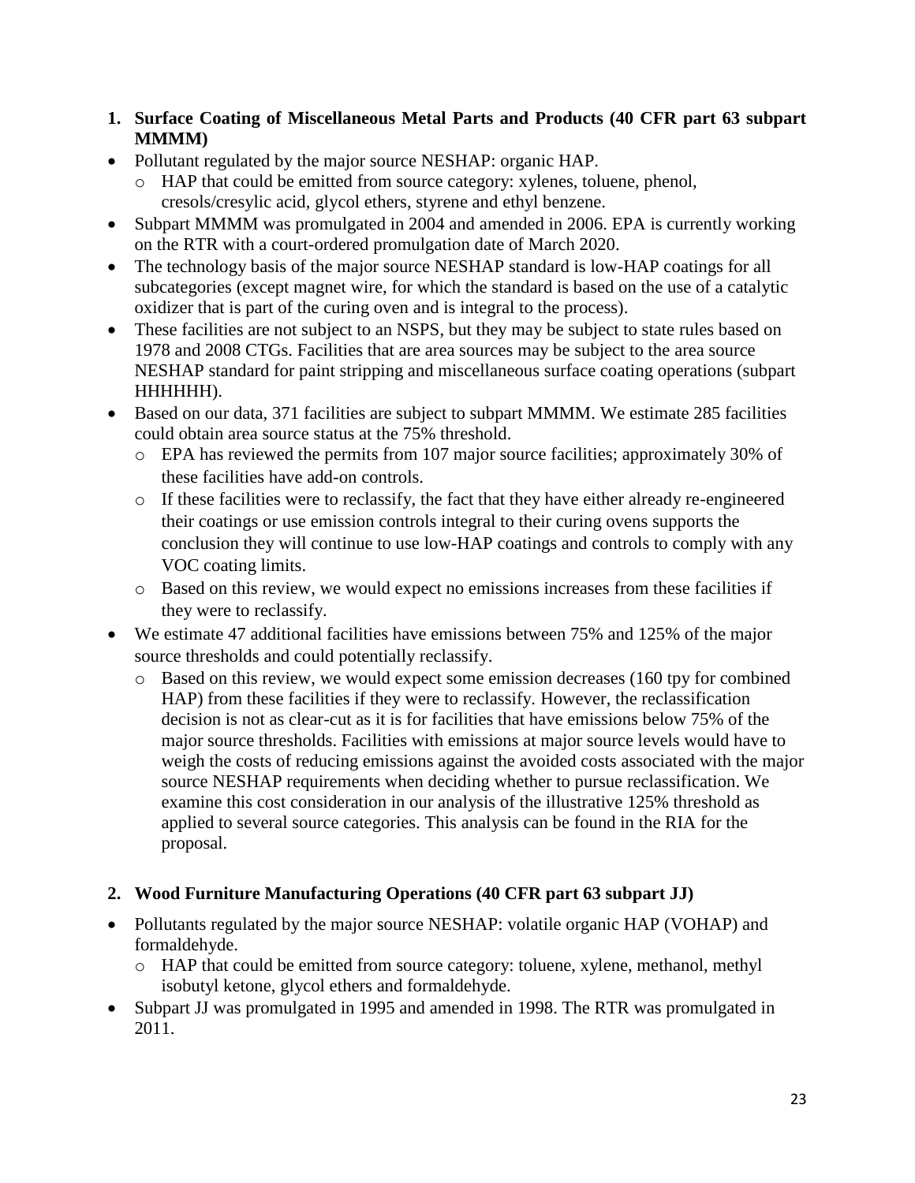1. **Surface Coating of Miscellaneous Metal Parts and Products (40 CFR part 63 subpart MMMM)**

- Pollutant regulated by the major source NESHAP: organic HAP.
  - HAP that could be emitted from source category: xylenes, toluene, phenol, cresols/cresylic acid, glycol ethers, styrene and ethyl benzene.
- Subpart MMMM was promulgated in 2004 and amended in 2006. EPA is currently working on the RTR with a court-ordered promulgation date of March 2020.
- The technology basis of the major source NESHAP standard is low-HAP coatings for all subcategories (except magnet wire, for which the standard is based on the use of a catalytic oxidizer that is part of the curing oven and is integral to the process).
- These facilities are not subject to an NSPS, but they may be subject to state rules based on 1978 and 2008 CTGs. Facilities that are area sources may be subject to the area source NESHAP standard for paint stripping and miscellaneous surface coating operations (subpart HHHHHH).
- Based on our data, 371 facilities are subject to subpart MMMM. We estimate 285 facilities could obtain area source status at the 75% threshold.
  - EPA has reviewed the permits from 107 major source facilities; approximately 30% of these facilities have add-on controls.
  - If these facilities were to reclassify, the fact that they have either already re-engineered their coatings or use emission controls integral to their curing ovens supports the conclusion they will continue to use low-HAP coatings and controls to comply with any VOC coating limits.
  - Based on this review, we would expect no emissions increases from these facilities if they were to reclassify.
- We estimate 47 additional facilities have emissions between 75% and 125% of the major source thresholds and could potentially reclassify.
  - Based on this review, we would expect some emission decreases (160 tpy for combined HAP) from these facilities if they were to reclassify. However, the reclassification decision is not as clear-cut as it is for facilities that have emissions below 75% of the major source thresholds. Facilities with emissions at major source levels would have to weigh the costs of reducing emissions against the avoided costs associated with the major source NESHAP requirements when deciding whether to pursue reclassification. We examine this cost consideration in our analysis of the illustrative 125% threshold as applied to several source categories. This analysis can be found in the RIA for the proposal.

2. **Wood Furniture Manufacturing Operations (40 CFR part 63 subpart JJ)**

- Pollutants regulated by the major source NESHAP: volatile organic HAP (VOHAP) and formaldehyde.
  - HAP that could be emitted from source category: toluene, xylene, methanol, methyl isobutyl ketone, glycol ethers and formaldehyde.
- Subpart JJ was promulgated in 1995 and amended in 1998. The RTR was promulgated in 2011.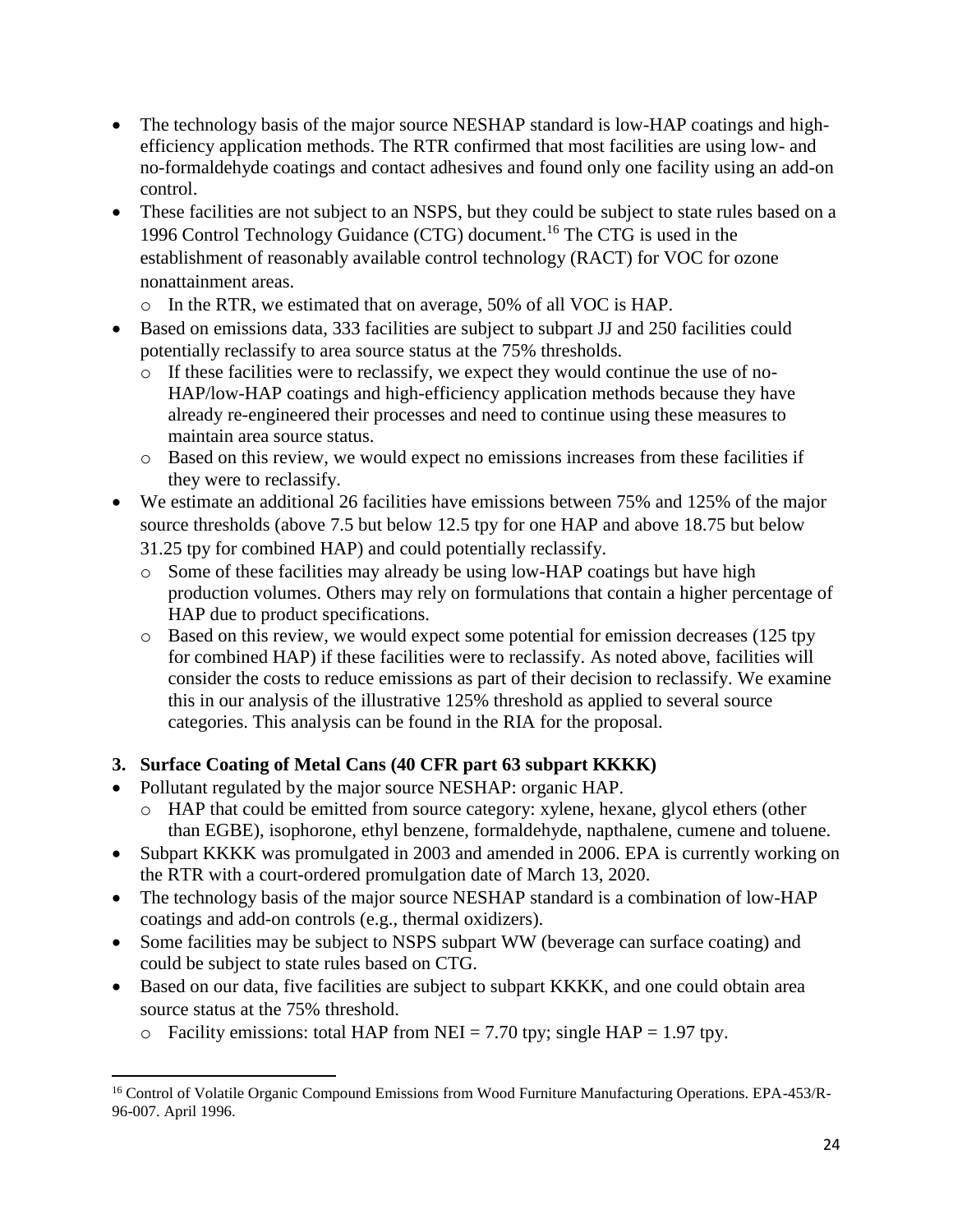- The technology basis of the major source NESHAP standard is low-HAP coatings and high-efficiency application methods. The RTR confirmed that most facilities are using low- and no-formaldehyde coatings and contact adhesives and found only one facility using an add-on control.
- These facilities are not subject to an NSPS, but they could be subject to state rules based on a 1996 Control Technology Guidance (CTG) document.[16] The CTG is used in the establishment of reasonably available control technology (RACT) for VOC for ozone nonattainment areas.
  - In the RTR, we estimated that on average, 50% of all VOC is HAP.
- Based on emissions data, 333 facilities are subject to subpart JJ and 250 facilities could potentially reclassify to area source status at the 75% thresholds.
  - If these facilities were to reclassify, we expect they would continue the use of no-HAP/low-HAP coatings and high-efficiency application methods because they have already re-engineered their processes and need to continue using these measures to maintain area source status.
  - Based on this review, we would expect no emissions increases from these facilities if they were to reclassify.
- We estimate an additional 26 facilities have emissions between 75% and 125% of the major source thresholds (above 7.5 but below 12.5 tpy for one HAP and above 18.75 but below 31.25 tpy for combined HAP) and could potentially reclassify.
  - Some of these facilities may already be using low-HAP coatings but have high production volumes. Others may rely on formulations that contain a higher percentage of HAP due to product specifications.
  - Based on this review, we would expect some potential for emission decreases (125 tpy for combined HAP) if these facilities were to reclassify. As noted above, facilities will consider the costs to reduce emissions as part of their decision to reclassify. We examine this in our analysis of the illustrative 125% threshold as applied to several source categories. This analysis can be found in the RIA for the proposal.

**3. Surface Coating of Metal Cans (40 CFR part 63 subpart KKKK)**

- Pollutant regulated by the major source NESHAP: organic HAP.
  - HAP that could be emitted from source category: xylene, hexane, glycol ethers (other than EGBE), isophorone, ethyl benzene, formaldehyde, napthalene, cumene and toluene.
- Subpart KKKK was promulgated in 2003 and amended in 2006. EPA is currently working on the RTR with a court-ordered promulgation date of March 13, 2020.
- The technology basis of the major source NESHAP standard is a combination of low-HAP coatings and add-on controls (e.g., thermal oxidizers).
- Some facilities may be subject to NSPS subpart WW (beverage can surface coating) and could be subject to state rules based on CTG.
- Based on our data, five facilities are subject to subpart KKKK, and one could obtain area source status at the 75% threshold.
  - Facility emissions: total HAP from NEI = 7.70 tpy; single HAP = 1.97 tpy.

[16] Control of Volatile Organic Compound Emissions from Wood Furniture Manufacturing Operations. EPA-453/R-96-007. April 1996.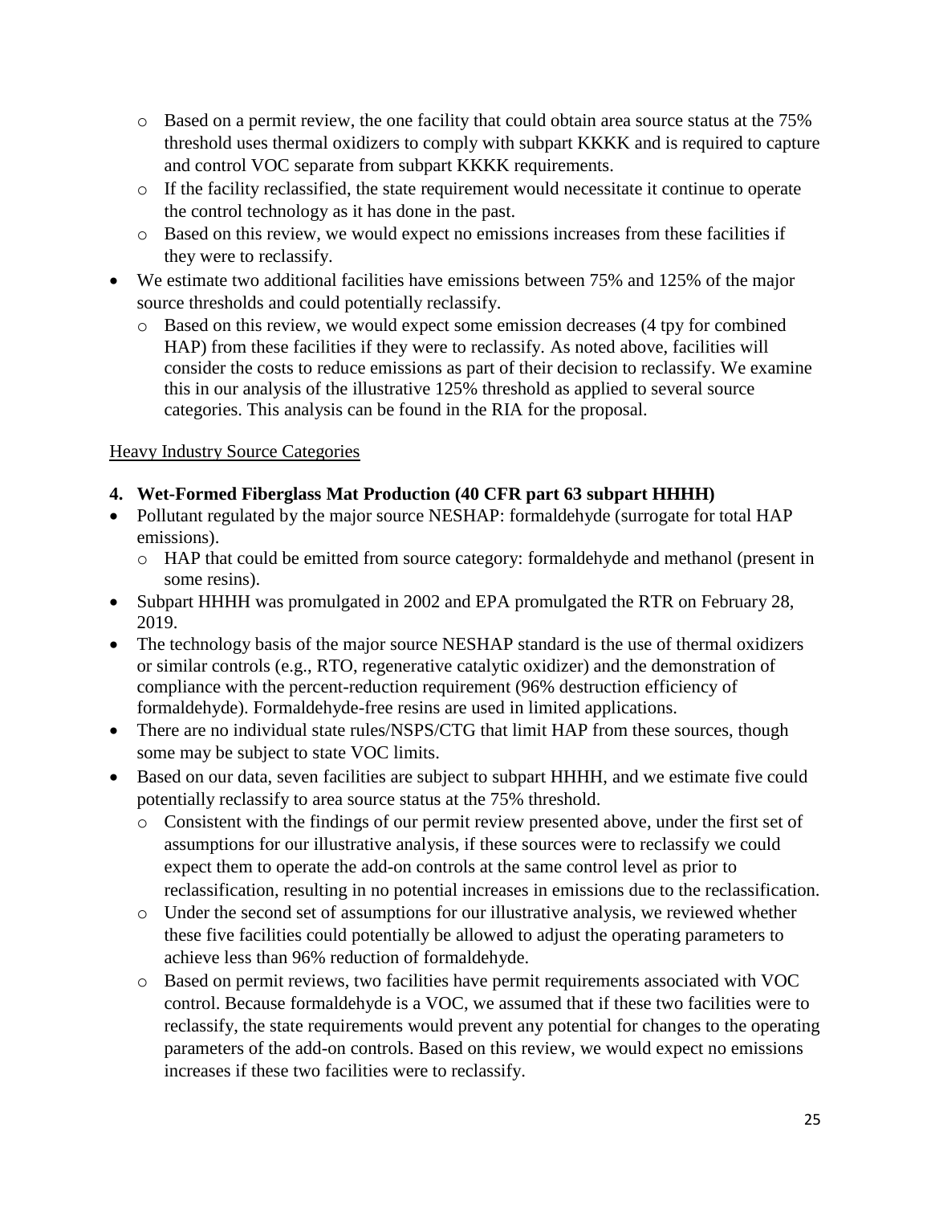- Based on a permit review, the one facility that could obtain area source status at the 75% threshold uses thermal oxidizers to comply with subpart KKKK and is required to capture and control VOC separate from subpart KKKK requirements.
  - If the facility reclassified, the state requirement would necessitate it continue to operate the control technology as it has done in the past.
  - Based on this review, we would expect no emissions increases from these facilities if they were to reclassify.
- We estimate two additional facilities have emissions between 75% and 125% of the major source thresholds and could potentially reclassify.
  - Based on this review, we would expect some emission decreases (4 tpy for combined HAP) from these facilities if they were to reclassify. As noted above, facilities will consider the costs to reduce emissions as part of their decision to reclassify. We examine this in our analysis of the illustrative 125% threshold as applied to several source categories. This analysis can be found in the RIA for the proposal.

<u>Heavy Industry Source Categories</u>

**4. Wet-Formed Fiberglass Mat Production (40 CFR part 63 subpart HHHH)**

- Pollutant regulated by the major source NESHAP: formaldehyde (surrogate for total HAP emissions).
  - HAP that could be emitted from source category: formaldehyde and methanol (present in some resins).
- Subpart HHHH was promulgated in 2002 and EPA promulgated the RTR on February 28, 2019.
- The technology basis of the major source NESHAP standard is the use of thermal oxidizers or similar controls (e.g., RTO, regenerative catalytic oxidizer) and the demonstration of compliance with the percent-reduction requirement (96% destruction efficiency of formaldehyde). Formaldehyde-free resins are used in limited applications.
- There are no individual state rules/NSPS/CTG that limit HAP from these sources, though some may be subject to state VOC limits.
- Based on our data, seven facilities are subject to subpart HHHH, and we estimate five could potentially reclassify to area source status at the 75% threshold.
  - Consistent with the findings of our permit review presented above, under the first set of assumptions for our illustrative analysis, if these sources were to reclassify we could expect them to operate the add-on controls at the same control level as prior to reclassification, resulting in no potential increases in emissions due to the reclassification.
  - Under the second set of assumptions for our illustrative analysis, we reviewed whether these five facilities could potentially be allowed to adjust the operating parameters to achieve less than 96% reduction of formaldehyde.
  - Based on permit reviews, two facilities have permit requirements associated with VOC control. Because formaldehyde is a VOC, we assumed that if these two facilities were to reclassify, the state requirements would prevent any potential for changes to the operating parameters of the add-on controls. Based on this review, we would expect no emissions increases if these two facilities were to reclassify.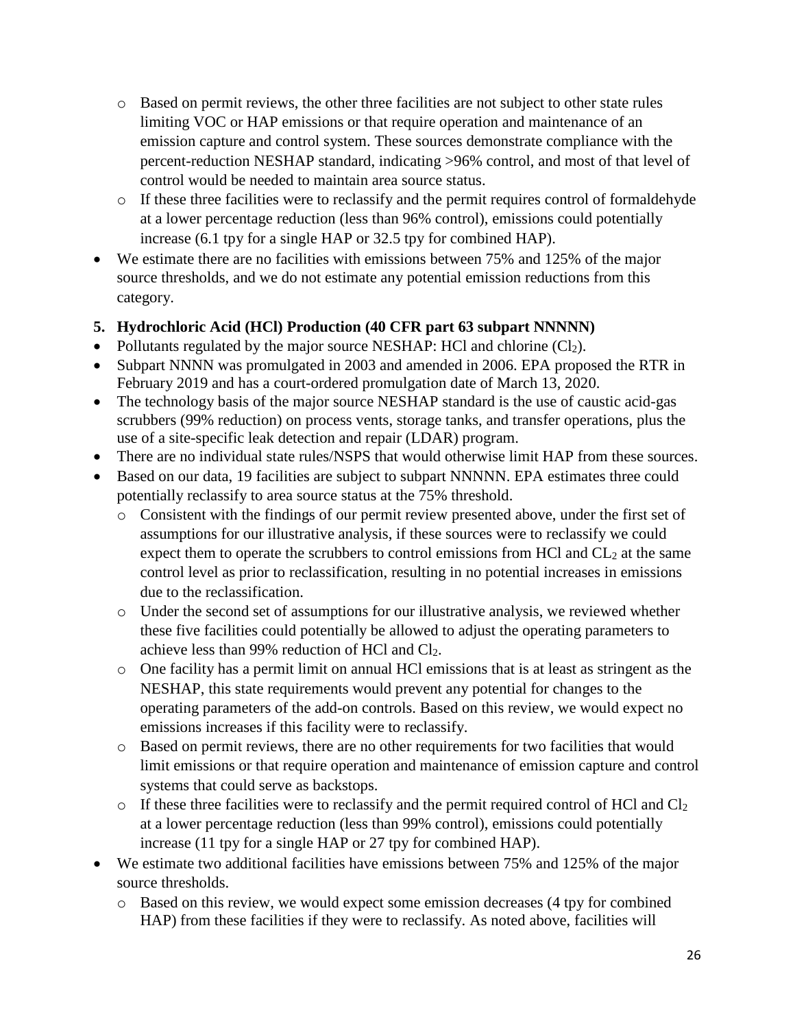- Based on permit reviews, the other three facilities are not subject to other state rules limiting VOC or HAP emissions or that require operation and maintenance of an emission capture and control system. These sources demonstrate compliance with the percent-reduction NESHAP standard, indicating >96% control, and most of that level of control would be needed to maintain area source status.
  - If these three facilities were to reclassify and the permit requires control of formaldehyde at a lower percentage reduction (less than 96% control), emissions could potentially increase (6.1 tpy for a single HAP or 32.5 tpy for combined HAP).
- We estimate there are no facilities with emissions between 75% and 125% of the major source thresholds, and we do not estimate any potential emission reductions from this category.

**5. Hydrochloric Acid (HCl) Production (40 CFR part 63 subpart NNNNN)**

- Pollutants regulated by the major source NESHAP: HCl and chlorine ($Cl_2$).
- Subpart NNNN was promulgated in 2003 and amended in 2006. EPA proposed the RTR in February 2019 and has a court-ordered promulgation date of March 13, 2020.
- The technology basis of the major source NESHAP standard is the use of caustic acid-gas scrubbers (99% reduction) on process vents, storage tanks, and transfer operations, plus the use of a site-specific leak detection and repair (LDAR) program.
- There are no individual state rules/NSPS that would otherwise limit HAP from these sources.
- Based on our data, 19 facilities are subject to subpart NNNNN. EPA estimates three could potentially reclassify to area source status at the 75% threshold.
  - Consistent with the findings of our permit review presented above, under the first set of assumptions for our illustrative analysis, if these sources were to reclassify we could expect them to operate the scrubbers to control emissions from HCl and $CL_2$ at the same control level as prior to reclassification, resulting in no potential increases in emissions due to the reclassification.
  - Under the second set of assumptions for our illustrative analysis, we reviewed whether these five facilities could potentially be allowed to adjust the operating parameters to achieve less than 99% reduction of HCl and $Cl_2$.
  - One facility has a permit limit on annual HCl emissions that is at least as stringent as the NESHAP, this state requirements would prevent any potential for changes to the operating parameters of the add-on controls. Based on this review, we would expect no emissions increases if this facility were to reclassify.
  - Based on permit reviews, there are no other requirements for two facilities that would limit emissions or that require operation and maintenance of emission capture and control systems that could serve as backstops.
  - If these three facilities were to reclassify and the permit required control of HCl and $Cl_2$ at a lower percentage reduction (less than 99% control), emissions could potentially increase (11 tpy for a single HAP or 27 tpy for combined HAP).
- We estimate two additional facilities have emissions between 75% and 125% of the major source thresholds.
  - Based on this review, we would expect some emission decreases (4 tpy for combined HAP) from these facilities if they were to reclassify. As noted above, facilities will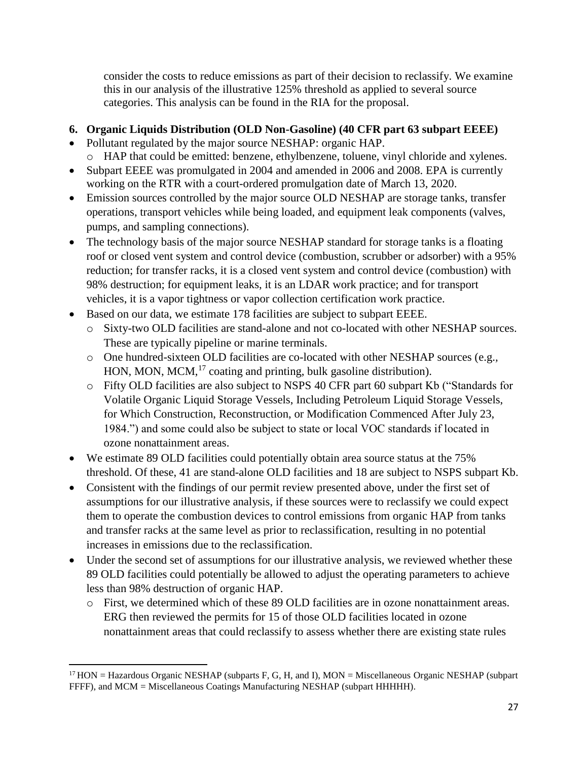consider the costs to reduce emissions as part of their decision to reclassify. We examine this in our analysis of the illustrative 125% threshold as applied to several source categories. This analysis can be found in the RIA for the proposal.

**6. Organic Liquids Distribution (OLD Non-Gasoline) (40 CFR part 63 subpart EEEE)**

- Pollutant regulated by the major source NESHAP: organic HAP.
  - HAP that could be emitted: benzene, ethylbenzene, toluene, vinyl chloride and xylenes.
- Subpart EEEE was promulgated in 2004 and amended in 2006 and 2008. EPA is currently working on the RTR with a court-ordered promulgation date of March 13, 2020.
- Emission sources controlled by the major source OLD NESHAP are storage tanks, transfer operations, transport vehicles while being loaded, and equipment leak components (valves, pumps, and sampling connections).
- The technology basis of the major source NESHAP standard for storage tanks is a floating roof or closed vent system and control device (combustion, scrubber or adsorber) with a 95% reduction; for transfer racks, it is a closed vent system and control device (combustion) with 98% destruction; for equipment leaks, it is an LDAR work practice; and for transport vehicles, it is a vapor tightness or vapor collection certification work practice.
- Based on our data, we estimate 178 facilities are subject to subpart EEEE.
  - Sixty-two OLD facilities are stand-alone and not co-located with other NESHAP sources. These are typically pipeline or marine terminals.
  - One hundred-sixteen OLD facilities are co-located with other NESHAP sources (e.g., HON, MON, MCM,[17] coating and printing, bulk gasoline distribution).
  - Fifty OLD facilities are also subject to NSPS 40 CFR part 60 subpart Kb ("Standards for Volatile Organic Liquid Storage Vessels, Including Petroleum Liquid Storage Vessels, for Which Construction, Reconstruction, or Modification Commenced After July 23, 1984.") and some could also be subject to state or local VOC standards if located in ozone nonattainment areas.
- We estimate 89 OLD facilities could potentially obtain area source status at the 75% threshold. Of these, 41 are stand-alone OLD facilities and 18 are subject to NSPS subpart Kb.
- Consistent with the findings of our permit review presented above, under the first set of assumptions for our illustrative analysis, if these sources were to reclassify we could expect them to operate the combustion devices to control emissions from organic HAP from tanks and transfer racks at the same level as prior to reclassification, resulting in no potential increases in emissions due to the reclassification.
- Under the second set of assumptions for our illustrative analysis, we reviewed whether these 89 OLD facilities could potentially be allowed to adjust the operating parameters to achieve less than 98% destruction of organic HAP.
  - First, we determined which of these 89 OLD facilities are in ozone nonattainment areas. ERG then reviewed the permits for 15 of those OLD facilities located in ozone nonattainment areas that could reclassify to assess whether there are existing state rules

---

[17] HON = Hazardous Organic NESHAP (subparts F, G, H, and I), MON = Miscellaneous Organic NESHAP (subpart FFFF), and MCM = Miscellaneous Coatings Manufacturing NESHAP (subpart HHHHH).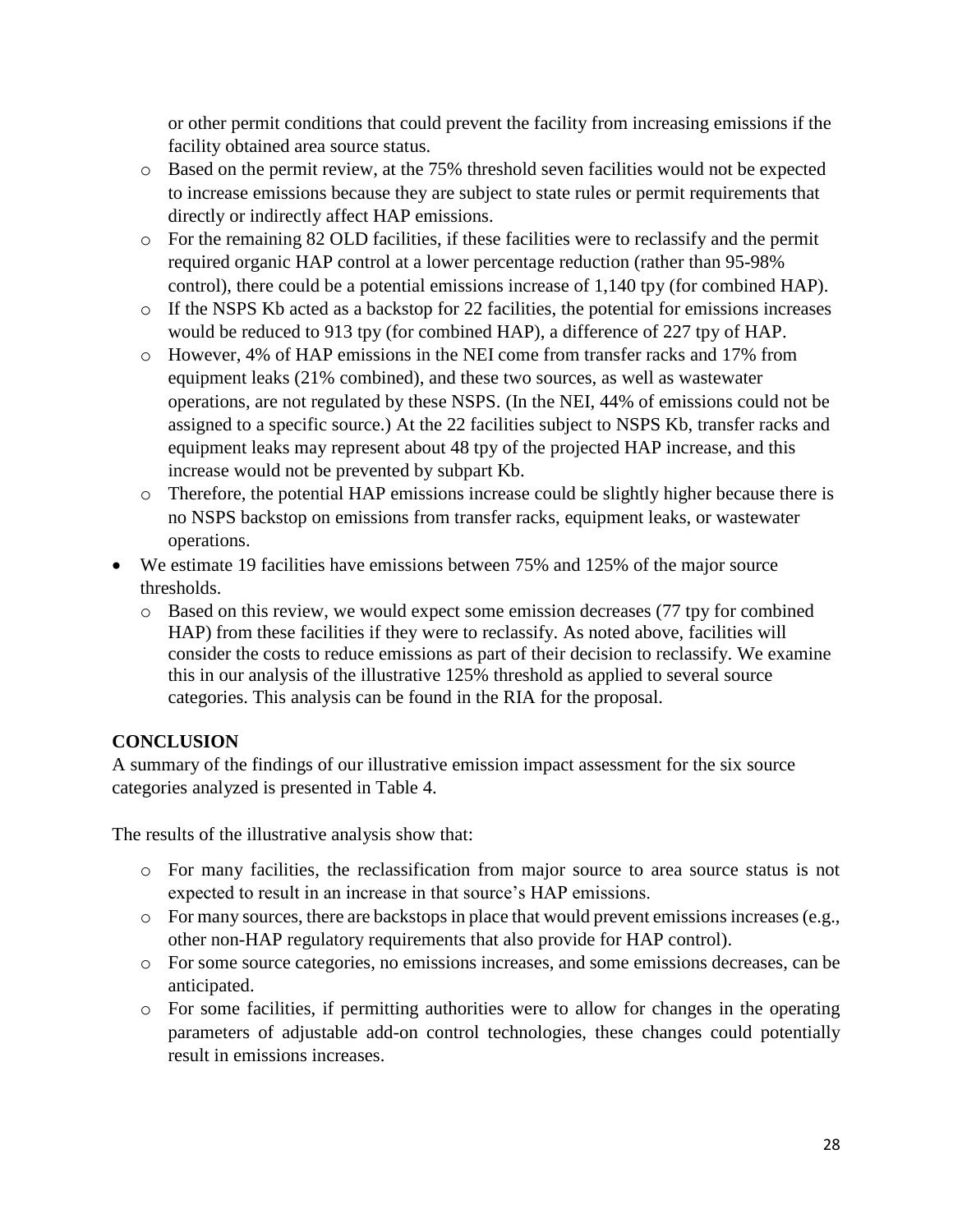or other permit conditions that could prevent the facility from increasing emissions if the facility obtained area source status.

- Based on the permit review, at the 75% threshold seven facilities would not be expected to increase emissions because they are subject to state rules or permit requirements that directly or indirectly affect HAP emissions.
- For the remaining 82 OLD facilities, if these facilities were to reclassify and the permit required organic HAP control at a lower percentage reduction (rather than 95-98% control), there could be a potential emissions increase of 1,140 tpy (for combined HAP).
- If the NSPS Kb acted as a backstop for 22 facilities, the potential for emissions increases would be reduced to 913 tpy (for combined HAP), a difference of 227 tpy of HAP.
- However, 4% of HAP emissions in the NEI come from transfer racks and 17% from equipment leaks (21% combined), and these two sources, as well as wastewater operations, are not regulated by these NSPS. (In the NEI, 44% of emissions could not be assigned to a specific source.) At the 22 facilities subject to NSPS Kb, transfer racks and equipment leaks may represent about 48 tpy of the projected HAP increase, and this increase would not be prevented by subpart Kb.
- Therefore, the potential HAP emissions increase could be slightly higher because there is no NSPS backstop on emissions from transfer racks, equipment leaks, or wastewater operations.

- We estimate 19 facilities have emissions between 75% and 125% of the major source thresholds.
  - Based on this review, we would expect some emission decreases (77 tpy for combined HAP) from these facilities if they were to reclassify. As noted above, facilities will consider the costs to reduce emissions as part of their decision to reclassify. We examine this in our analysis of the illustrative 125% threshold as applied to several source categories. This analysis can be found in the RIA for the proposal.

**CONCLUSION**

A summary of the findings of our illustrative emission impact assessment for the six source categories analyzed is presented in Table 4.

The results of the illustrative analysis show that:

- For many facilities, the reclassification from major source to area source status is not expected to result in an increase in that source's HAP emissions.
- For many sources, there are backstops in place that would prevent emissions increases (e.g., other non-HAP regulatory requirements that also provide for HAP control).
- For some source categories, no emissions increases, and some emissions decreases, can be anticipated.
- For some facilities, if permitting authorities were to allow for changes in the operating parameters of adjustable add-on control technologies, these changes could potentially result in emissions increases.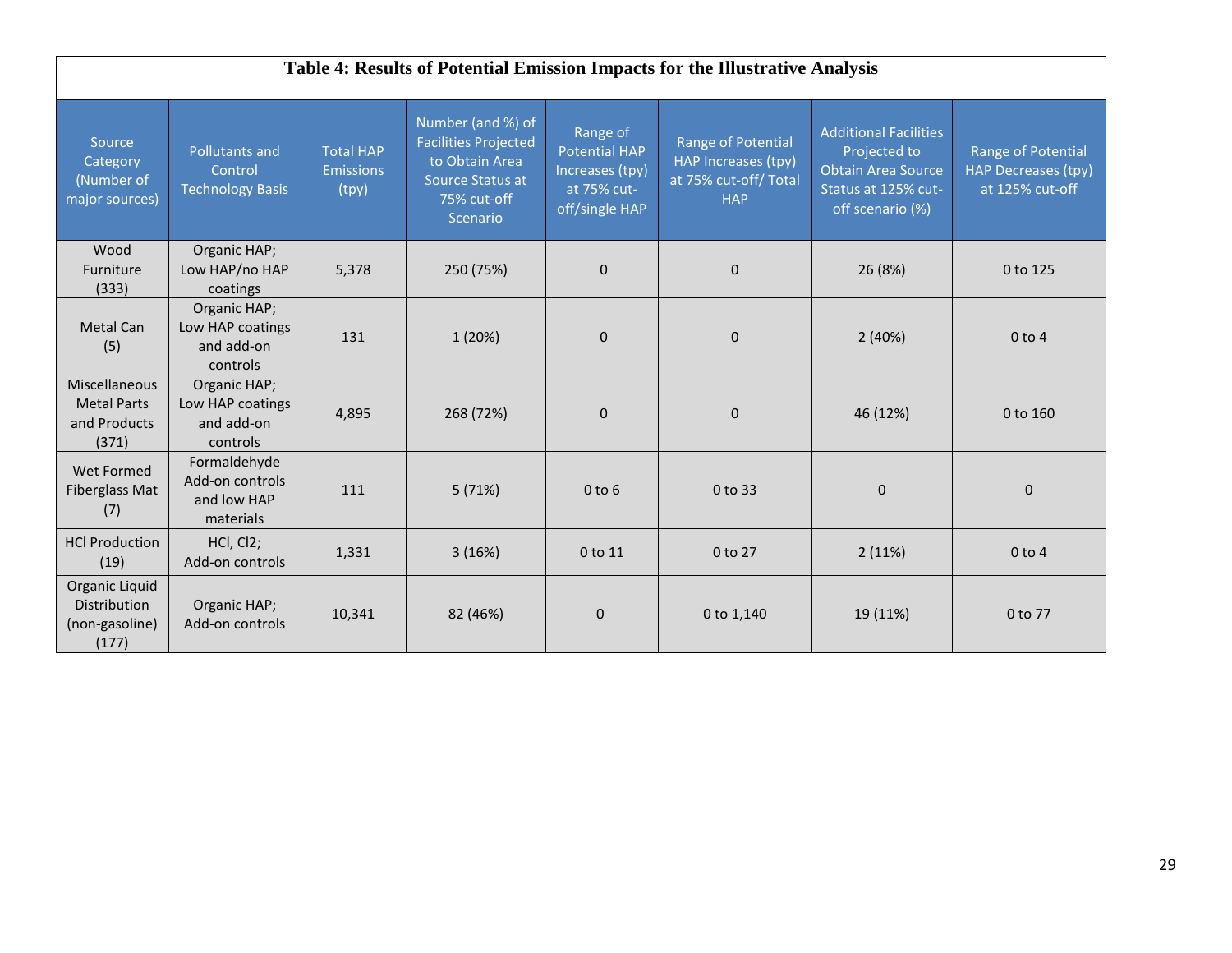**Table 4: Results of Potential Emission Impacts for the Illustrative Analysis**

| Source Category (Number of major sources) | Pollutants and Control Technology Basis | Total HAP Emissions (tpy) | Number (and %) of Facilities Projected to Obtain Area Source Status at 75% cut-off Scenario | Range of Potential HAP Increases (tpy) at 75% cut-off/single HAP | Range of Potential HAP Increases (tpy) at 75% cut-off/ Total HAP | Additional Facilities Projected to Obtain Area Source Status at 125% cut-off scenario (%) | Range of Potential HAP Decreases (tpy) at 125% cut-off |
|---|---|---|---|---|---|---|---|
| Wood Furniture (333) | Organic HAP; Low HAP/no HAP coatings | 5,378 | 250 (75%) | 0 | 0 | 26 (8%) | 0 to 125 |
| Metal Can (5) | Organic HAP; Low HAP coatings and add-on controls | 131 | 1 (20%) | 0 | 0 | 2 (40%) | 0 to 4 |
| Miscellaneous Metal Parts and Products (371) | Organic HAP; Low HAP coatings and add-on controls | 4,895 | 268 (72%) | 0 | 0 | 46 (12%) | 0 to 160 |
| Wet Formed Fiberglass Mat (7) | Formaldehyde Add-on controls and low HAP materials | 111 | 5 (71%) | 0 to 6 | 0 to 33 | 0 | 0 |
| HCl Production (19) | HCl, Cl2; Add-on controls | 1,331 | 3 (16%) | 0 to 11 | 0 to 27 | 2 (11%) | 0 to 4 |
| Organic Liquid Distribution (non-gasoline) (177) | Organic HAP; Add-on controls | 10,341 | 82 (46%) | 0 | 0 to 1,140 | 19 (11%) | 0 to 77 |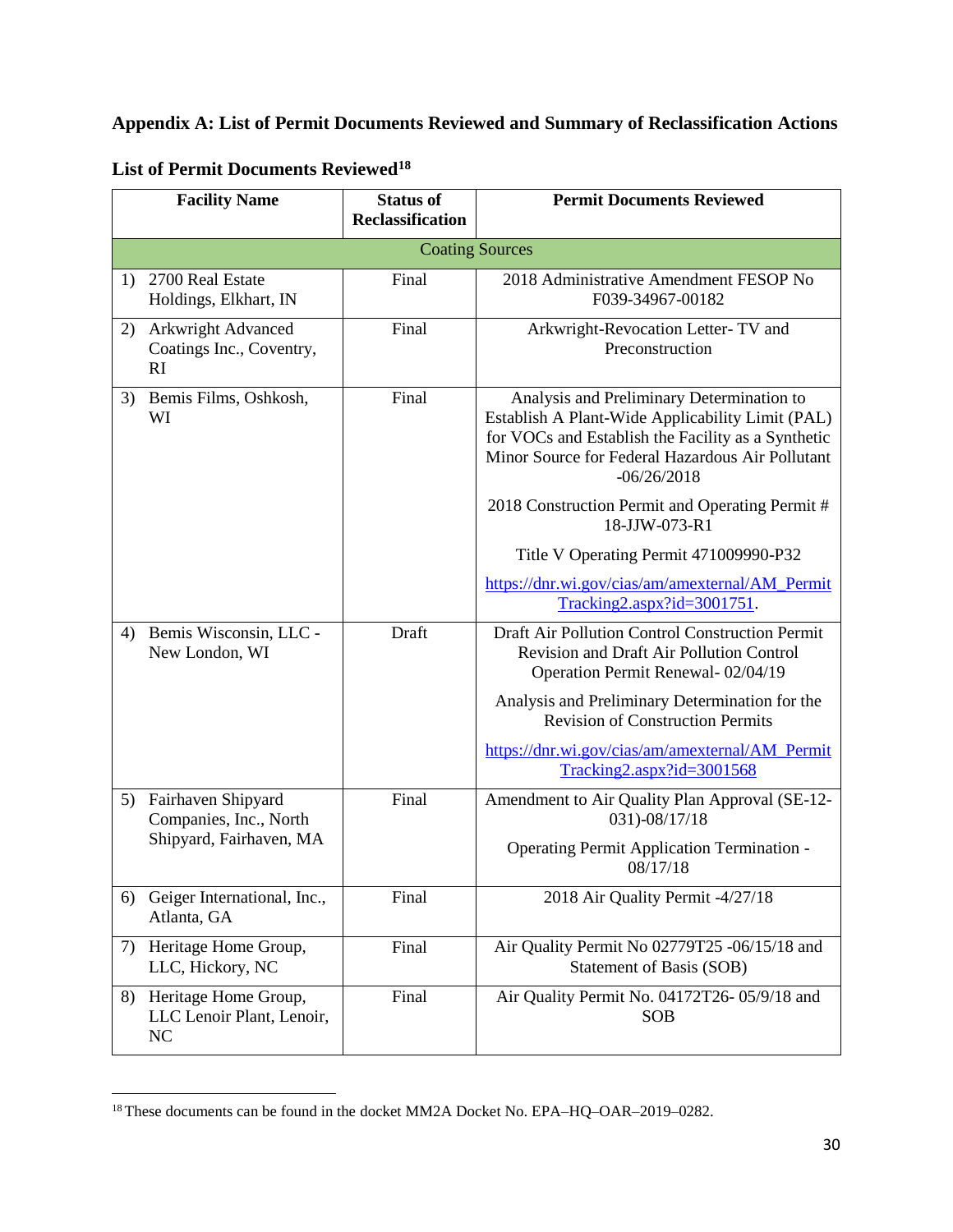## Appendix A: List of Permit Documents Reviewed and Summary of Reclassification Actions

### List of Permit Documents Reviewed[18]

| Facility Name | Status of Reclassification | Permit Documents Reviewed |
|---|---|---|
| Coating Sources | | |
| 1) 2700 Real Estate Holdings, Elkhart, IN | Final | 2018 Administrative Amendment FESOP No F039-34967-00182 |
| 2) Arkwright Advanced Coatings Inc., Coventry, RI | Final | Arkwright-Revocation Letter- TV and Preconstruction |
| 3) Bemis Films, Oshkosh, WI | Final | Analysis and Preliminary Determination to Establish A Plant-Wide Applicability Limit (PAL) for VOCs and Establish the Facility as a Synthetic Minor Source for Federal Hazardous Air Pollutant -06/26/2018<br><br>2018 Construction Permit and Operating Permit # 18-JJW-073-R1<br><br>Title V Operating Permit 471009990-P32<br><br>https://dnr.wi.gov/cias/am/amexternal/AM_PermitTracking2.aspx?id=3001751. |
| 4) Bemis Wisconsin, LLC - New London, WI | Draft | Draft Air Pollution Control Construction Permit Revision and Draft Air Pollution Control Operation Permit Renewal- 02/04/19<br><br>Analysis and Preliminary Determination for the Revision of Construction Permits<br><br>https://dnr.wi.gov/cias/am/amexternal/AM_PermitTracking2.aspx?id=3001568 |
| 5) Fairhaven Shipyard Companies, Inc., North Shipyard, Fairhaven, MA | Final | Amendment to Air Quality Plan Approval (SE-12-031)-08/17/18<br><br>Operating Permit Application Termination - 08/17/18 |
| 6) Geiger International, Inc., Atlanta, GA | Final | 2018 Air Quality Permit -4/27/18 |
| 7) Heritage Home Group, LLC, Hickory, NC | Final | Air Quality Permit No 02779T25 -06/15/18 and Statement of Basis (SOB) |
| 8) Heritage Home Group, LLC Lenoir Plant, Lenoir, NC | Final | Air Quality Permit No. 04172T26- 05/9/18 and SOB |

[18] These documents can be found in the docket MM2A Docket No. EPA–HQ–OAR–2019–0282.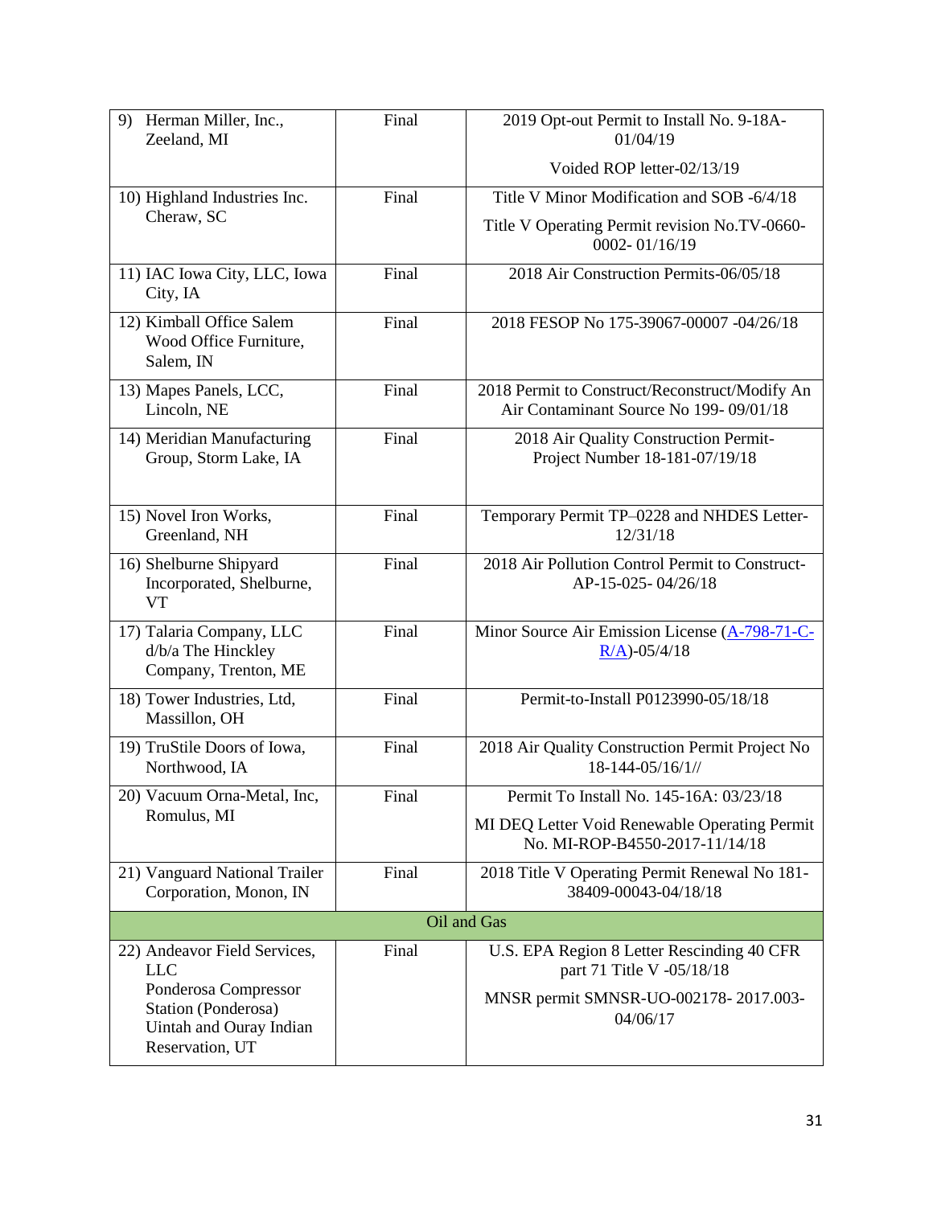| | | |
|---|---|---|
| 9) Herman Miller, Inc., Zeeland, MI | Final | 2019 Opt-out Permit to Install No. 9-18A-01/04/19<br><br>Voided ROP letter-02/13/19 |
| 10) Highland Industries Inc. Cheraw, SC | Final | Title V Minor Modification and SOB -6/4/18<br><br>Title V Operating Permit revision No.TV-0660-0002- 01/16/19 |
| 11) IAC Iowa City, LLC, Iowa City, IA | Final | 2018 Air Construction Permits-06/05/18 |
| 12) Kimball Office Salem Wood Office Furniture, Salem, IN | Final | 2018 FESOP No 175-39067-00007 -04/26/18 |
| 13) Mapes Panels, LCC, Lincoln, NE | Final | 2018 Permit to Construct/Reconstruct/Modify An Air Contaminant Source No 199- 09/01/18 |
| 14) Meridian Manufacturing Group, Storm Lake, IA | Final | 2018 Air Quality Construction Permit-Project Number 18-181-07/19/18 |
| 15) Novel Iron Works, Greenland, NH | Final | Temporary Permit TP–0228 and NHDES Letter-12/31/18 |
| 16) Shelburne Shipyard Incorporated, Shelburne, VT | Final | 2018 Air Pollution Control Permit to Construct-AP-15-025- 04/26/18 |
| 17) Talaria Company, LLC d/b/a The Hinckley Company, Trenton, ME | Final | Minor Source Air Emission License (A-798-71-C-R/A)-05/4/18 |
| 18) Tower Industries, Ltd, Massillon, OH | Final | Permit-to-Install P0123990-05/18/18 |
| 19) TruStile Doors of Iowa, Northwood, IA | Final | 2018 Air Quality Construction Permit Project No 18-144-05/16/1// |
| 20) Vacuum Orna-Metal, Inc, Romulus, MI | Final | Permit To Install No. 145-16A: 03/23/18<br><br>MI DEQ Letter Void Renewable Operating Permit No. MI-ROP-B4550-2017-11/14/18 |
| 21) Vanguard National Trailer Corporation, Monon, IN | Final | 2018 Title V Operating Permit Renewal No 181-38409-00043-04/18/18 |
| **Oil and Gas** | | |
| 22) Andeavor Field Services, LLC<br>Ponderosa Compressor Station (Ponderosa) Uintah and Ouray Indian Reservation, UT | Final | U.S. EPA Region 8 Letter Rescinding 40 CFR part 71 Title V -05/18/18<br><br>MNSR permit SMNSR-UO-002178- 2017.003-04/06/17 |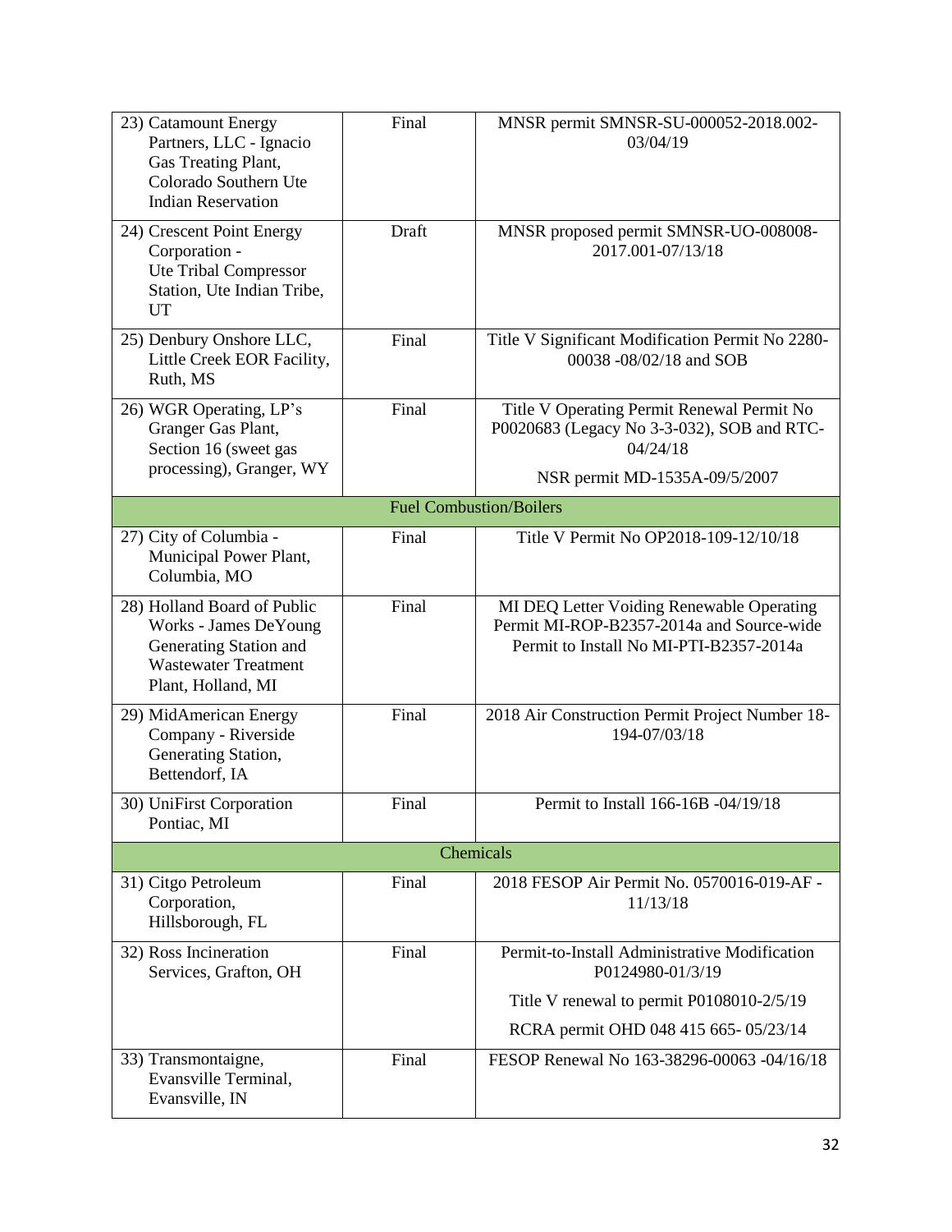| | | |
|---|---|---|
| 23) Catamount Energy Partners, LLC - Ignacio Gas Treating Plant, Colorado Southern Ute Indian Reservation | Final | MNSR permit SMNSR-SU-000052-2018.002-03/04/19 |
| 24) Crescent Point Energy Corporation - Ute Tribal Compressor Station, Ute Indian Tribe, UT | Draft | MNSR proposed permit SMNSR-UO-008008-2017.001-07/13/18 |
| 25) Denbury Onshore LLC, Little Creek EOR Facility, Ruth, MS | Final | Title V Significant Modification Permit No 2280-00038 -08/02/18 and SOB |
| 26) WGR Operating, LP's Granger Gas Plant, Section 16 (sweet gas processing), Granger, WY | Final | Title V Operating Permit Renewal Permit No P0020683 (Legacy No 3-3-032), SOB and RTC-04/24/18<br><br>NSR permit MD-1535A-09/5/2007 |
| **Fuel Combustion/Boilers** | | |
| 27) City of Columbia - Municipal Power Plant, Columbia, MO | Final | Title V Permit No OP2018-109-12/10/18 |
| 28) Holland Board of Public Works - James DeYoung Generating Station and Wastewater Treatment Plant, Holland, MI | Final | MI DEQ Letter Voiding Renewable Operating Permit MI-ROP-B2357-2014a and Source-wide Permit to Install No MI-PTI-B2357-2014a |
| 29) MidAmerican Energy Company - Riverside Generating Station, Bettendorf, IA | Final | 2018 Air Construction Permit Project Number 18-194-07/03/18 |
| 30) UniFirst Corporation Pontiac, MI | Final | Permit to Install 166-16B -04/19/18 |
| **Chemicals** | | |
| 31) Citgo Petroleum Corporation, Hillsborough, FL | Final | 2018 FESOP Air Permit No. 0570016-019-AF - 11/13/18 |
| 32) Ross Incineration Services, Grafton, OH | Final | Permit-to-Install Administrative Modification P0124980-01/3/19<br><br>Title V renewal to permit P0108010-2/5/19<br><br>RCRA permit OHD 048 415 665- 05/23/14 |
| 33) Transmontaigne, Evansville Terminal, Evansville, IN | Final | FESOP Renewal No 163-38296-00063 -04/16/18 |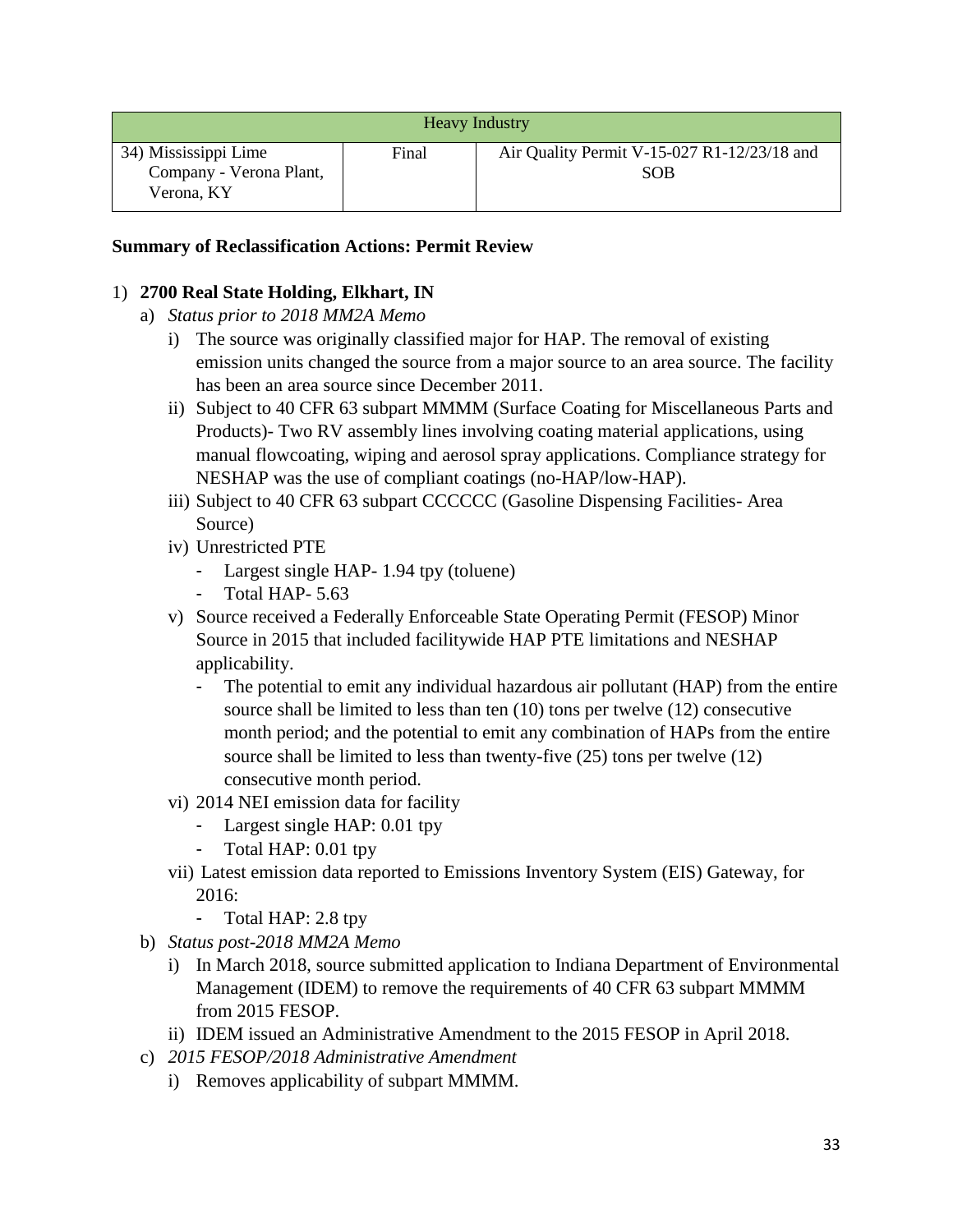| Heavy Industry | | |
|---|---|---|
| 34) Mississippi Lime Company - Verona Plant, Verona, KY | Final | Air Quality Permit V-15-027 R1-12/23/18 and SOB |

**Summary of Reclassification Actions: Permit Review**

1) **2700 Real State Holding, Elkhart, IN**
   a) *Status prior to 2018 MM2A Memo*
      i) The source was originally classified major for HAP. The removal of existing emission units changed the source from a major source to an area source. The facility has been an area source since December 2011.
      ii) Subject to 40 CFR 63 subpart MMMM (Surface Coating for Miscellaneous Parts and Products)- Two RV assembly lines involving coating material applications, using manual flowcoating, wiping and aerosol spray applications. Compliance strategy for NESHAP was the use of compliant coatings (no-HAP/low-HAP).
      iii) Subject to 40 CFR 63 subpart CCCCCC (Gasoline Dispensing Facilities- Area Source)
      iv) Unrestricted PTE
         - Largest single HAP- 1.94 tpy (toluene)
         - Total HAP- 5.63
      v) Source received a Federally Enforceable State Operating Permit (FESOP) Minor Source in 2015 that included facilitywide HAP PTE limitations and NESHAP applicability.
         - The potential to emit any individual hazardous air pollutant (HAP) from the entire source shall be limited to less than ten (10) tons per twelve (12) consecutive month period; and the potential to emit any combination of HAPs from the entire source shall be limited to less than twenty-five (25) tons per twelve (12) consecutive month period.
      vi) 2014 NEI emission data for facility
         - Largest single HAP: 0.01 tpy
         - Total HAP: 0.01 tpy
      vii) Latest emission data reported to Emissions Inventory System (EIS) Gateway, for 2016:
         - Total HAP: 2.8 tpy
   b) *Status post-2018 MM2A Memo*
      i) In March 2018, source submitted application to Indiana Department of Environmental Management (IDEM) to remove the requirements of 40 CFR 63 subpart MMMM from 2015 FESOP.
      ii) IDEM issued an Administrative Amendment to the 2015 FESOP in April 2018.
   c) *2015 FESOP/2018 Administrative Amendment*
      i) Removes applicability of subpart MMMM.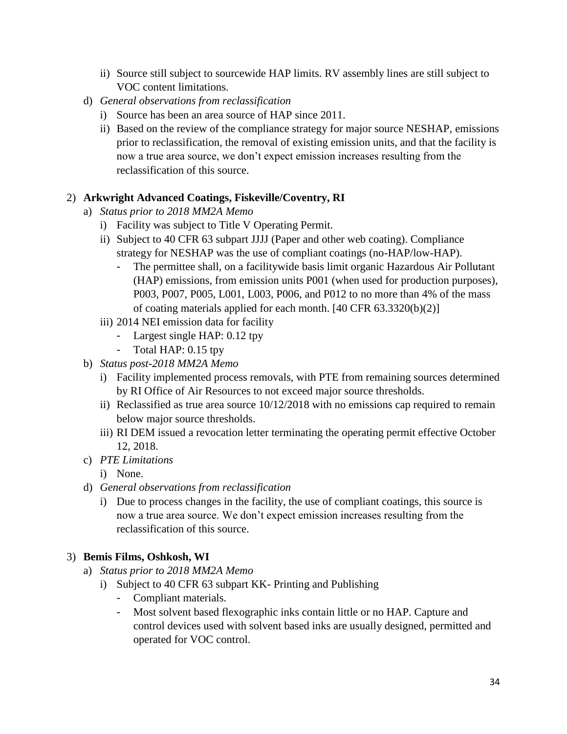ii) Source still subject to sourcewide HAP limits. RV assembly lines are still subject to VOC content limitations.

d) *General observations from reclassification*

i) Source has been an area source of HAP since 2011.

ii) Based on the review of the compliance strategy for major source NESHAP, emissions prior to reclassification, the removal of existing emission units, and that the facility is now a true area source, we don't expect emission increases resulting from the reclassification of this source.

2) **Arkwright Advanced Coatings, Fiskeville/Coventry, RI**

a) *Status prior to 2018 MM2A Memo*

i) Facility was subject to Title V Operating Permit.

ii) Subject to 40 CFR 63 subpart JJJJ (Paper and other web coating). Compliance strategy for NESHAP was the use of compliant coatings (no-HAP/low-HAP).

- The permittee shall, on a facilitywide basis limit organic Hazardous Air Pollutant (HAP) emissions, from emission units P001 (when used for production purposes), P003, P007, P005, L001, L003, P006, and P012 to no more than 4% of the mass of coating materials applied for each month. [40 CFR 63.3320(b)(2)]

iii) 2014 NEI emission data for facility

- Largest single HAP: 0.12 tpy
- Total HAP: 0.15 tpy

b) *Status post-2018 MM2A Memo*

i) Facility implemented process removals, with PTE from remaining sources determined by RI Office of Air Resources to not exceed major source thresholds.

ii) Reclassified as true area source 10/12/2018 with no emissions cap required to remain below major source thresholds.

iii) RI DEM issued a revocation letter terminating the operating permit effective October 12, 2018.

c) *PTE Limitations*

i) None.

d) *General observations from reclassification*

i) Due to process changes in the facility, the use of compliant coatings, this source is now a true area source. We don't expect emission increases resulting from the reclassification of this source.

3) **Bemis Films, Oshkosh, WI**

a) *Status prior to 2018 MM2A Memo*

i) Subject to 40 CFR 63 subpart KK- Printing and Publishing

- Compliant materials.
- Most solvent based flexographic inks contain little or no HAP. Capture and control devices used with solvent based inks are usually designed, permitted and operated for VOC control.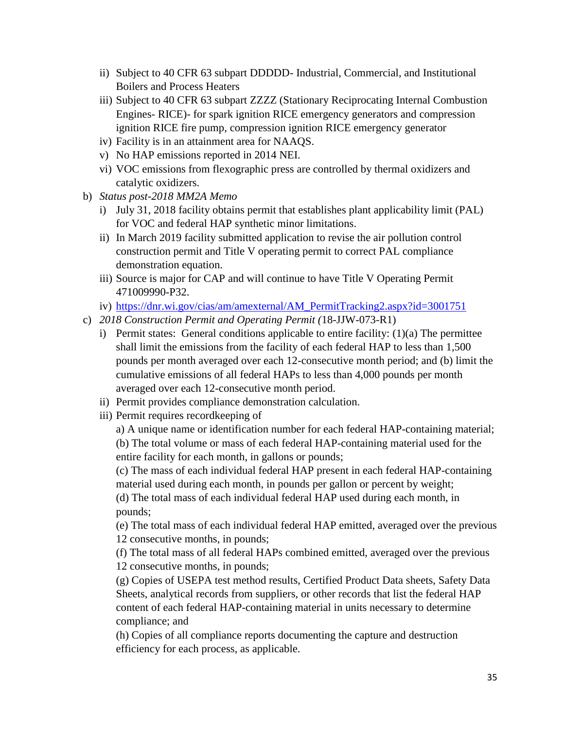- ii) Subject to 40 CFR 63 subpart DDDDD- Industrial, Commercial, and Institutional Boilers and Process Heaters
    - iii) Subject to 40 CFR 63 subpart ZZZZ (Stationary Reciprocating Internal Combustion Engines- RICE)- for spark ignition RICE emergency generators and compression ignition RICE fire pump, compression ignition RICE emergency generator
    - iv) Facility is in an attainment area for NAAQS.
    - v) No HAP emissions reported in 2014 NEI.
    - vi) VOC emissions from flexographic press are controlled by thermal oxidizers and catalytic oxidizers.
- b) *Status post-2018 MM2A Memo*
    - i) July 31, 2018 facility obtains permit that establishes plant applicability limit (PAL) for VOC and federal HAP synthetic minor limitations.
    - ii) In March 2019 facility submitted application to revise the air pollution control construction permit and Title V operating permit to correct PAL compliance demonstration equation.
    - iii) Source is major for CAP and will continue to have Title V Operating Permit 471009990-P32.
    - iv) https://dnr.wi.gov/cias/am/amexternal/AM_PermitTracking2.aspx?id=3001751
- c) *2018 Construction Permit and Operating Permit (*18-JJW-073-R1)
    - i) Permit states: General conditions applicable to entire facility: (1)(a) The permittee shall limit the emissions from the facility of each federal HAP to less than 1,500 pounds per month averaged over each 12-consecutive month period; and (b) limit the cumulative emissions of all federal HAPs to less than 4,000 pounds per month averaged over each 12-consecutive month period.
    - ii) Permit provides compliance demonstration calculation.
    - iii) Permit requires recordkeeping of

      a) A unique name or identification number for each federal HAP-containing material;

      (b) The total volume or mass of each federal HAP-containing material used for the entire facility for each month, in gallons or pounds;

      (c) The mass of each individual federal HAP present in each federal HAP-containing material used during each month, in pounds per gallon or percent by weight;

      (d) The total mass of each individual federal HAP used during each month, in pounds;

      (e) The total mass of each individual federal HAP emitted, averaged over the previous 12 consecutive months, in pounds;

      (f) The total mass of all federal HAPs combined emitted, averaged over the previous 12 consecutive months, in pounds;

      (g) Copies of USEPA test method results, Certified Product Data sheets, Safety Data Sheets, analytical records from suppliers, or other records that list the federal HAP content of each federal HAP-containing material in units necessary to determine compliance; and

      (h) Copies of all compliance reports documenting the capture and destruction efficiency for each process, as applicable.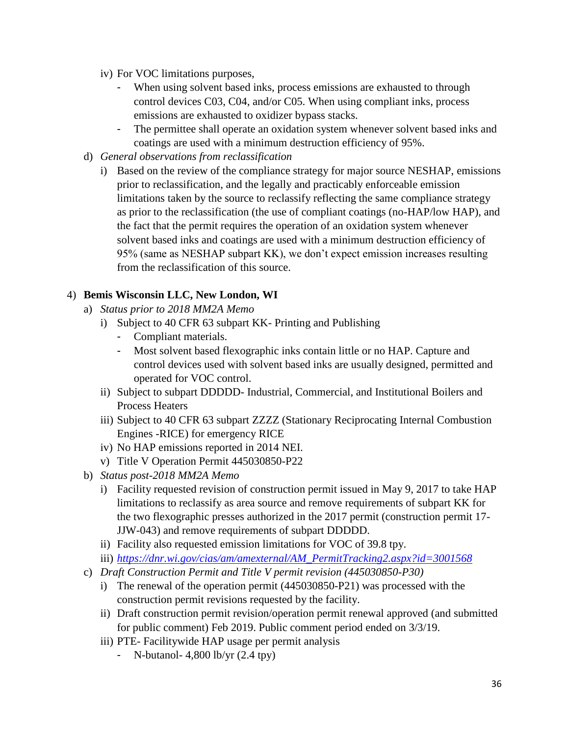iv) For VOC limitations purposes,
      - When using solvent based inks, process emissions are exhausted to through control devices C03, C04, and/or C05. When using compliant inks, process emissions are exhausted to oxidizer bypass stacks.
      - The permittee shall operate an oxidation system whenever solvent based inks and coatings are used with a minimum destruction efficiency of 95%.

d) *General observations from reclassification*
   i) Based on the review of the compliance strategy for major source NESHAP, emissions prior to reclassification, and the legally and practicably enforceable emission limitations taken by the source to reclassify reflecting the same compliance strategy as prior to the reclassification (the use of compliant coatings (no-HAP/low HAP), and the fact that the permit requires the operation of an oxidation system whenever solvent based inks and coatings are used with a minimum destruction efficiency of 95% (same as NESHAP subpart KK), we don't expect emission increases resulting from the reclassification of this source.

4) **Bemis Wisconsin LLC, New London, WI**

a) *Status prior to 2018 MM2A Memo*
   i) Subject to 40 CFR 63 subpart KK- Printing and Publishing
      - Compliant materials.
      - Most solvent based flexographic inks contain little or no HAP. Capture and control devices used with solvent based inks are usually designed, permitted and operated for VOC control.
   ii) Subject to subpart DDDDD- Industrial, Commercial, and Institutional Boilers and Process Heaters
   iii) Subject to 40 CFR 63 subpart ZZZZ (Stationary Reciprocating Internal Combustion Engines -RICE) for emergency RICE
   iv) No HAP emissions reported in 2014 NEI.
   v) Title V Operation Permit 445030850-P22

b) *Status post-2018 MM2A Memo*
   i) Facility requested revision of construction permit issued in May 9, 2017 to take HAP limitations to reclassify as area source and remove requirements of subpart KK for the two flexographic presses authorized in the 2017 permit (construction permit 17-JJW-043) and remove requirements of subpart DDDDD.
   ii) Facility also requested emission limitations for VOC of 39.8 tpy.
   iii) *https://dnr.wi.gov/cias/am/amexternal/AM_PermitTracking2.aspx?id=3001568*

c) *Draft Construction Permit and Title V permit revision (445030850-P30)*
   i) The renewal of the operation permit (445030850-P21) was processed with the construction permit revisions requested by the facility.
   ii) Draft construction permit revision/operation permit renewal approved (and submitted for public comment) Feb 2019. Public comment period ended on 3/3/19.
   iii) PTE- Facilitywide HAP usage per permit analysis
      - N-butanol- 4,800 lb/yr (2.4 tpy)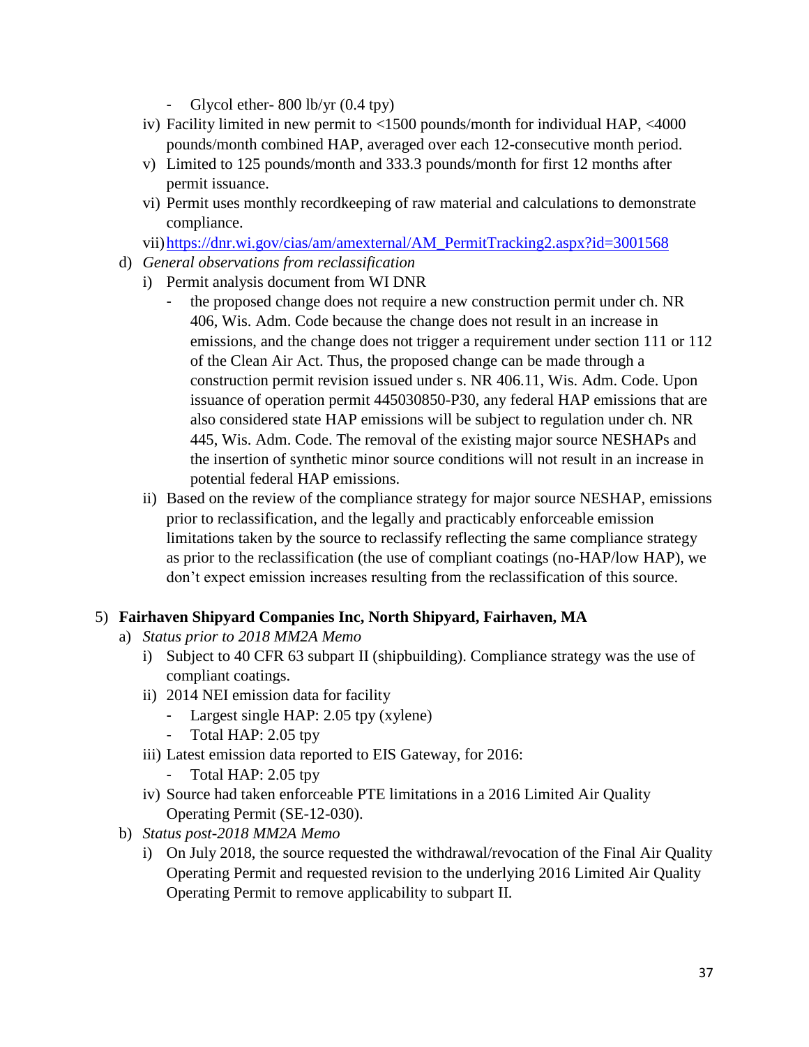- Glycol ether- 800 lb/yr (0.4 tpy)
   iv) Facility limited in new permit to <1500 pounds/month for individual HAP, <4000 pounds/month combined HAP, averaged over each 12-consecutive month period.
   v) Limited to 125 pounds/month and 333.3 pounds/month for first 12 months after permit issuance.
   vi) Permit uses monthly recordkeeping of raw material and calculations to demonstrate compliance.
   vii) https://dnr.wi.gov/cias/am/amexternal/AM_PermitTracking2.aspx?id=3001568

d) *General observations from reclassification*
   i) Permit analysis document from WI DNR
      - the proposed change does not require a new construction permit under ch. NR 406, Wis. Adm. Code because the change does not result in an increase in emissions, and the change does not trigger a requirement under section 111 or 112 of the Clean Air Act. Thus, the proposed change can be made through a construction permit revision issued under s. NR 406.11, Wis. Adm. Code. Upon issuance of operation permit 445030850-P30, any federal HAP emissions that are also considered state HAP emissions will be subject to regulation under ch. NR 445, Wis. Adm. Code. The removal of the existing major source NESHAPs and the insertion of synthetic minor source conditions will not result in an increase in potential federal HAP emissions.
   ii) Based on the review of the compliance strategy for major source NESHAP, emissions prior to reclassification, and the legally and practicably enforceable emission limitations taken by the source to reclassify reflecting the same compliance strategy as prior to the reclassification (the use of compliant coatings (no-HAP/low HAP), we don't expect emission increases resulting from the reclassification of this source.

5) **Fairhaven Shipyard Companies Inc, North Shipyard, Fairhaven, MA**
   a) *Status prior to 2018 MM2A Memo*
      i) Subject to 40 CFR 63 subpart II (shipbuilding). Compliance strategy was the use of compliant coatings.
      ii) 2014 NEI emission data for facility
         - Largest single HAP: 2.05 tpy (xylene)
         - Total HAP: 2.05 tpy
      iii) Latest emission data reported to EIS Gateway, for 2016:
         - Total HAP: 2.05 tpy
      iv) Source had taken enforceable PTE limitations in a 2016 Limited Air Quality Operating Permit (SE-12-030).
   b) *Status post-2018 MM2A Memo*
      i) On July 2018, the source requested the withdrawal/revocation of the Final Air Quality Operating Permit and requested revision to the underlying 2016 Limited Air Quality Operating Permit to remove applicability to subpart II.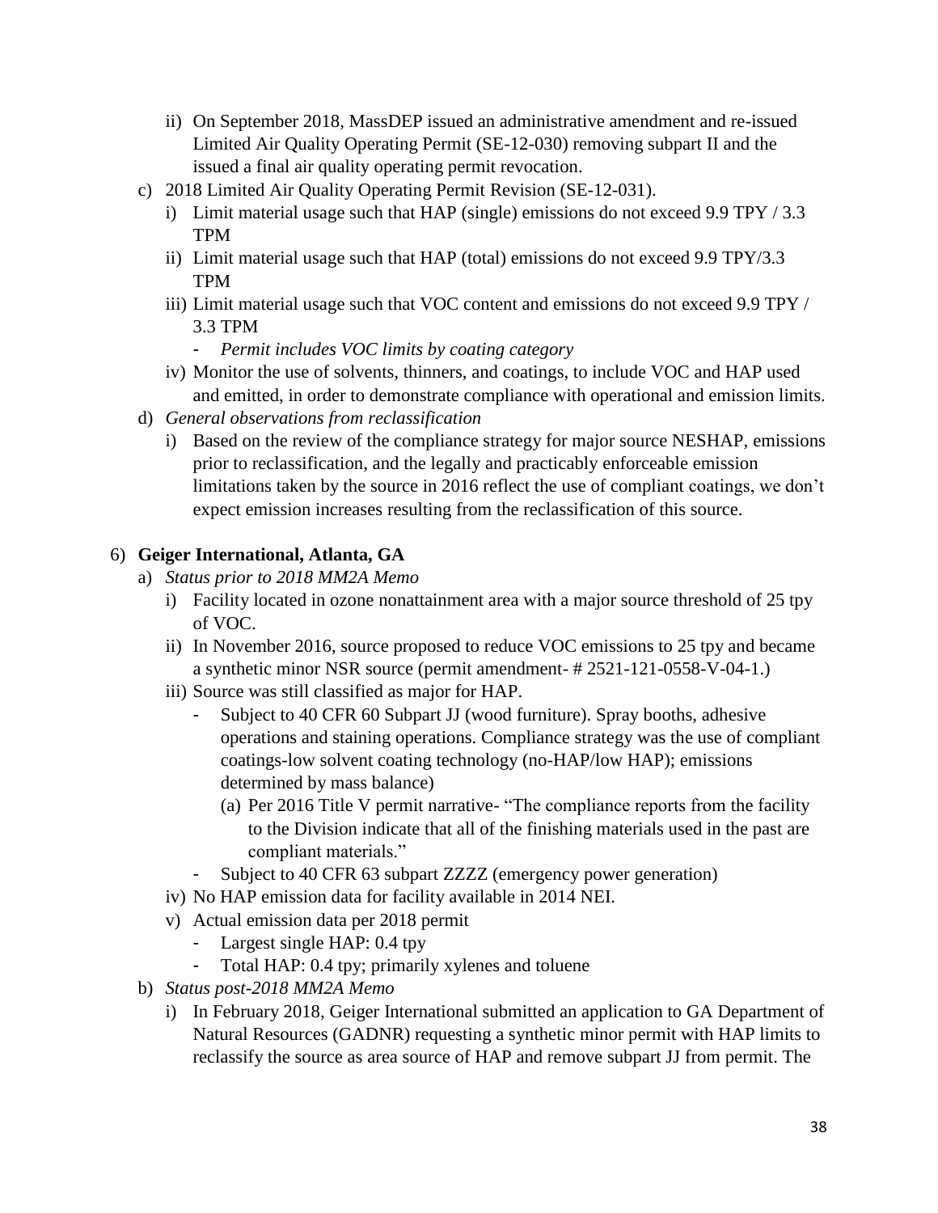ii) On September 2018, MassDEP issued an administrative amendment and re-issued Limited Air Quality Operating Permit (SE-12-030) removing subpart II and the issued a final air quality operating permit revocation.

c) 2018 Limited Air Quality Operating Permit Revision (SE-12-031).
   i) Limit material usage such that HAP (single) emissions do not exceed 9.9 TPY / 3.3 TPM
   ii) Limit material usage such that HAP (total) emissions do not exceed 9.9 TPY/3.3 TPM
   iii) Limit material usage such that VOC content and emissions do not exceed 9.9 TPY / 3.3 TPM
      - *Permit includes VOC limits by coating category*
   iv) Monitor the use of solvents, thinners, and coatings, to include VOC and HAP used and emitted, in order to demonstrate compliance with operational and emission limits.

d) *General observations from reclassification*
   i) Based on the review of the compliance strategy for major source NESHAP, emissions prior to reclassification, and the legally and practicably enforceable emission limitations taken by the source in 2016 reflect the use of compliant coatings, we don't expect emission increases resulting from the reclassification of this source.

6) **Geiger International, Atlanta, GA**

a) *Status prior to 2018 MM2A Memo*
   i) Facility located in ozone nonattainment area with a major source threshold of 25 tpy of VOC.
   ii) In November 2016, source proposed to reduce VOC emissions to 25 tpy and became a synthetic minor NSR source (permit amendment- # 2521-121-0558-V-04-1.)
   iii) Source was still classified as major for HAP.
      - Subject to 40 CFR 60 Subpart JJ (wood furniture). Spray booths, adhesive operations and staining operations. Compliance strategy was the use of compliant coatings-low solvent coating technology (no-HAP/low HAP); emissions determined by mass balance)
         (a) Per 2016 Title V permit narrative- "The compliance reports from the facility to the Division indicate that all of the finishing materials used in the past are compliant materials."
      - Subject to 40 CFR 63 subpart ZZZZ (emergency power generation)
   iv) No HAP emission data for facility available in 2014 NEI.
   v) Actual emission data per 2018 permit
      - Largest single HAP: 0.4 tpy
      - Total HAP: 0.4 tpy; primarily xylenes and toluene

b) *Status post-2018 MM2A Memo*
   i) In February 2018, Geiger International submitted an application to GA Department of Natural Resources (GADNR) requesting a synthetic minor permit with HAP limits to reclassify the source as area source of HAP and remove subpart JJ from permit. The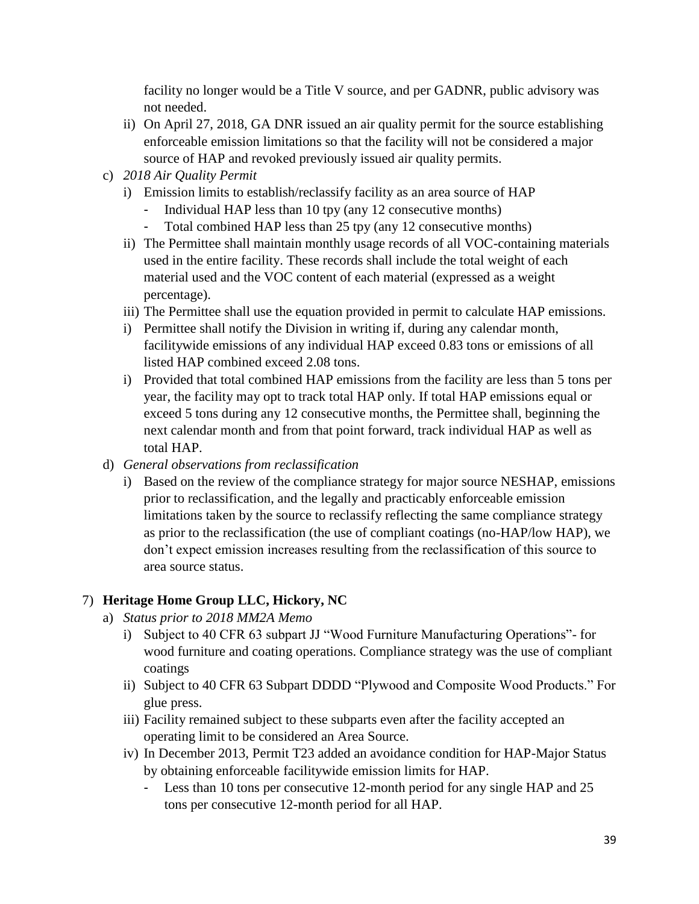facility no longer would be a Title V source, and per GADNR, public advisory was not needed.

ii) On April 27, 2018, GA DNR issued an air quality permit for the source establishing enforceable emission limitations so that the facility will not be considered a major source of HAP and revoked previously issued air quality permits.

c) *2018 Air Quality Permit*

   i) Emission limits to establish/reclassify facility as an area source of HAP
      - Individual HAP less than 10 tpy (any 12 consecutive months)
      - Total combined HAP less than 25 tpy (any 12 consecutive months)

   ii) The Permittee shall maintain monthly usage records of all VOC-containing materials used in the entire facility. These records shall include the total weight of each material used and the VOC content of each material (expressed as a weight percentage).

   iii) The Permittee shall use the equation provided in permit to calculate HAP emissions.

   i) Permittee shall notify the Division in writing if, during any calendar month, facilitywide emissions of any individual HAP exceed 0.83 tons or emissions of all listed HAP combined exceed 2.08 tons.

   i) Provided that total combined HAP emissions from the facility are less than 5 tons per year, the facility may opt to track total HAP only. If total HAP emissions equal or exceed 5 tons during any 12 consecutive months, the Permittee shall, beginning the next calendar month and from that point forward, track individual HAP as well as total HAP.

d) *General observations from reclassification*

   i) Based on the review of the compliance strategy for major source NESHAP, emissions prior to reclassification, and the legally and practicably enforceable emission limitations taken by the source to reclassify reflecting the same compliance strategy as prior to the reclassification (the use of compliant coatings (no-HAP/low HAP), we don't expect emission increases resulting from the reclassification of this source to area source status.

7) **Heritage Home Group LLC, Hickory, NC**

a) *Status prior to 2018 MM2A Memo*

   i) Subject to 40 CFR 63 subpart JJ "Wood Furniture Manufacturing Operations"- for wood furniture and coating operations. Compliance strategy was the use of compliant coatings

   ii) Subject to 40 CFR 63 Subpart DDDD "Plywood and Composite Wood Products." For glue press.

   iii) Facility remained subject to these subparts even after the facility accepted an operating limit to be considered an Area Source.

   iv) In December 2013, Permit T23 added an avoidance condition for HAP-Major Status by obtaining enforceable facilitywide emission limits for HAP.
      - Less than 10 tons per consecutive 12-month period for any single HAP and 25 tons per consecutive 12-month period for all HAP.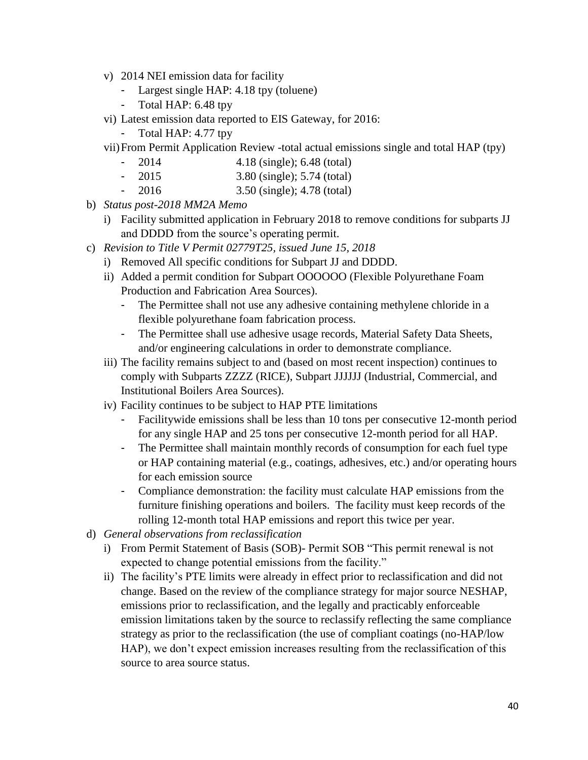- v) 2014 NEI emission data for facility
  - Largest single HAP: 4.18 tpy (toluene)
  - Total HAP: 6.48 tpy
- vi) Latest emission data reported to EIS Gateway, for 2016:
  - Total HAP: 4.77 tpy
- vii) From Permit Application Review -total actual emissions single and total HAP (tpy)
  - 2014 4.18 (single); 6.48 (total)
  - 2015 3.80 (single); 5.74 (total)
  - 2016 3.50 (single); 4.78 (total)

b) *Status post-2018 MM2A Memo*
- i) Facility submitted application in February 2018 to remove conditions for subparts JJ and DDDD from the source's operating permit.

c) *Revision to Title V Permit 02779T25, issued June 15, 2018*
- i) Removed All specific conditions for Subpart JJ and DDDD.
- ii) Added a permit condition for Subpart OOOOOO (Flexible Polyurethane Foam Production and Fabrication Area Sources).
  - The Permittee shall not use any adhesive containing methylene chloride in a flexible polyurethane foam fabrication process.
  - The Permittee shall use adhesive usage records, Material Safety Data Sheets, and/or engineering calculations in order to demonstrate compliance.
- iii) The facility remains subject to and (based on most recent inspection) continues to comply with Subparts ZZZZ (RICE), Subpart JJJJJJ (Industrial, Commercial, and Institutional Boilers Area Sources).
- iv) Facility continues to be subject to HAP PTE limitations
  - Facilitywide emissions shall be less than 10 tons per consecutive 12-month period for any single HAP and 25 tons per consecutive 12-month period for all HAP.
  - The Permittee shall maintain monthly records of consumption for each fuel type or HAP containing material (e.g., coatings, adhesives, etc.) and/or operating hours for each emission source
  - Compliance demonstration: the facility must calculate HAP emissions from the furniture finishing operations and boilers. The facility must keep records of the rolling 12-month total HAP emissions and report this twice per year.

d) *General observations from reclassification*
- i) From Permit Statement of Basis (SOB)- Permit SOB "This permit renewal is not expected to change potential emissions from the facility."
- ii) The facility's PTE limits were already in effect prior to reclassification and did not change. Based on the review of the compliance strategy for major source NESHAP, emissions prior to reclassification, and the legally and practicably enforceable emission limitations taken by the source to reclassify reflecting the same compliance strategy as prior to the reclassification (the use of compliant coatings (no-HAP/low HAP), we don't expect emission increases resulting from the reclassification of this source to area source status.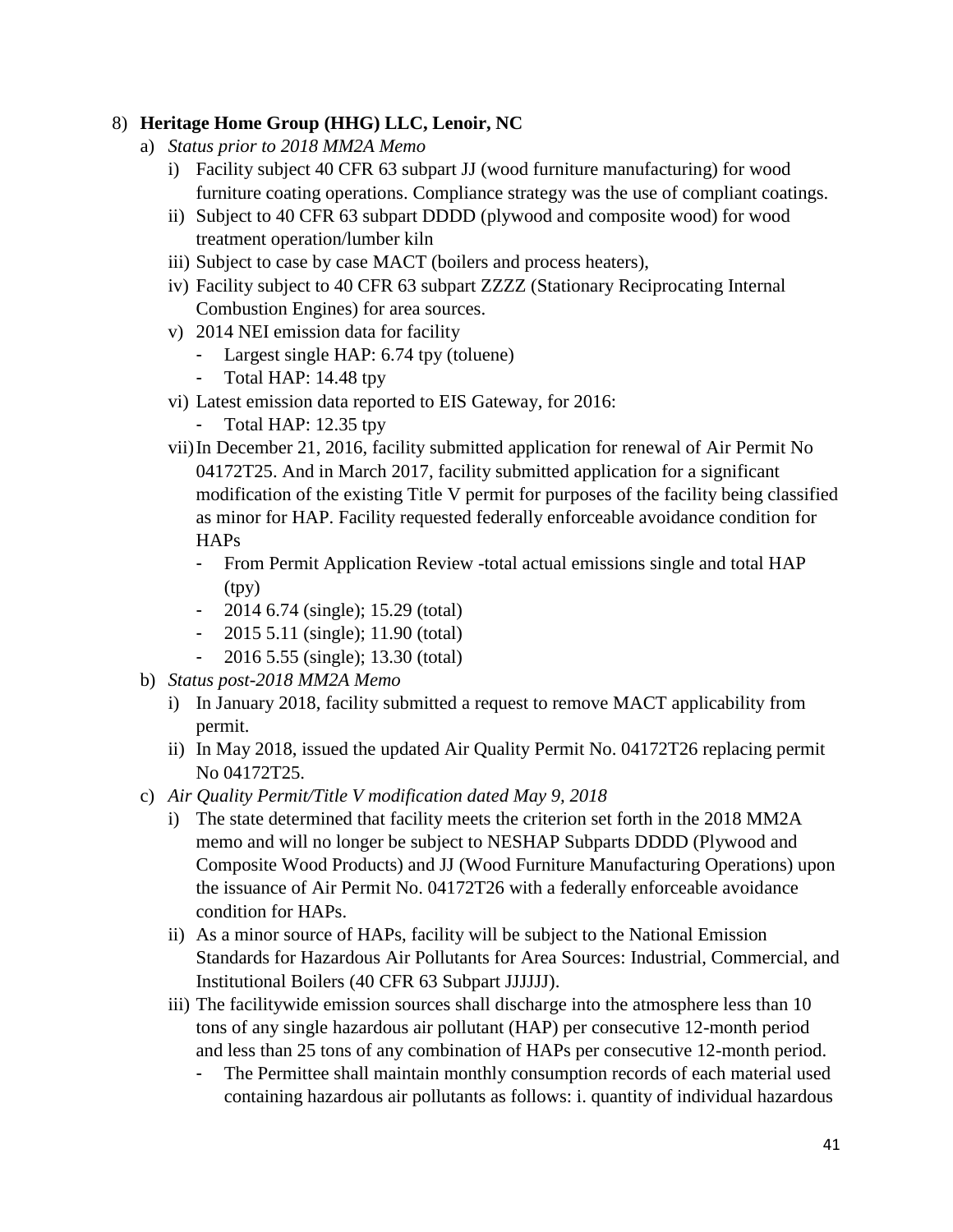8) **Heritage Home Group (HHG) LLC, Lenoir, NC**

   a) *Status prior to 2018 MM2A Memo*

      i) Facility subject 40 CFR 63 subpart JJ (wood furniture manufacturing) for wood furniture coating operations. Compliance strategy was the use of compliant coatings.

      ii) Subject to 40 CFR 63 subpart DDDD (plywood and composite wood) for wood treatment operation/lumber kiln

      iii) Subject to case by case MACT (boilers and process heaters),

      iv) Facility subject to 40 CFR 63 subpart ZZZZ (Stationary Reciprocating Internal Combustion Engines) for area sources.

      v) 2014 NEI emission data for facility

         - Largest single HAP: 6.74 tpy (toluene)
         - Total HAP: 14.48 tpy

      vi) Latest emission data reported to EIS Gateway, for 2016:

         - Total HAP: 12.35 tpy

      vii) In December 21, 2016, facility submitted application for renewal of Air Permit No 04172T25. And in March 2017, facility submitted application for a significant modification of the existing Title V permit for purposes of the facility being classified as minor for HAP. Facility requested federally enforceable avoidance condition for HAPs

         - From Permit Application Review -total actual emissions single and total HAP (tpy)
         - 2014 6.74 (single); 15.29 (total)
         - 2015 5.11 (single); 11.90 (total)
         - 2016 5.55 (single); 13.30 (total)

   b) *Status post-2018 MM2A Memo*

      i) In January 2018, facility submitted a request to remove MACT applicability from permit.

      ii) In May 2018, issued the updated Air Quality Permit No. 04172T26 replacing permit No 04172T25.

   c) *Air Quality Permit/Title V modification dated May 9, 2018*

      i) The state determined that facility meets the criterion set forth in the 2018 MM2A memo and will no longer be subject to NESHAP Subparts DDDD (Plywood and Composite Wood Products) and JJ (Wood Furniture Manufacturing Operations) upon the issuance of Air Permit No. 04172T26 with a federally enforceable avoidance condition for HAPs.

      ii) As a minor source of HAPs, facility will be subject to the National Emission Standards for Hazardous Air Pollutants for Area Sources: Industrial, Commercial, and Institutional Boilers (40 CFR 63 Subpart JJJJJJ).

      iii) The facilitywide emission sources shall discharge into the atmosphere less than 10 tons of any single hazardous air pollutant (HAP) per consecutive 12-month period and less than 25 tons of any combination of HAPs per consecutive 12-month period.

         - The Permittee shall maintain monthly consumption records of each material used containing hazardous air pollutants as follows: i. quantity of individual hazardous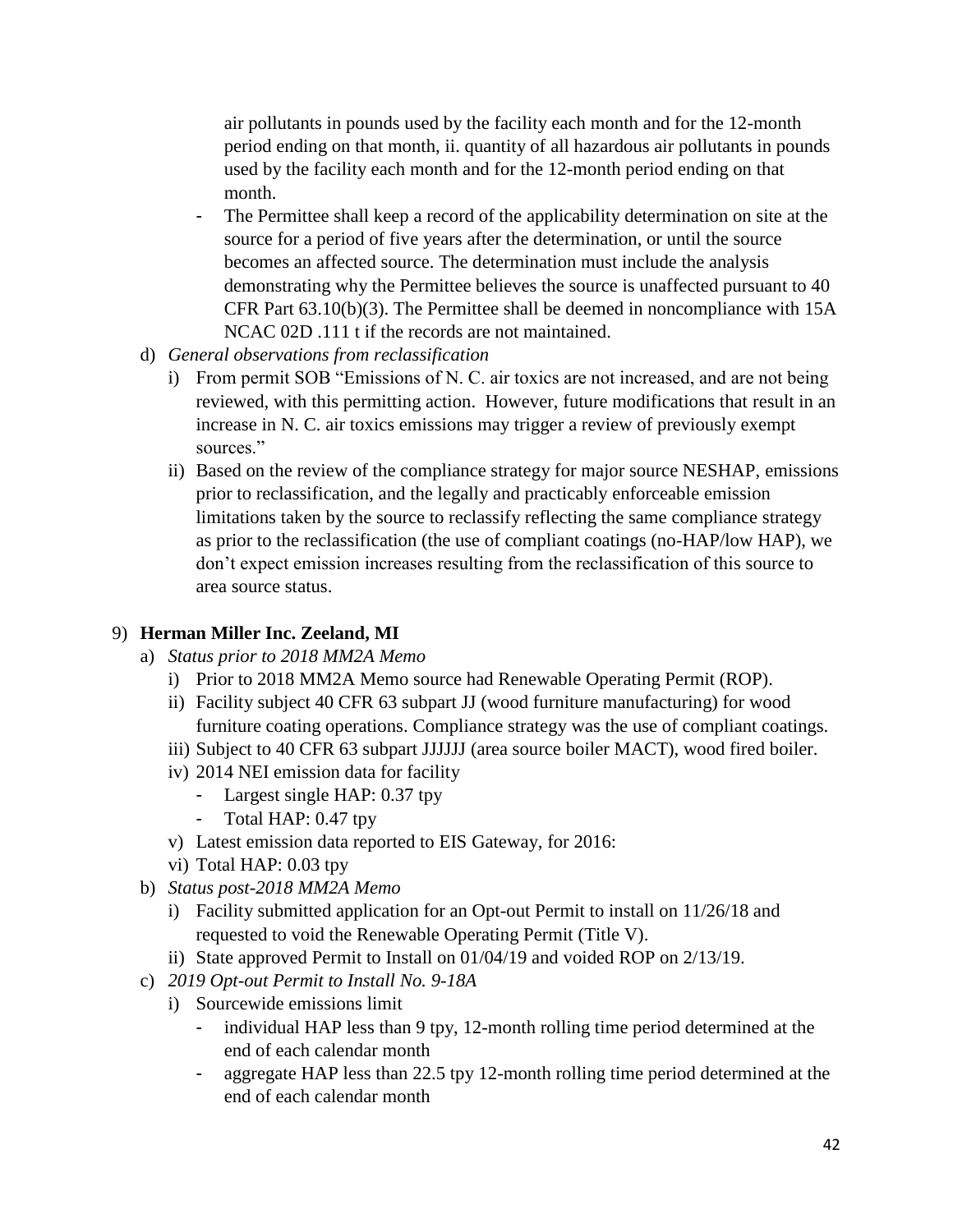air pollutants in pounds used by the facility each month and for the 12-month period ending on that month, ii. quantity of all hazardous air pollutants in pounds used by the facility each month and for the 12-month period ending on that month.

- The Permittee shall keep a record of the applicability determination on site at the source for a period of five years after the determination, or until the source becomes an affected source. The determination must include the analysis demonstrating why the Permittee believes the source is unaffected pursuant to 40 CFR Part 63.10(b)(3). The Permittee shall be deemed in noncompliance with 15A NCAC 02D .111 t if the records are not maintained.

d) *General observations from reclassification*
   i) From permit SOB "Emissions of N. C. air toxics are not increased, and are not being reviewed, with this permitting action. However, future modifications that result in an increase in N. C. air toxics emissions may trigger a review of previously exempt sources."
   ii) Based on the review of the compliance strategy for major source NESHAP, emissions prior to reclassification, and the legally and practicably enforceable emission limitations taken by the source to reclassify reflecting the same compliance strategy as prior to the reclassification (the use of compliant coatings (no-HAP/low HAP), we don't expect emission increases resulting from the reclassification of this source to area source status.

9) **Herman Miller Inc. Zeeland, MI**
   a) *Status prior to 2018 MM2A Memo*
      i) Prior to 2018 MM2A Memo source had Renewable Operating Permit (ROP).
      ii) Facility subject 40 CFR 63 subpart JJ (wood furniture manufacturing) for wood furniture coating operations. Compliance strategy was the use of compliant coatings.
      iii) Subject to 40 CFR 63 subpart JJJJJJ (area source boiler MACT), wood fired boiler.
      iv) 2014 NEI emission data for facility
         - Largest single HAP: 0.37 tpy
         - Total HAP: 0.47 tpy
      v) Latest emission data reported to EIS Gateway, for 2016:
      vi) Total HAP: 0.03 tpy
   b) *Status post-2018 MM2A Memo*
      i) Facility submitted application for an Opt-out Permit to install on 11/26/18 and requested to void the Renewable Operating Permit (Title V).
      ii) State approved Permit to Install on 01/04/19 and voided ROP on 2/13/19.
   c) *2019 Opt-out Permit to Install No. 9-18A*
      i) Sourcewide emissions limit
         - individual HAP less than 9 tpy, 12-month rolling time period determined at the end of each calendar month
         - aggregate HAP less than 22.5 tpy 12-month rolling time period determined at the end of each calendar month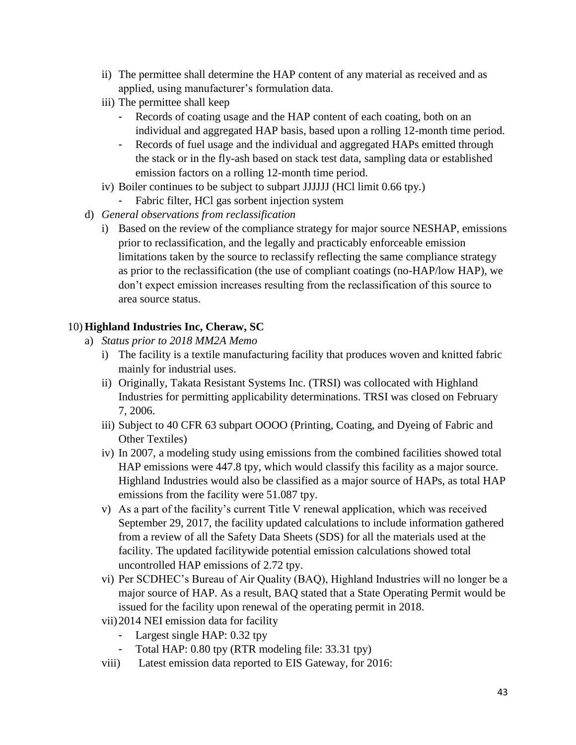ii) The permittee shall determine the HAP content of any material as received and as applied, using manufacturer's formulation data.

iii) The permittee shall keep

- Records of coating usage and the HAP content of each coating, both on an individual and aggregated HAP basis, based upon a rolling 12-month time period.
- Records of fuel usage and the individual and aggregated HAPs emitted through the stack or in the fly-ash based on stack test data, sampling data or established emission factors on a rolling 12-month time period.

iv) Boiler continues to be subject to subpart JJJJJJ (HCl limit 0.66 tpy.)

- Fabric filter, HCl gas sorbent injection system

d) *General observations from reclassification*

i) Based on the review of the compliance strategy for major source NESHAP, emissions prior to reclassification, and the legally and practicably enforceable emission limitations taken by the source to reclassify reflecting the same compliance strategy as prior to the reclassification (the use of compliant coatings (no-HAP/low HAP), we don't expect emission increases resulting from the reclassification of this source to area source status.

10) **Highland Industries Inc, Cheraw, SC**

a) *Status prior to 2018 MM2A Memo*

i) The facility is a textile manufacturing facility that produces woven and knitted fabric mainly for industrial uses.

ii) Originally, Takata Resistant Systems Inc. (TRSI) was collocated with Highland Industries for permitting applicability determinations. TRSI was closed on February 7, 2006.

iii) Subject to 40 CFR 63 subpart OOOO (Printing, Coating, and Dyeing of Fabric and Other Textiles)

iv) In 2007, a modeling study using emissions from the combined facilities showed total HAP emissions were 447.8 tpy, which would classify this facility as a major source. Highland Industries would also be classified as a major source of HAPs, as total HAP emissions from the facility were 51.087 tpy.

v) As a part of the facility's current Title V renewal application, which was received September 29, 2017, the facility updated calculations to include information gathered from a review of all the Safety Data Sheets (SDS) for all the materials used at the facility. The updated facilitywide potential emission calculations showed total uncontrolled HAP emissions of 2.72 tpy.

vi) Per SCDHEC's Bureau of Air Quality (BAQ), Highland Industries will no longer be a major source of HAP. As a result, BAQ stated that a State Operating Permit would be issued for the facility upon renewal of the operating permit in 2018.

vii) 2014 NEI emission data for facility

- Largest single HAP: 0.32 tpy
- Total HAP: 0.80 tpy (RTR modeling file: 33.31 tpy)

viii) Latest emission data reported to EIS Gateway, for 2016: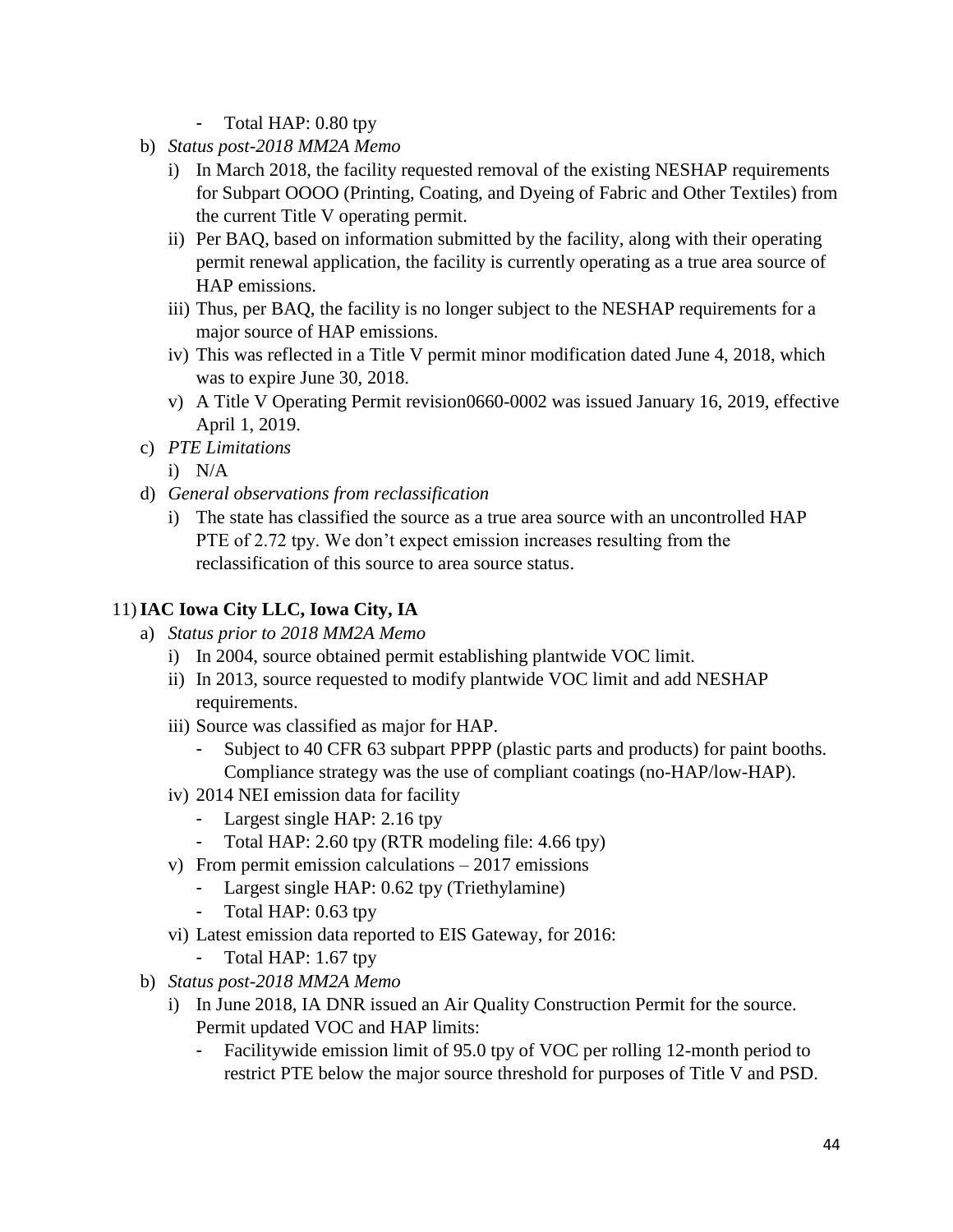- Total HAP: 0.80 tpy

b) *Status post-2018 MM2A Memo*
   i) In March 2018, the facility requested removal of the existing NESHAP requirements for Subpart OOOO (Printing, Coating, and Dyeing of Fabric and Other Textiles) from the current Title V operating permit.
   ii) Per BAQ, based on information submitted by the facility, along with their operating permit renewal application, the facility is currently operating as a true area source of HAP emissions.
   iii) Thus, per BAQ, the facility is no longer subject to the NESHAP requirements for a major source of HAP emissions.
   iv) This was reflected in a Title V permit minor modification dated June 4, 2018, which was to expire June 30, 2018.
   v) A Title V Operating Permit revision0660-0002 was issued January 16, 2019, effective April 1, 2019.

c) *PTE Limitations*
   i) N/A

d) *General observations from reclassification*
   i) The state has classified the source as a true area source with an uncontrolled HAP PTE of 2.72 tpy. We don't expect emission increases resulting from the reclassification of this source to area source status.

## 11) IAC Iowa City LLC, Iowa City, IA

a) *Status prior to 2018 MM2A Memo*
   i) In 2004, source obtained permit establishing plantwide VOC limit.
   ii) In 2013, source requested to modify plantwide VOC limit and add NESHAP requirements.
   iii) Source was classified as major for HAP.
      - Subject to 40 CFR 63 subpart PPPP (plastic parts and products) for paint booths. Compliance strategy was the use of compliant coatings (no-HAP/low-HAP).
   iv) 2014 NEI emission data for facility
      - Largest single HAP: 2.16 tpy
      - Total HAP: 2.60 tpy (RTR modeling file: 4.66 tpy)
   v) From permit emission calculations – 2017 emissions
      - Largest single HAP: 0.62 tpy (Triethylamine)
      - Total HAP: 0.63 tpy
   vi) Latest emission data reported to EIS Gateway, for 2016:
      - Total HAP: 1.67 tpy

b) *Status post-2018 MM2A Memo*
   i) In June 2018, IA DNR issued an Air Quality Construction Permit for the source. Permit updated VOC and HAP limits:
      - Facilitywide emission limit of 95.0 tpy of VOC per rolling 12-month period to restrict PTE below the major source threshold for purposes of Title V and PSD.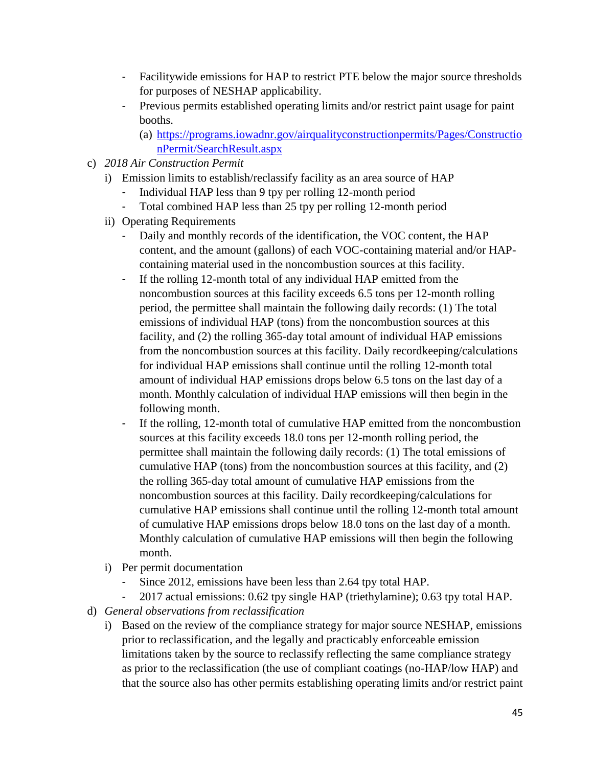- Facilitywide emissions for HAP to restrict PTE below the major source thresholds for purposes of NESHAP applicability.
- Previous permits established operating limits and/or restrict paint usage for paint booths.
  (a) [https://programs.iowadnr.gov/airqualityconstructionpermits/Pages/ConstructionPermit/SearchResult.aspx](https://programs.iowadnr.gov/airqualityconstructionpermits/Pages/ConstructionPermit/SearchResult.aspx)

c) *2018 Air Construction Permit*

i) Emission limits to establish/reclassify facility as an area source of HAP
- Individual HAP less than 9 tpy per rolling 12-month period
- Total combined HAP less than 25 tpy per rolling 12-month period

ii) Operating Requirements
- Daily and monthly records of the identification, the VOC content, the HAP content, and the amount (gallons) of each VOC-containing material and/or HAP-containing material used in the noncombustion sources at this facility.
- If the rolling 12-month total of any individual HAP emitted from the noncombustion sources at this facility exceeds 6.5 tons per 12-month rolling period, the permittee shall maintain the following daily records: (1) The total emissions of individual HAP (tons) from the noncombustion sources at this facility, and (2) the rolling 365-day total amount of individual HAP emissions from the noncombustion sources at this facility. Daily recordkeeping/calculations for individual HAP emissions shall continue until the rolling 12-month total amount of individual HAP emissions drops below 6.5 tons on the last day of a month. Monthly calculation of individual HAP emissions will then begin in the following month.
- If the rolling, 12-month total of cumulative HAP emitted from the noncombustion sources at this facility exceeds 18.0 tons per 12-month rolling period, the permittee shall maintain the following daily records: (1) The total emissions of cumulative HAP (tons) from the noncombustion sources at this facility, and (2) the rolling 365-day total amount of cumulative HAP emissions from the noncombustion sources at this facility. Daily recordkeeping/calculations for cumulative HAP emissions shall continue until the rolling 12-month total amount of cumulative HAP emissions drops below 18.0 tons on the last day of a month. Monthly calculation of cumulative HAP emissions will then begin the following month.

i) Per permit documentation
- Since 2012, emissions have been less than 2.64 tpy total HAP.
- 2017 actual emissions: 0.62 tpy single HAP (triethylamine); 0.63 tpy total HAP.

d) *General observations from reclassification*

i) Based on the review of the compliance strategy for major source NESHAP, emissions prior to reclassification, and the legally and practicably enforceable emission limitations taken by the source to reclassify reflecting the same compliance strategy as prior to the reclassification (the use of compliant coatings (no-HAP/low HAP) and that the source also has other permits establishing operating limits and/or restrict paint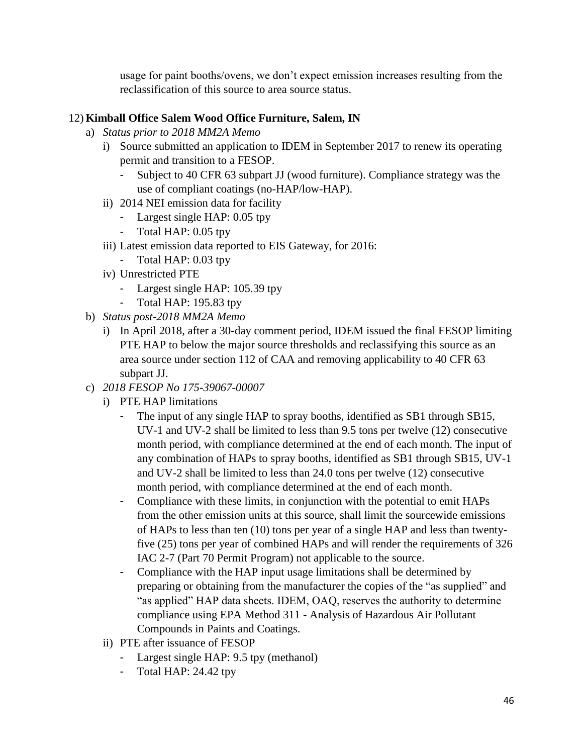usage for paint booths/ovens, we don't expect emission increases resulting from the reclassification of this source to area source status.

12) **Kimball Office Salem Wood Office Furniture, Salem, IN**

a) *Status prior to 2018 MM2A Memo*

i) Source submitted an application to IDEM in September 2017 to renew its operating permit and transition to a FESOP.

- Subject to 40 CFR 63 subpart JJ (wood furniture). Compliance strategy was the use of compliant coatings (no-HAP/low-HAP).

ii) 2014 NEI emission data for facility

- Largest single HAP: 0.05 tpy
- Total HAP: 0.05 tpy

iii) Latest emission data reported to EIS Gateway, for 2016:

- Total HAP: 0.03 tpy

iv) Unrestricted PTE

- Largest single HAP: 105.39 tpy
- Total HAP: 195.83 tpy

b) *Status post-2018 MM2A Memo*

i) In April 2018, after a 30-day comment period, IDEM issued the final FESOP limiting PTE HAP to below the major source thresholds and reclassifying this source as an area source under section 112 of CAA and removing applicability to 40 CFR 63 subpart JJ.

c) *2018 FESOP No 175-39067-00007*

i) PTE HAP limitations

- The input of any single HAP to spray booths, identified as SB1 through SB15, UV-1 and UV-2 shall be limited to less than 9.5 tons per twelve (12) consecutive month period, with compliance determined at the end of each month. The input of any combination of HAPs to spray booths, identified as SB1 through SB15, UV-1 and UV-2 shall be limited to less than 24.0 tons per twelve (12) consecutive month period, with compliance determined at the end of each month.
- Compliance with these limits, in conjunction with the potential to emit HAPs from the other emission units at this source, shall limit the sourcewide emissions of HAPs to less than ten (10) tons per year of a single HAP and less than twenty-five (25) tons per year of combined HAPs and will render the requirements of 326 IAC 2-7 (Part 70 Permit Program) not applicable to the source.
- Compliance with the HAP input usage limitations shall be determined by preparing or obtaining from the manufacturer the copies of the "as supplied" and "as applied" HAP data sheets. IDEM, OAQ, reserves the authority to determine compliance using EPA Method 311 - Analysis of Hazardous Air Pollutant Compounds in Paints and Coatings.

ii) PTE after issuance of FESOP

- Largest single HAP: 9.5 tpy (methanol)
- Total HAP: 24.42 tpy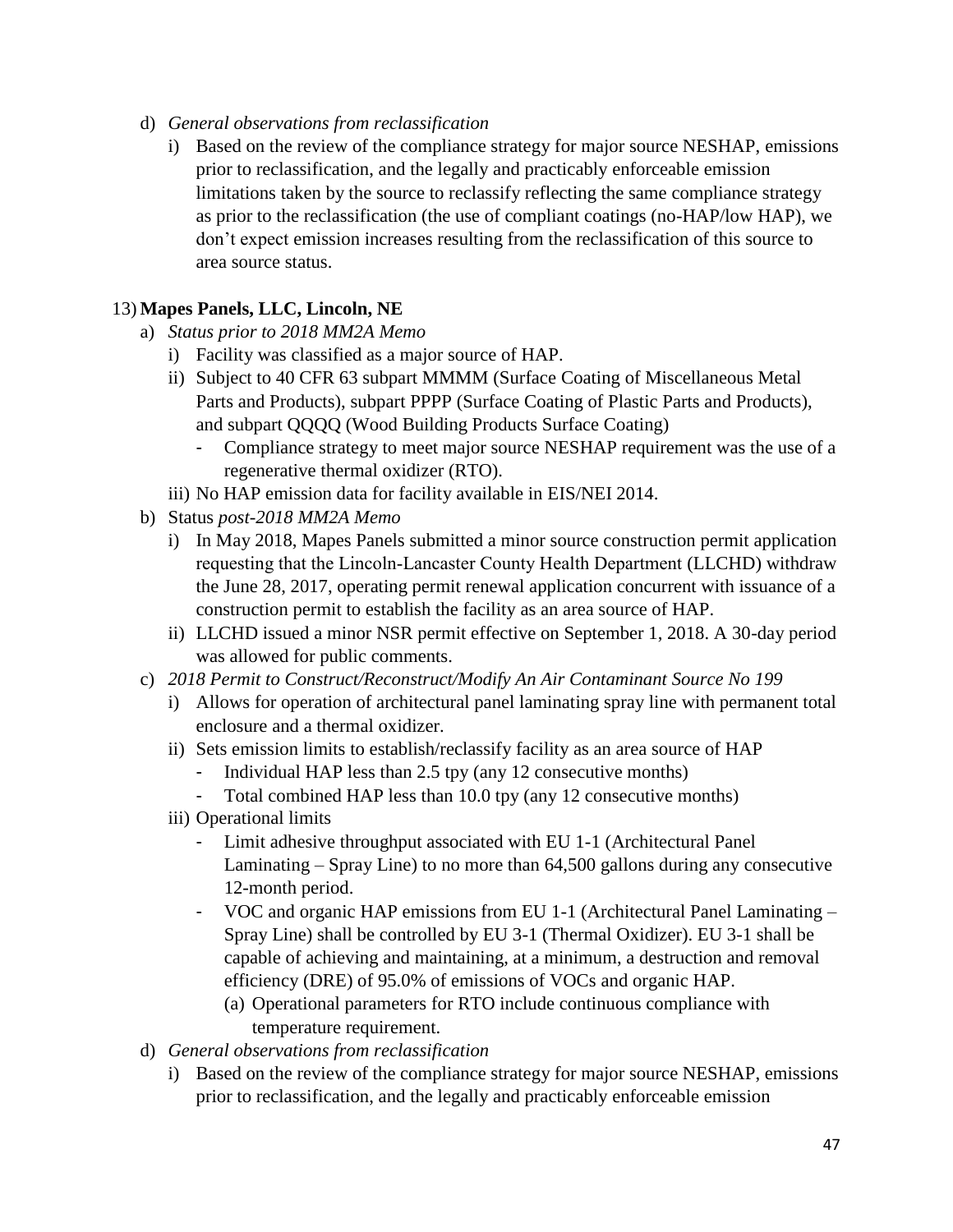d) *General observations from reclassification*

   i) Based on the review of the compliance strategy for major source NESHAP, emissions prior to reclassification, and the legally and practicably enforceable emission limitations taken by the source to reclassify reflecting the same compliance strategy as prior to the reclassification (the use of compliant coatings (no-HAP/low HAP), we don't expect emission increases resulting from the reclassification of this source to area source status.

13) **Mapes Panels, LLC, Lincoln, NE**

a) *Status prior to 2018 MM2A Memo*

   i) Facility was classified as a major source of HAP.

   ii) Subject to 40 CFR 63 subpart MMMM (Surface Coating of Miscellaneous Metal Parts and Products), subpart PPPP (Surface Coating of Plastic Parts and Products), and subpart QQQQ (Wood Building Products Surface Coating)

      - Compliance strategy to meet major source NESHAP requirement was the use of a regenerative thermal oxidizer (RTO).

   iii) No HAP emission data for facility available in EIS/NEI 2014.

b) Status *post-2018 MM2A Memo*

   i) In May 2018, Mapes Panels submitted a minor source construction permit application requesting that the Lincoln-Lancaster County Health Department (LLCHD) withdraw the June 28, 2017, operating permit renewal application concurrent with issuance of a construction permit to establish the facility as an area source of HAP.

   ii) LLCHD issued a minor NSR permit effective on September 1, 2018. A 30-day period was allowed for public comments.

c) *2018 Permit to Construct/Reconstruct/Modify An Air Contaminant Source No 199*

   i) Allows for operation of architectural panel laminating spray line with permanent total enclosure and a thermal oxidizer.

   ii) Sets emission limits to establish/reclassify facility as an area source of HAP

      - Individual HAP less than 2.5 tpy (any 12 consecutive months)
      - Total combined HAP less than 10.0 tpy (any 12 consecutive months)

   iii) Operational limits

      - Limit adhesive throughput associated with EU 1-1 (Architectural Panel Laminating – Spray Line) to no more than 64,500 gallons during any consecutive 12-month period.
      - VOC and organic HAP emissions from EU 1-1 (Architectural Panel Laminating – Spray Line) shall be controlled by EU 3-1 (Thermal Oxidizer). EU 3-1 shall be capable of achieving and maintaining, at a minimum, a destruction and removal efficiency (DRE) of 95.0% of emissions of VOCs and organic HAP.
         (a) Operational parameters for RTO include continuous compliance with temperature requirement.

d) *General observations from reclassification*

   i) Based on the review of the compliance strategy for major source NESHAP, emissions prior to reclassification, and the legally and practicably enforceable emission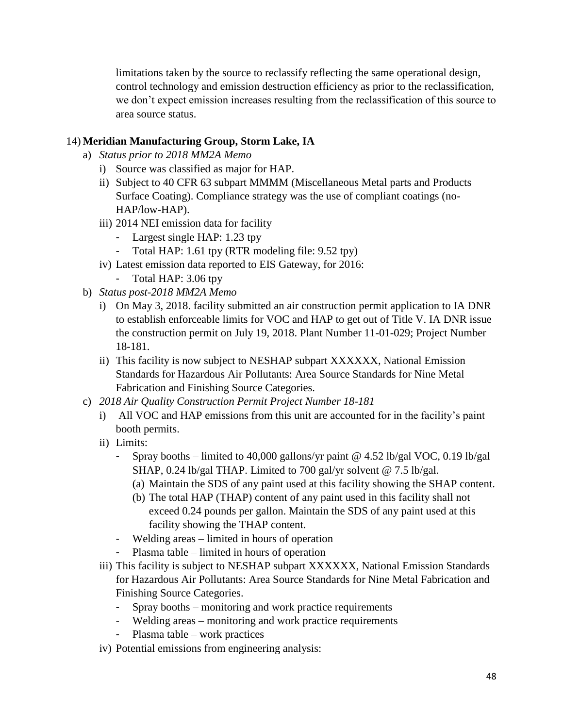limitations taken by the source to reclassify reflecting the same operational design, control technology and emission destruction efficiency as prior to the reclassification, we don't expect emission increases resulting from the reclassification of this source to area source status.

14) **Meridian Manufacturing Group, Storm Lake, IA**

a) *Status prior to 2018 MM2A Memo*

i) Source was classified as major for HAP.

ii) Subject to 40 CFR 63 subpart MMMM (Miscellaneous Metal parts and Products Surface Coating). Compliance strategy was the use of compliant coatings (no-HAP/low-HAP).

iii) 2014 NEI emission data for facility

- Largest single HAP: 1.23 tpy
- Total HAP: 1.61 tpy (RTR modeling file: 9.52 tpy)

iv) Latest emission data reported to EIS Gateway, for 2016:

- Total HAP: 3.06 tpy

b) *Status post-2018 MM2A Memo*

i) On May 3, 2018. facility submitted an air construction permit application to IA DNR to establish enforceable limits for VOC and HAP to get out of Title V. IA DNR issue the construction permit on July 19, 2018. Plant Number 11-01-029; Project Number 18-181.

ii) This facility is now subject to NESHAP subpart XXXXXX, National Emission Standards for Hazardous Air Pollutants: Area Source Standards for Nine Metal Fabrication and Finishing Source Categories.

c) *2018 Air Quality Construction Permit Project Number 18-181*

i) All VOC and HAP emissions from this unit are accounted for in the facility's paint booth permits.

ii) Limits:

- Spray booths – limited to 40,000 gallons/yr paint @ 4.52 lb/gal VOC, 0.19 lb/gal SHAP, 0.24 lb/gal THAP. Limited to 700 gal/yr solvent @ 7.5 lb/gal.
  (a) Maintain the SDS of any paint used at this facility showing the SHAP content.
  (b) The total HAP (THAP) content of any paint used in this facility shall not exceed 0.24 pounds per gallon. Maintain the SDS of any paint used at this facility showing the THAP content.
- Welding areas – limited in hours of operation
- Plasma table – limited in hours of operation

iii) This facility is subject to NESHAP subpart XXXXXX, National Emission Standards for Hazardous Air Pollutants: Area Source Standards for Nine Metal Fabrication and Finishing Source Categories.

- Spray booths – monitoring and work practice requirements
- Welding areas – monitoring and work practice requirements
- Plasma table – work practices

iv) Potential emissions from engineering analysis: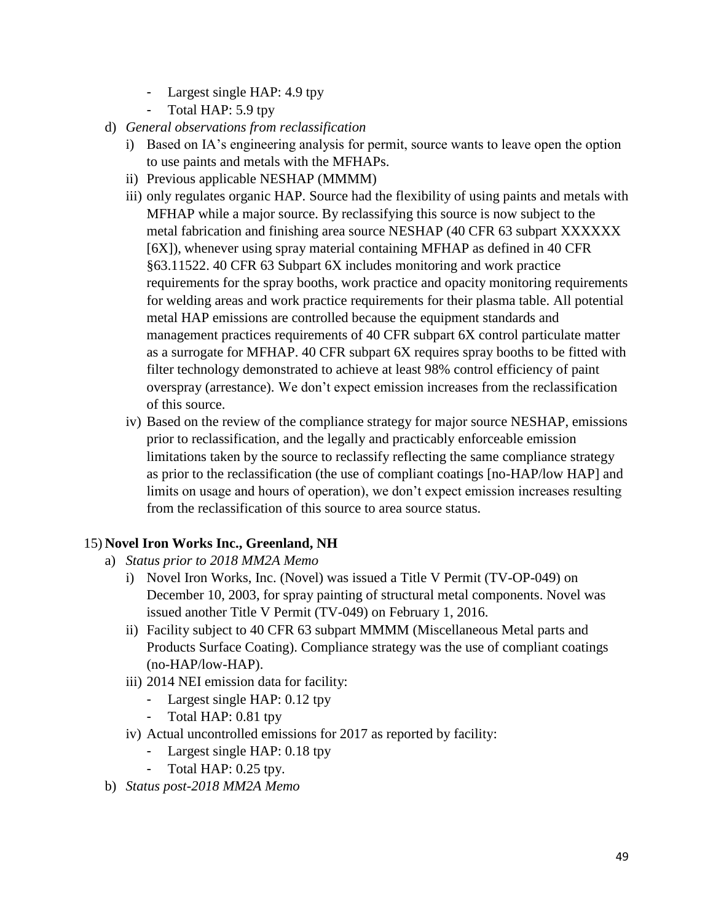- Largest single HAP: 4.9 tpy
- Total HAP: 5.9 tpy

d) *General observations from reclassification*

i) Based on IA's engineering analysis for permit, source wants to leave open the option to use paints and metals with the MFHAPs.

ii) Previous applicable NESHAP (MMMM)

iii) only regulates organic HAP. Source had the flexibility of using paints and metals with MFHAP while a major source. By reclassifying this source is now subject to the metal fabrication and finishing area source NESHAP (40 CFR 63 subpart XXXXXX [6X]), whenever using spray material containing MFHAP as defined in 40 CFR §63.11522. 40 CFR 63 Subpart 6X includes monitoring and work practice requirements for the spray booths, work practice and opacity monitoring requirements for welding areas and work practice requirements for their plasma table. All potential metal HAP emissions are controlled because the equipment standards and management practices requirements of 40 CFR subpart 6X control particulate matter as a surrogate for MFHAP. 40 CFR subpart 6X requires spray booths to be fitted with filter technology demonstrated to achieve at least 98% control efficiency of paint overspray (arrestance). We don't expect emission increases from the reclassification of this source.

iv) Based on the review of the compliance strategy for major source NESHAP, emissions prior to reclassification, and the legally and practicably enforceable emission limitations taken by the source to reclassify reflecting the same compliance strategy as prior to the reclassification (the use of compliant coatings [no-HAP/low HAP] and limits on usage and hours of operation), we don't expect emission increases resulting from the reclassification of this source to area source status.

15) **Novel Iron Works Inc., Greenland, NH**

a) *Status prior to 2018 MM2A Memo*

i) Novel Iron Works, Inc. (Novel) was issued a Title V Permit (TV-OP-049) on December 10, 2003, for spray painting of structural metal components. Novel was issued another Title V Permit (TV-049) on February 1, 2016.

ii) Facility subject to 40 CFR 63 subpart MMMM (Miscellaneous Metal parts and Products Surface Coating). Compliance strategy was the use of compliant coatings (no-HAP/low-HAP).

iii) 2014 NEI emission data for facility:
- Largest single HAP: 0.12 tpy
- Total HAP: 0.81 tpy

iv) Actual uncontrolled emissions for 2017 as reported by facility:
- Largest single HAP: 0.18 tpy
- Total HAP: 0.25 tpy.

b) *Status post-2018 MM2A Memo*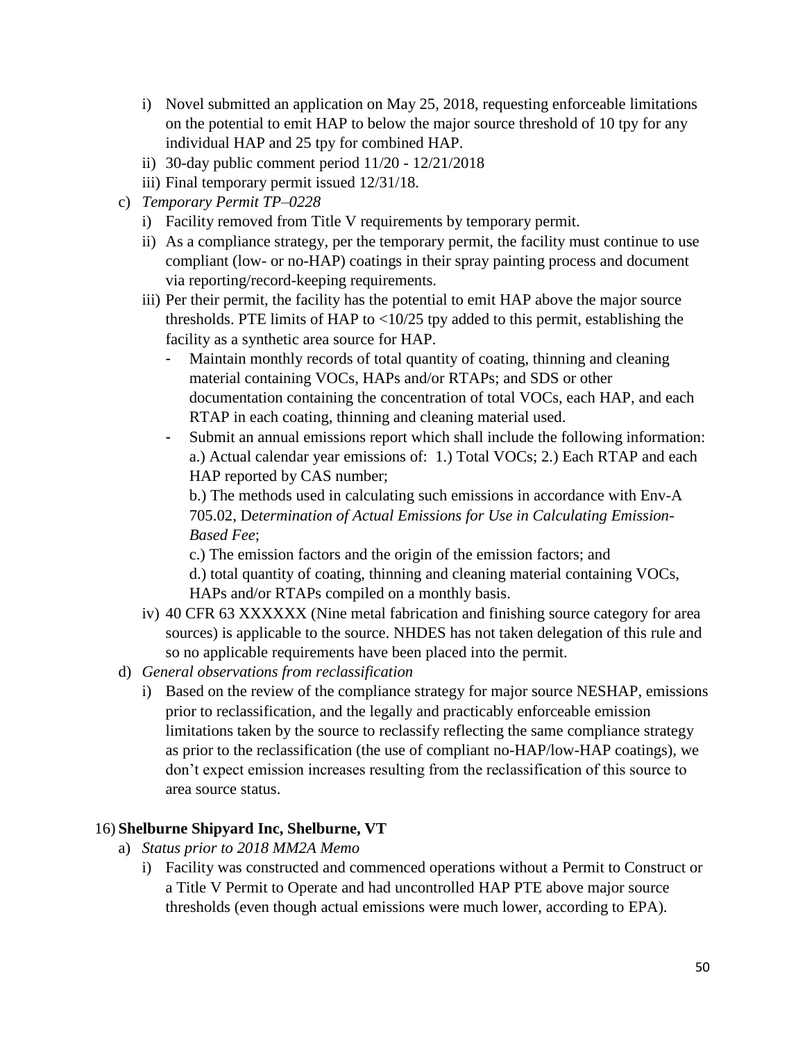i) Novel submitted an application on May 25, 2018, requesting enforceable limitations on the potential to emit HAP to below the major source threshold of 10 tpy for any individual HAP and 25 tpy for combined HAP.
   ii) 30-day public comment period 11/20 - 12/21/2018
   iii) Final temporary permit issued 12/31/18.

c) *Temporary Permit TP–0228*
   i) Facility removed from Title V requirements by temporary permit.
   ii) As a compliance strategy, per the temporary permit, the facility must continue to use compliant (low- or no-HAP) coatings in their spray painting process and document via reporting/record-keeping requirements.
   iii) Per their permit, the facility has the potential to emit HAP above the major source thresholds. PTE limits of HAP to <10/25 tpy added to this permit, establishing the facility as a synthetic area source for HAP.
      - Maintain monthly records of total quantity of coating, thinning and cleaning material containing VOCs, HAPs and/or RTAPs; and SDS or other documentation containing the concentration of total VOCs, each HAP, and each RTAP in each coating, thinning and cleaning material used.
      - Submit an annual emissions report which shall include the following information: a.) Actual calendar year emissions of: 1.) Total VOCs; 2.) Each RTAP and each HAP reported by CAS number;

        b.) The methods used in calculating such emissions in accordance with Env-A 705.02, D*etermination of Actual Emissions for Use in Calculating Emission-Based Fee*;

        c.) The emission factors and the origin of the emission factors; and

        d.) total quantity of coating, thinning and cleaning material containing VOCs, HAPs and/or RTAPs compiled on a monthly basis.
   iv) 40 CFR 63 XXXXXX (Nine metal fabrication and finishing source category for area sources) is applicable to the source. NHDES has not taken delegation of this rule and so no applicable requirements have been placed into the permit.

d) *General observations from reclassification*
   i) Based on the review of the compliance strategy for major source NESHAP, emissions prior to reclassification, and the legally and practicably enforceable emission limitations taken by the source to reclassify reflecting the same compliance strategy as prior to the reclassification (the use of compliant no-HAP/low-HAP coatings), we don't expect emission increases resulting from the reclassification of this source to area source status.

16) **Shelburne Shipyard Inc, Shelburne, VT**

a) *Status prior to 2018 MM2A Memo*
   i) Facility was constructed and commenced operations without a Permit to Construct or a Title V Permit to Operate and had uncontrolled HAP PTE above major source thresholds (even though actual emissions were much lower, according to EPA).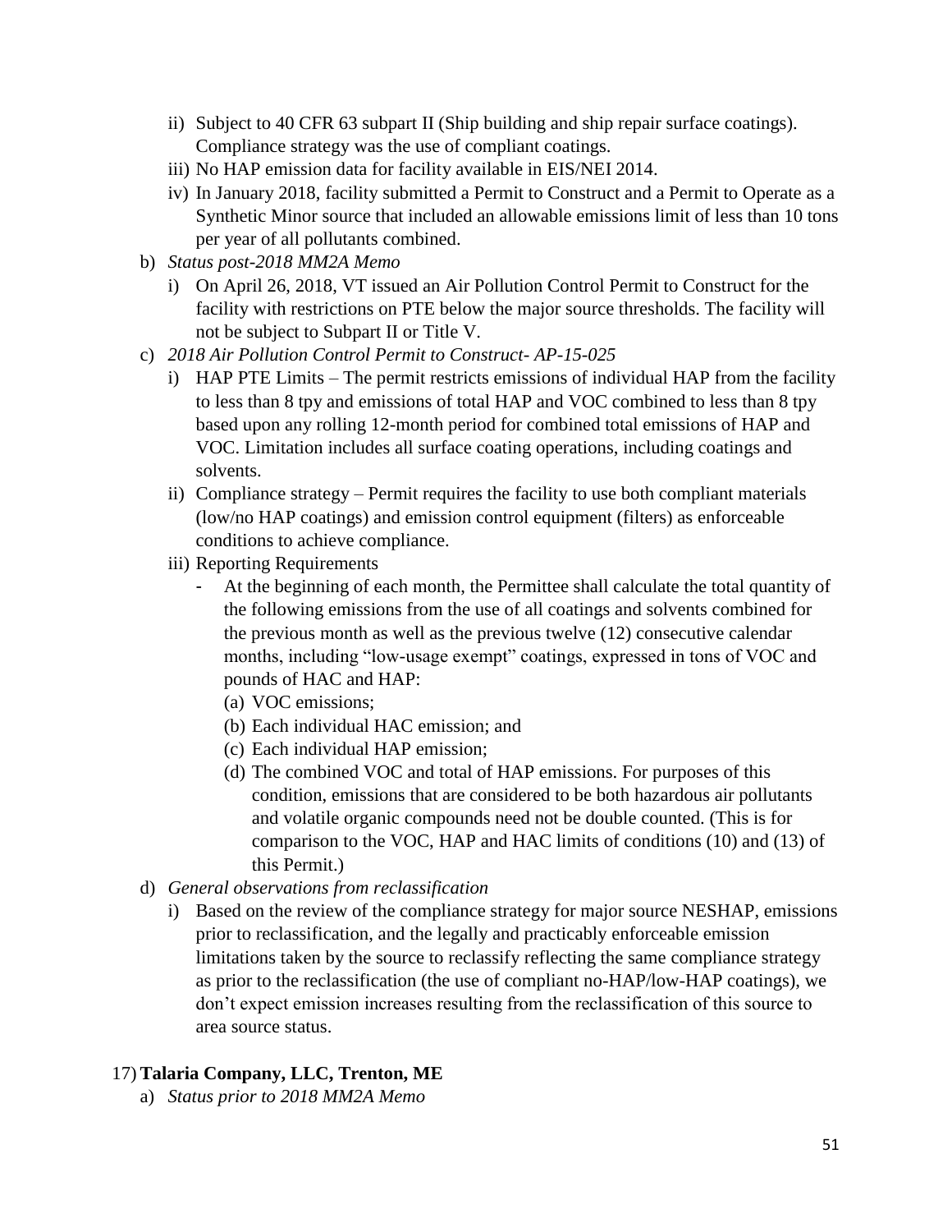ii) Subject to 40 CFR 63 subpart II (Ship building and ship repair surface coatings). Compliance strategy was the use of compliant coatings.

iii) No HAP emission data for facility available in EIS/NEI 2014.

iv) In January 2018, facility submitted a Permit to Construct and a Permit to Operate as a Synthetic Minor source that included an allowable emissions limit of less than 10 tons per year of all pollutants combined.

b) *Status post-2018 MM2A Memo*

i) On April 26, 2018, VT issued an Air Pollution Control Permit to Construct for the facility with restrictions on PTE below the major source thresholds. The facility will not be subject to Subpart II or Title V.

c) *2018 Air Pollution Control Permit to Construct- AP-15-025*

i) HAP PTE Limits – The permit restricts emissions of individual HAP from the facility to less than 8 tpy and emissions of total HAP and VOC combined to less than 8 tpy based upon any rolling 12-month period for combined total emissions of HAP and VOC. Limitation includes all surface coating operations, including coatings and solvents.

ii) Compliance strategy – Permit requires the facility to use both compliant materials (low/no HAP coatings) and emission control equipment (filters) as enforceable conditions to achieve compliance.

iii) Reporting Requirements

- At the beginning of each month, the Permittee shall calculate the total quantity of the following emissions from the use of all coatings and solvents combined for the previous month as well as the previous twelve (12) consecutive calendar months, including "low-usage exempt" coatings, expressed in tons of VOC and pounds of HAC and HAP:
  (a) VOC emissions;
  (b) Each individual HAC emission; and
  (c) Each individual HAP emission;
  (d) The combined VOC and total of HAP emissions. For purposes of this condition, emissions that are considered to be both hazardous air pollutants and volatile organic compounds need not be double counted. (This is for comparison to the VOC, HAP and HAC limits of conditions (10) and (13) of this Permit.)

d) *General observations from reclassification*

i) Based on the review of the compliance strategy for major source NESHAP, emissions prior to reclassification, and the legally and practicably enforceable emission limitations taken by the source to reclassify reflecting the same compliance strategy as prior to the reclassification (the use of compliant no-HAP/low-HAP coatings), we don't expect emission increases resulting from the reclassification of this source to area source status.

## 17) Talaria Company, LLC, Trenton, ME

a) *Status prior to 2018 MM2A Memo*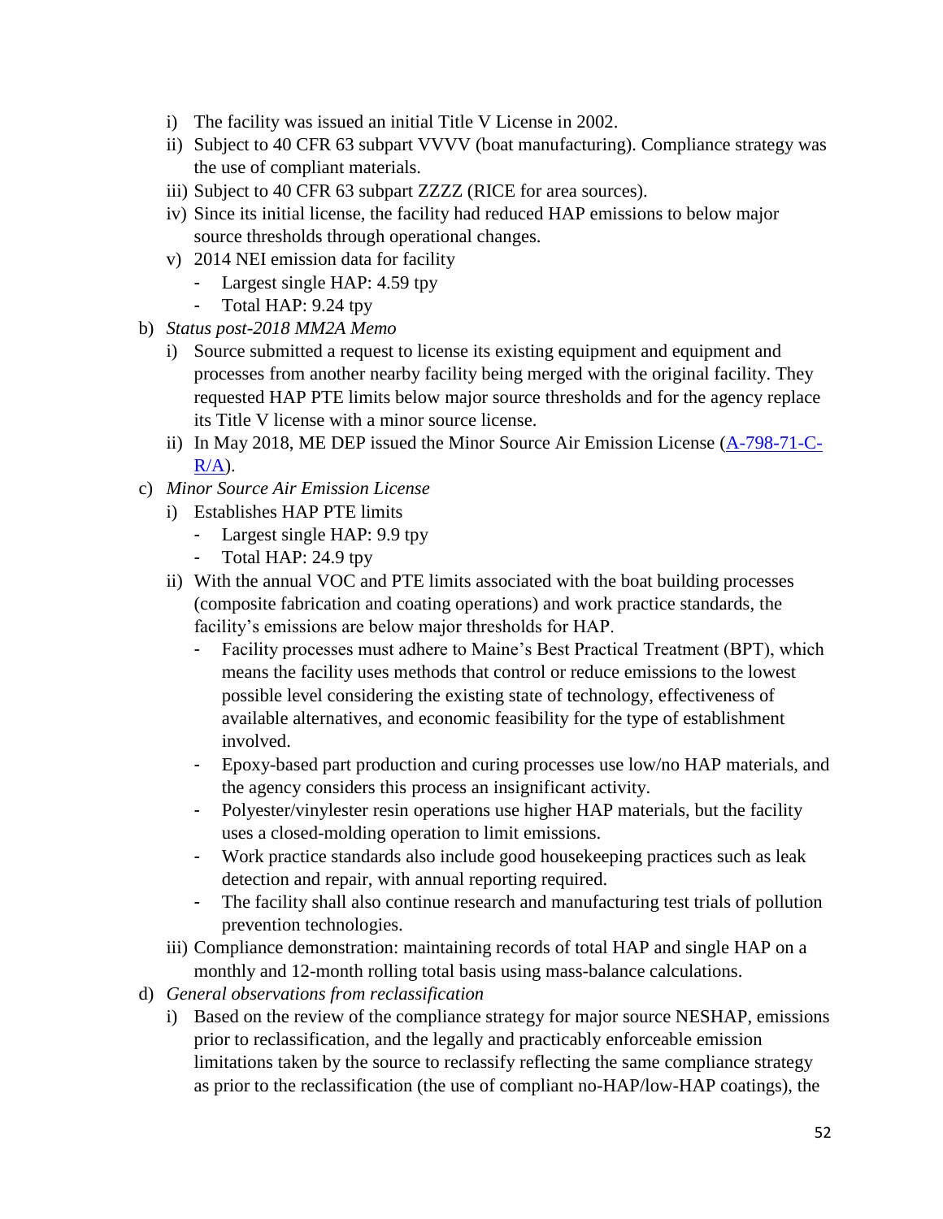i) The facility was issued an initial Title V License in 2002.
ii) Subject to 40 CFR 63 subpart VVVV (boat manufacturing). Compliance strategy was the use of compliant materials.
iii) Subject to 40 CFR 63 subpart ZZZZ (RICE for area sources).
iv) Since its initial license, the facility had reduced HAP emissions to below major source thresholds through operational changes.
v) 2014 NEI emission data for facility
   - Largest single HAP: 4.59 tpy
   - Total HAP: 9.24 tpy

b) *Status post-2018 MM2A Memo*

i) Source submitted a request to license its existing equipment and equipment and processes from another nearby facility being merged with the original facility. They requested HAP PTE limits below major source thresholds and for the agency replace its Title V license with a minor source license.
ii) In May 2018, ME DEP issued the Minor Source Air Emission License (A-798-71-C-R/A).

c) *Minor Source Air Emission License*

i) Establishes HAP PTE limits
   - Largest single HAP: 9.9 tpy
   - Total HAP: 24.9 tpy
ii) With the annual VOC and PTE limits associated with the boat building processes (composite fabrication and coating operations) and work practice standards, the facility's emissions are below major thresholds for HAP.
   - Facility processes must adhere to Maine's Best Practical Treatment (BPT), which means the facility uses methods that control or reduce emissions to the lowest possible level considering the existing state of technology, effectiveness of available alternatives, and economic feasibility for the type of establishment involved.
   - Epoxy-based part production and curing processes use low/no HAP materials, and the agency considers this process an insignificant activity.
   - Polyester/vinylester resin operations use higher HAP materials, but the facility uses a closed-molding operation to limit emissions.
   - Work practice standards also include good housekeeping practices such as leak detection and repair, with annual reporting required.
   - The facility shall also continue research and manufacturing test trials of pollution prevention technologies.
iii) Compliance demonstration: maintaining records of total HAP and single HAP on a monthly and 12-month rolling total basis using mass-balance calculations.

d) *General observations from reclassification*

i) Based on the review of the compliance strategy for major source NESHAP, emissions prior to reclassification, and the legally and practicably enforceable emission limitations taken by the source to reclassify reflecting the same compliance strategy as prior to the reclassification (the use of compliant no-HAP/low-HAP coatings), the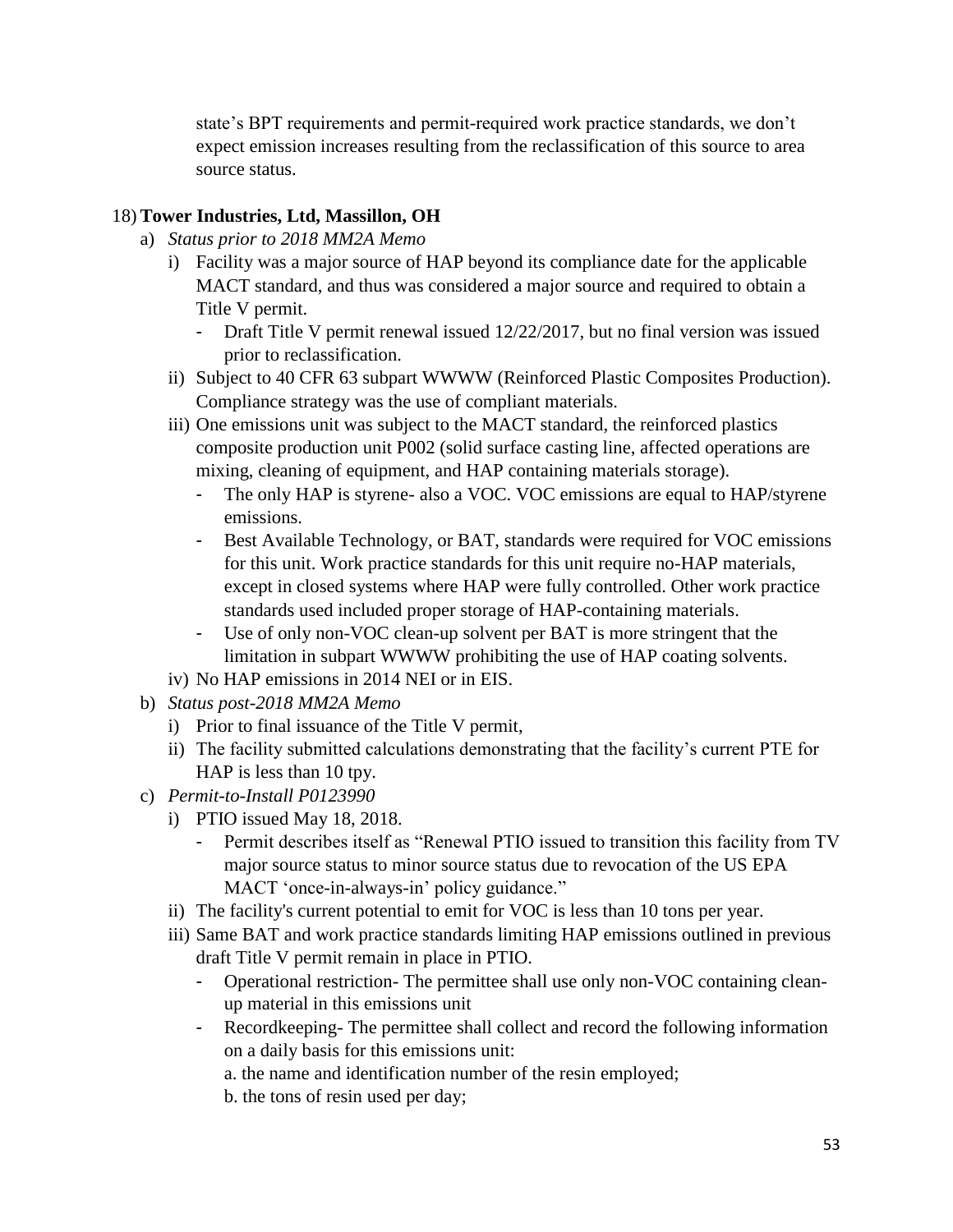state's BPT requirements and permit-required work practice standards, we don't expect emission increases resulting from the reclassification of this source to area source status.

18) **Tower Industries, Ltd, Massillon, OH**

a) *Status prior to 2018 MM2A Memo*

i) Facility was a major source of HAP beyond its compliance date for the applicable MACT standard, and thus was considered a major source and required to obtain a Title V permit.

- Draft Title V permit renewal issued 12/22/2017, but no final version was issued prior to reclassification.

ii) Subject to 40 CFR 63 subpart WWWW (Reinforced Plastic Composites Production). Compliance strategy was the use of compliant materials.

iii) One emissions unit was subject to the MACT standard, the reinforced plastics composite production unit P002 (solid surface casting line, affected operations are mixing, cleaning of equipment, and HAP containing materials storage).

- The only HAP is styrene- also a VOC. VOC emissions are equal to HAP/styrene emissions.
- Best Available Technology, or BAT, standards were required for VOC emissions for this unit. Work practice standards for this unit require no-HAP materials, except in closed systems where HAP were fully controlled. Other work practice standards used included proper storage of HAP-containing materials.
- Use of only non-VOC clean-up solvent per BAT is more stringent that the limitation in subpart WWWW prohibiting the use of HAP coating solvents.

iv) No HAP emissions in 2014 NEI or in EIS.

b) *Status post-2018 MM2A Memo*

i) Prior to final issuance of the Title V permit,

ii) The facility submitted calculations demonstrating that the facility's current PTE for HAP is less than 10 tpy.

c) *Permit-to-Install P0123990*

i) PTIO issued May 18, 2018.

- Permit describes itself as "Renewal PTIO issued to transition this facility from TV major source status to minor source status due to revocation of the US EPA MACT 'once-in-always-in' policy guidance."

ii) The facility's current potential to emit for VOC is less than 10 tons per year.

iii) Same BAT and work practice standards limiting HAP emissions outlined in previous draft Title V permit remain in place in PTIO.

- Operational restriction- The permittee shall use only non-VOC containing clean-up material in this emissions unit
- Recordkeeping- The permittee shall collect and record the following information on a daily basis for this emissions unit:
  a. the name and identification number of the resin employed;
  b. the tons of resin used per day;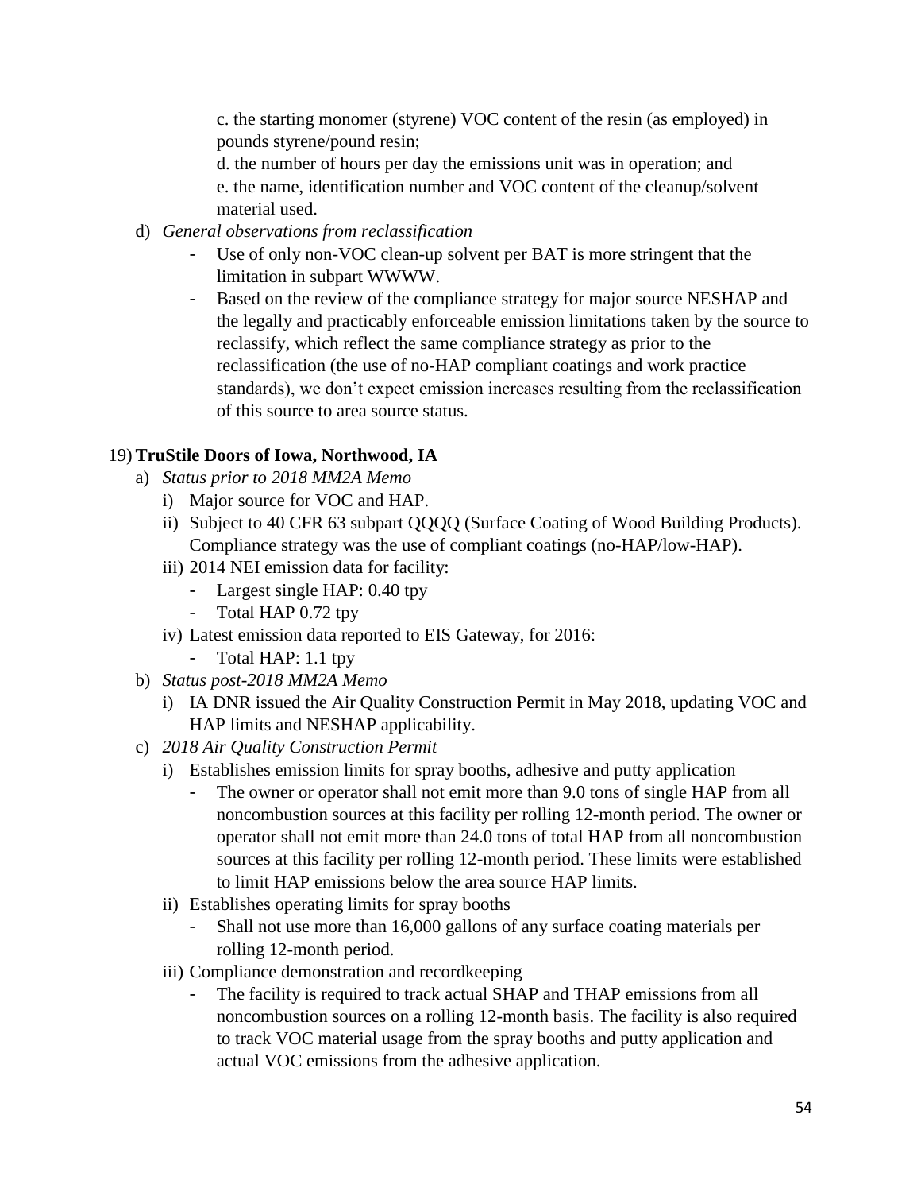c. the starting monomer (styrene) VOC content of the resin (as employed) in pounds styrene/pound resin;

d. the number of hours per day the emissions unit was in operation; and

e. the name, identification number and VOC content of the cleanup/solvent material used.

d) *General observations from reclassification*
   - Use of only non-VOC clean-up solvent per BAT is more stringent that the limitation in subpart WWWW.
   - Based on the review of the compliance strategy for major source NESHAP and the legally and practicably enforceable emission limitations taken by the source to reclassify, which reflect the same compliance strategy as prior to the reclassification (the use of no-HAP compliant coatings and work practice standards), we don't expect emission increases resulting from the reclassification of this source to area source status.

19) **TruStile Doors of Iowa, Northwood, IA**

a) *Status prior to 2018 MM2A Memo*
   i) Major source for VOC and HAP.
   ii) Subject to 40 CFR 63 subpart QQQQ (Surface Coating of Wood Building Products). Compliance strategy was the use of compliant coatings (no-HAP/low-HAP).
   iii) 2014 NEI emission data for facility:
      - Largest single HAP: 0.40 tpy
      - Total HAP 0.72 tpy
   iv) Latest emission data reported to EIS Gateway, for 2016:
      - Total HAP: 1.1 tpy

b) *Status post-2018 MM2A Memo*
   i) IA DNR issued the Air Quality Construction Permit in May 2018, updating VOC and HAP limits and NESHAP applicability.

c) *2018 Air Quality Construction Permit*
   i) Establishes emission limits for spray booths, adhesive and putty application
      - The owner or operator shall not emit more than 9.0 tons of single HAP from all noncombustion sources at this facility per rolling 12-month period. The owner or operator shall not emit more than 24.0 tons of total HAP from all noncombustion sources at this facility per rolling 12-month period. These limits were established to limit HAP emissions below the area source HAP limits.
   ii) Establishes operating limits for spray booths
      - Shall not use more than 16,000 gallons of any surface coating materials per rolling 12-month period.
   iii) Compliance demonstration and recordkeeping
      - The facility is required to track actual SHAP and THAP emissions from all noncombustion sources on a rolling 12-month basis. The facility is also required to track VOC material usage from the spray booths and putty application and actual VOC emissions from the adhesive application.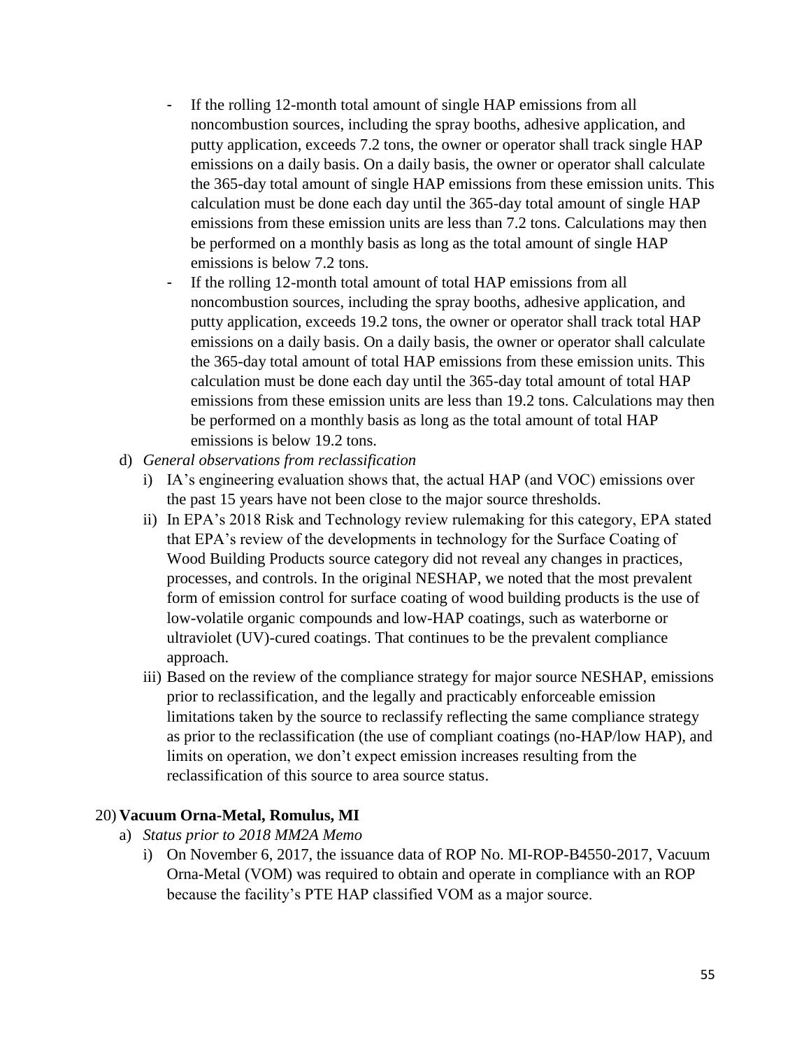- If the rolling 12-month total amount of single HAP emissions from all noncombustion sources, including the spray booths, adhesive application, and putty application, exceeds 7.2 tons, the owner or operator shall track single HAP emissions on a daily basis. On a daily basis, the owner or operator shall calculate the 365-day total amount of single HAP emissions from these emission units. This calculation must be done each day until the 365-day total amount of single HAP emissions from these emission units are less than 7.2 tons. Calculations may then be performed on a monthly basis as long as the total amount of single HAP emissions is below 7.2 tons.
- If the rolling 12-month total amount of total HAP emissions from all noncombustion sources, including the spray booths, adhesive application, and putty application, exceeds 19.2 tons, the owner or operator shall track total HAP emissions on a daily basis. On a daily basis, the owner or operator shall calculate the 365-day total amount of total HAP emissions from these emission units. This calculation must be done each day until the 365-day total amount of total HAP emissions from these emission units are less than 19.2 tons. Calculations may then be performed on a monthly basis as long as the total amount of total HAP emissions is below 19.2 tons.

d) *General observations from reclassification*

i) IA's engineering evaluation shows that, the actual HAP (and VOC) emissions over the past 15 years have not been close to the major source thresholds.

ii) In EPA's 2018 Risk and Technology review rulemaking for this category, EPA stated that EPA's review of the developments in technology for the Surface Coating of Wood Building Products source category did not reveal any changes in practices, processes, and controls. In the original NESHAP, we noted that the most prevalent form of emission control for surface coating of wood building products is the use of low-volatile organic compounds and low-HAP coatings, such as waterborne or ultraviolet (UV)-cured coatings. That continues to be the prevalent compliance approach.

iii) Based on the review of the compliance strategy for major source NESHAP, emissions prior to reclassification, and the legally and practicably enforceable emission limitations taken by the source to reclassify reflecting the same compliance strategy as prior to the reclassification (the use of compliant coatings (no-HAP/low HAP), and limits on operation, we don't expect emission increases resulting from the reclassification of this source to area source status.

## 20) **Vacuum Orna-Metal, Romulus, MI**

a) *Status prior to 2018 MM2A Memo*

i) On November 6, 2017, the issuance data of ROP No. MI-ROP-B4550-2017, Vacuum Orna-Metal (VOM) was required to obtain and operate in compliance with an ROP because the facility's PTE HAP classified VOM as a major source.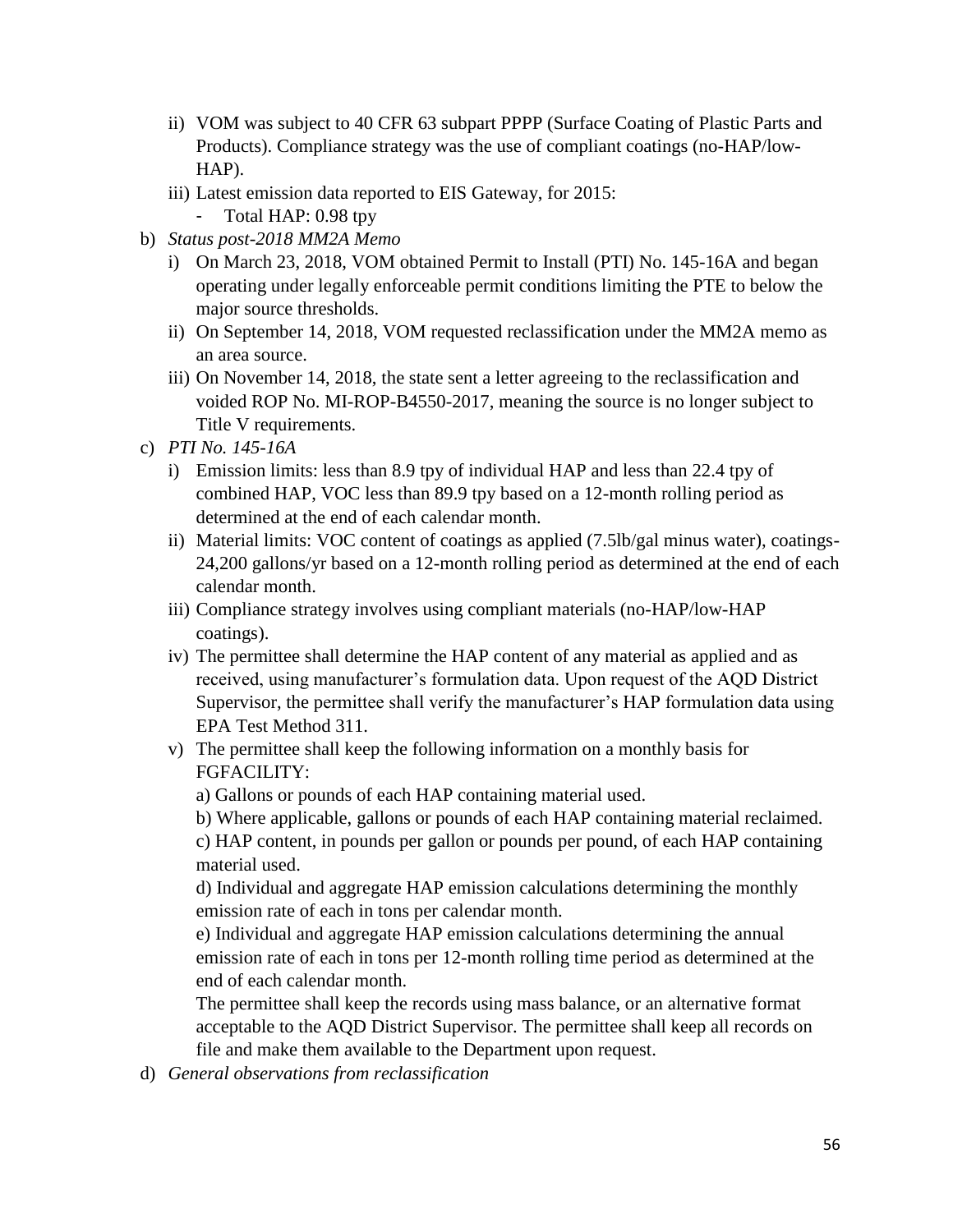ii) VOM was subject to 40 CFR 63 subpart PPPP (Surface Coating of Plastic Parts and Products). Compliance strategy was the use of compliant coatings (no-HAP/low-HAP).

iii) Latest emission data reported to EIS Gateway, for 2015:

- Total HAP: 0.98 tpy

b) *Status post-2018 MM2A Memo*

i) On March 23, 2018, VOM obtained Permit to Install (PTI) No. 145-16A and began operating under legally enforceable permit conditions limiting the PTE to below the major source thresholds.

ii) On September 14, 2018, VOM requested reclassification under the MM2A memo as an area source.

iii) On November 14, 2018, the state sent a letter agreeing to the reclassification and voided ROP No. MI-ROP-B4550-2017, meaning the source is no longer subject to Title V requirements.

c) *PTI No. 145-16A*

i) Emission limits: less than 8.9 tpy of individual HAP and less than 22.4 tpy of combined HAP, VOC less than 89.9 tpy based on a 12-month rolling period as determined at the end of each calendar month.

ii) Material limits: VOC content of coatings as applied (7.5lb/gal minus water), coatings-24,200 gallons/yr based on a 12-month rolling period as determined at the end of each calendar month.

iii) Compliance strategy involves using compliant materials (no-HAP/low-HAP coatings).

iv) The permittee shall determine the HAP content of any material as applied and as received, using manufacturer's formulation data. Upon request of the AQD District Supervisor, the permittee shall verify the manufacturer's HAP formulation data using EPA Test Method 311.

v) The permittee shall keep the following information on a monthly basis for FGFACILITY:

a) Gallons or pounds of each HAP containing material used.

b) Where applicable, gallons or pounds of each HAP containing material reclaimed.

c) HAP content, in pounds per gallon or pounds per pound, of each HAP containing material used.

d) Individual and aggregate HAP emission calculations determining the monthly emission rate of each in tons per calendar month.

e) Individual and aggregate HAP emission calculations determining the annual emission rate of each in tons per 12-month rolling time period as determined at the end of each calendar month.

The permittee shall keep the records using mass balance, or an alternative format acceptable to the AQD District Supervisor. The permittee shall keep all records on file and make them available to the Department upon request.

d) *General observations from reclassification*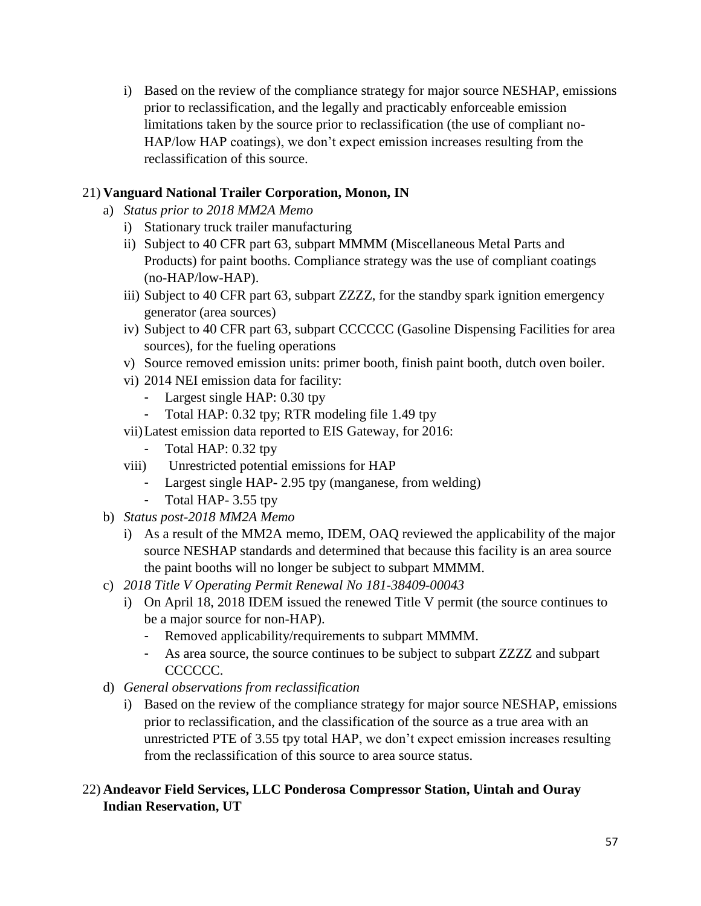i) Based on the review of the compliance strategy for major source NESHAP, emissions prior to reclassification, and the legally and practicably enforceable emission limitations taken by the source prior to reclassification (the use of compliant no-HAP/low HAP coatings), we don't expect emission increases resulting from the reclassification of this source.

21) **Vanguard National Trailer Corporation, Monon, IN**

a) *Status prior to 2018 MM2A Memo*
   i) Stationary truck trailer manufacturing
   ii) Subject to 40 CFR part 63, subpart MMMM (Miscellaneous Metal Parts and Products) for paint booths. Compliance strategy was the use of compliant coatings (no-HAP/low-HAP).
   iii) Subject to 40 CFR part 63, subpart ZZZZ, for the standby spark ignition emergency generator (area sources)
   iv) Subject to 40 CFR part 63, subpart CCCCCC (Gasoline Dispensing Facilities for area sources), for the fueling operations
   v) Source removed emission units: primer booth, finish paint booth, dutch oven boiler.
   vi) 2014 NEI emission data for facility:
      - Largest single HAP: 0.30 tpy
      - Total HAP: 0.32 tpy; RTR modeling file 1.49 tpy
   vii) Latest emission data reported to EIS Gateway, for 2016:
      - Total HAP: 0.32 tpy
   viii) Unrestricted potential emissions for HAP
      - Largest single HAP- 2.95 tpy (manganese, from welding)
      - Total HAP- 3.55 tpy

b) *Status post-2018 MM2A Memo*
   i) As a result of the MM2A memo, IDEM, OAQ reviewed the applicability of the major source NESHAP standards and determined that because this facility is an area source the paint booths will no longer be subject to subpart MMMM.

c) *2018 Title V Operating Permit Renewal No 181-38409-00043*
   i) On April 18, 2018 IDEM issued the renewed Title V permit (the source continues to be a major source for non-HAP).
      - Removed applicability/requirements to subpart MMMM.
      - As area source, the source continues to be subject to subpart ZZZZ and subpart CCCCCC.

d) *General observations from reclassification*
   i) Based on the review of the compliance strategy for major source NESHAP, emissions prior to reclassification, and the classification of the source as a true area with an unrestricted PTE of 3.55 tpy total HAP, we don't expect emission increases resulting from the reclassification of this source to area source status.

22) **Andeavor Field Services, LLC Ponderosa Compressor Station, Uintah and Ouray Indian Reservation, UT**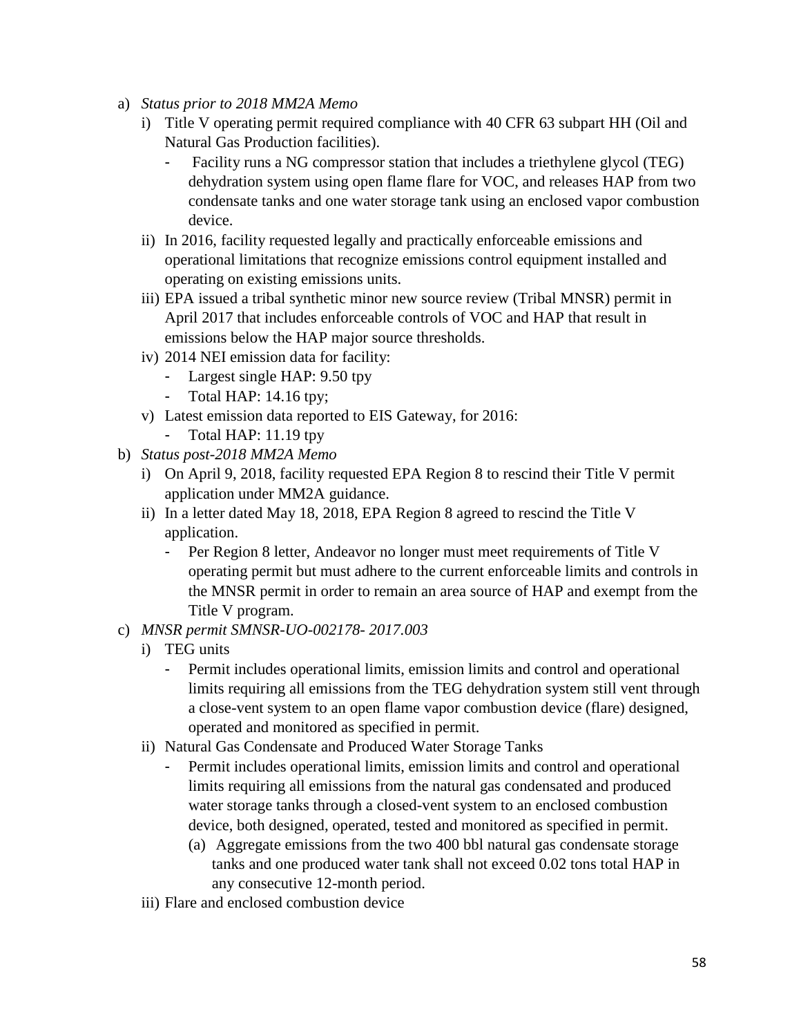a) *Status prior to 2018 MM2A Memo*
   i) Title V operating permit required compliance with 40 CFR 63 subpart HH (Oil and Natural Gas Production facilities).
      - Facility runs a NG compressor station that includes a triethylene glycol (TEG) dehydration system using open flame flare for VOC, and releases HAP from two condensate tanks and one water storage tank using an enclosed vapor combustion device.
   ii) In 2016, facility requested legally and practically enforceable emissions and operational limitations that recognize emissions control equipment installed and operating on existing emissions units.
   iii) EPA issued a tribal synthetic minor new source review (Tribal MNSR) permit in April 2017 that includes enforceable controls of VOC and HAP that result in emissions below the HAP major source thresholds.
   iv) 2014 NEI emission data for facility:
      - Largest single HAP: 9.50 tpy
      - Total HAP: 14.16 tpy;
   v) Latest emission data reported to EIS Gateway, for 2016:
      - Total HAP: 11.19 tpy

b) *Status post-2018 MM2A Memo*
   i) On April 9, 2018, facility requested EPA Region 8 to rescind their Title V permit application under MM2A guidance.
   ii) In a letter dated May 18, 2018, EPA Region 8 agreed to rescind the Title V application.
      - Per Region 8 letter, Andeavor no longer must meet requirements of Title V operating permit but must adhere to the current enforceable limits and controls in the MNSR permit in order to remain an area source of HAP and exempt from the Title V program.

c) *MNSR permit SMNSR-UO-002178- 2017.003*
   i) TEG units
      - Permit includes operational limits, emission limits and control and operational limits requiring all emissions from the TEG dehydration system still vent through a close-vent system to an open flame vapor combustion device (flare) designed, operated and monitored as specified in permit.
   ii) Natural Gas Condensate and Produced Water Storage Tanks
      - Permit includes operational limits, emission limits and control and operational limits requiring all emissions from the natural gas condensated and produced water storage tanks through a closed-vent system to an enclosed combustion device, both designed, operated, tested and monitored as specified in permit.
         (a) Aggregate emissions from the two 400 bbl natural gas condensate storage tanks and one produced water tank shall not exceed 0.02 tons total HAP in any consecutive 12-month period.
   iii) Flare and enclosed combustion device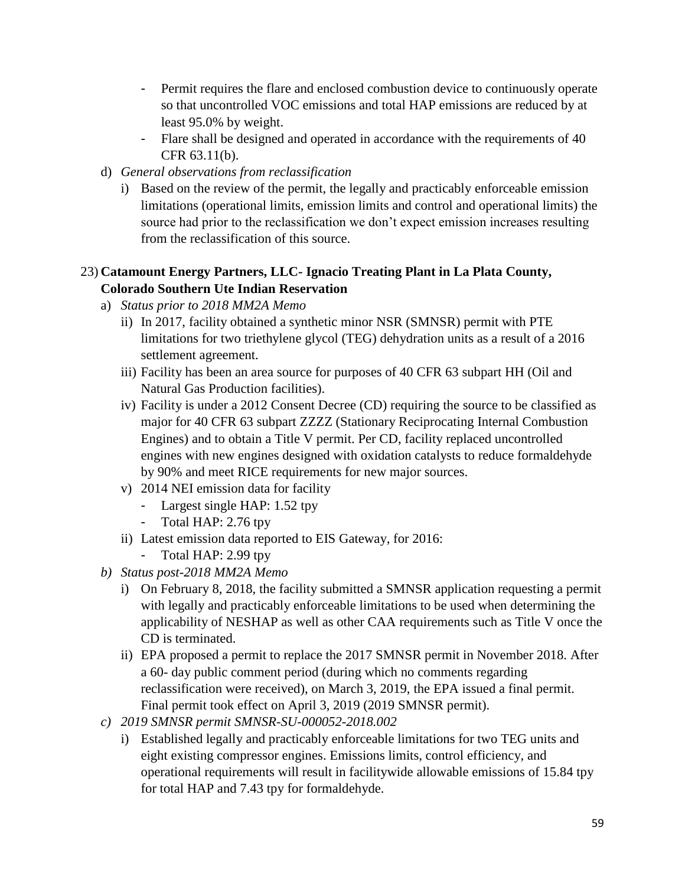- Permit requires the flare and enclosed combustion device to continuously operate so that uncontrolled VOC emissions and total HAP emissions are reduced by at least 95.0% by weight.
- Flare shall be designed and operated in accordance with the requirements of 40 CFR 63.11(b).

d) *General observations from reclassification*

   i) Based on the review of the permit, the legally and practicably enforceable emission limitations (operational limits, emission limits and control and operational limits) the source had prior to the reclassification we don't expect emission increases resulting from the reclassification of this source.

23) **Catamount Energy Partners, LLC- Ignacio Treating Plant in La Plata County, Colorado Southern Ute Indian Reservation**

a) *Status prior to 2018 MM2A Memo*

   ii) In 2017, facility obtained a synthetic minor NSR (SMNSR) permit with PTE limitations for two triethylene glycol (TEG) dehydration units as a result of a 2016 settlement agreement.

   iii) Facility has been an area source for purposes of 40 CFR 63 subpart HH (Oil and Natural Gas Production facilities).

   iv) Facility is under a 2012 Consent Decree (CD) requiring the source to be classified as major for 40 CFR 63 subpart ZZZZ (Stationary Reciprocating Internal Combustion Engines) and to obtain a Title V permit. Per CD, facility replaced uncontrolled engines with new engines designed with oxidation catalysts to reduce formaldehyde by 90% and meet RICE requirements for new major sources.

   v) 2014 NEI emission data for facility
      - Largest single HAP: 1.52 tpy
      - Total HAP: 2.76 tpy

   ii) Latest emission data reported to EIS Gateway, for 2016:
      - Total HAP: 2.99 tpy

b) *Status post-2018 MM2A Memo*

   i) On February 8, 2018, the facility submitted a SMNSR application requesting a permit with legally and practicably enforceable limitations to be used when determining the applicability of NESHAP as well as other CAA requirements such as Title V once the CD is terminated.

   ii) EPA proposed a permit to replace the 2017 SMNSR permit in November 2018. After a 60- day public comment period (during which no comments regarding reclassification were received), on March 3, 2019, the EPA issued a final permit. Final permit took effect on April 3, 2019 (2019 SMNSR permit).

c) *2019 SMNSR permit SMNSR-SU-000052-2018.002*

   i) Established legally and practicably enforceable limitations for two TEG units and eight existing compressor engines. Emissions limits, control efficiency, and operational requirements will result in facilitywide allowable emissions of 15.84 tpy for total HAP and 7.43 tpy for formaldehyde.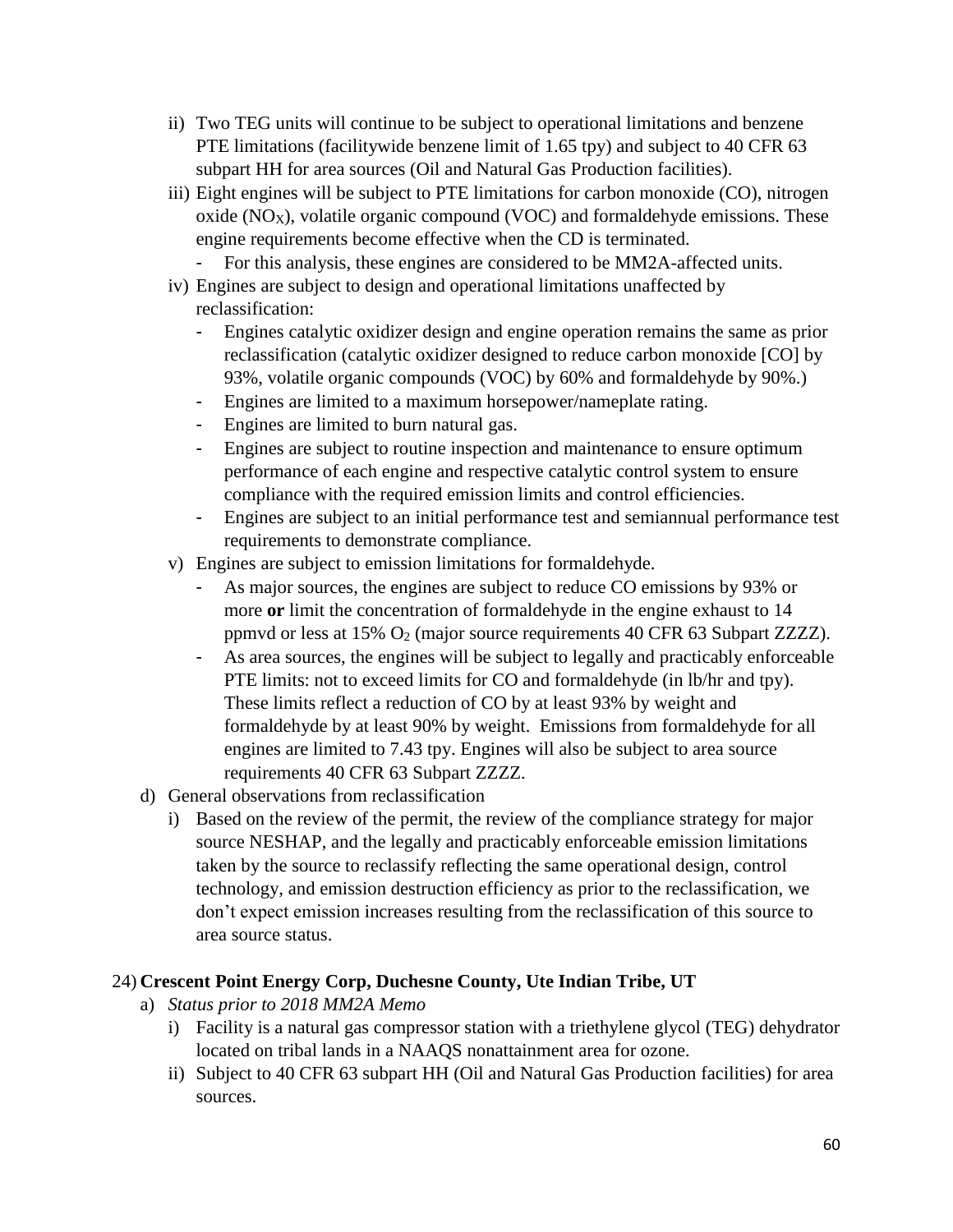ii) Two TEG units will continue to be subject to operational limitations and benzene PTE limitations (facilitywide benzene limit of 1.65 tpy) and subject to 40 CFR 63 subpart HH for area sources (Oil and Natural Gas Production facilities).

iii) Eight engines will be subject to PTE limitations for carbon monoxide (CO), nitrogen oxide ($NO_X$), volatile organic compound (VOC) and formaldehyde emissions. These engine requirements become effective when the CD is terminated.

- For this analysis, these engines are considered to be MM2A-affected units.

iv) Engines are subject to design and operational limitations unaffected by reclassification:

- Engines catalytic oxidizer design and engine operation remains the same as prior reclassification (catalytic oxidizer designed to reduce carbon monoxide [CO] by 93%, volatile organic compounds (VOC) by 60% and formaldehyde by 90%.)
- Engines are limited to a maximum horsepower/nameplate rating.
- Engines are limited to burn natural gas.
- Engines are subject to routine inspection and maintenance to ensure optimum performance of each engine and respective catalytic control system to ensure compliance with the required emission limits and control efficiencies.
- Engines are subject to an initial performance test and semiannual performance test requirements to demonstrate compliance.

v) Engines are subject to emission limitations for formaldehyde.

- As major sources, the engines are subject to reduce CO emissions by 93% or more **or** limit the concentration of formaldehyde in the engine exhaust to 14 ppmvd or less at 15% $O_2$ (major source requirements 40 CFR 63 Subpart ZZZZ).
- As area sources, the engines will be subject to legally and practicably enforceable PTE limits: not to exceed limits for CO and formaldehyde (in lb/hr and tpy). These limits reflect a reduction of CO by at least 93% by weight and formaldehyde by at least 90% by weight. Emissions from formaldehyde for all engines are limited to 7.43 tpy. Engines will also be subject to area source requirements 40 CFR 63 Subpart ZZZZ.

d) General observations from reclassification

i) Based on the review of the permit, the review of the compliance strategy for major source NESHAP, and the legally and practicably enforceable emission limitations taken by the source to reclassify reflecting the same operational design, control technology, and emission destruction efficiency as prior to the reclassification, we don't expect emission increases resulting from the reclassification of this source to area source status.

24) **Crescent Point Energy Corp, Duchesne County, Ute Indian Tribe, UT**

a) *Status prior to 2018 MM2A Memo*

i) Facility is a natural gas compressor station with a triethylene glycol (TEG) dehydrator located on tribal lands in a NAAQS nonattainment area for ozone.

ii) Subject to 40 CFR 63 subpart HH (Oil and Natural Gas Production facilities) for area sources.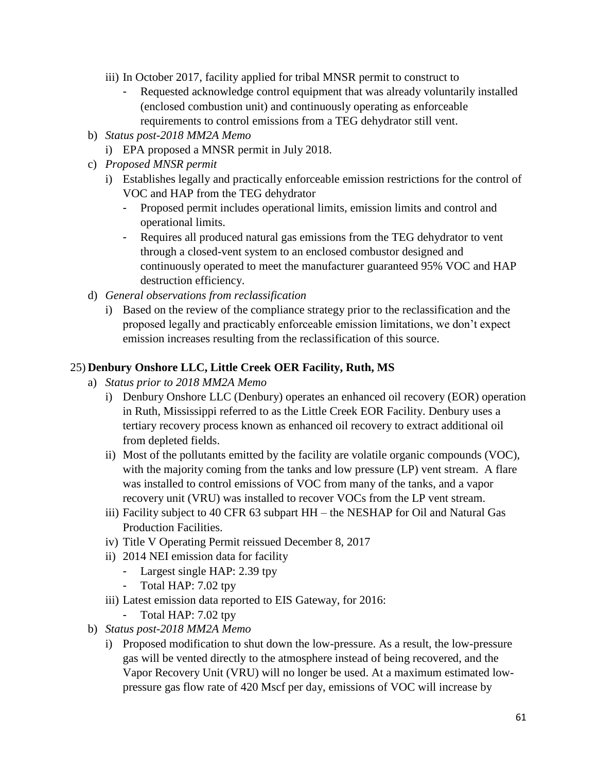iii) In October 2017, facility applied for tribal MNSR permit to construct to
   - Requested acknowledge control equipment that was already voluntarily installed (enclosed combustion unit) and continuously operating as enforceable requirements to control emissions from a TEG dehydrator still vent.

b) *Status post-2018 MM2A Memo*
   i) EPA proposed a MNSR permit in July 2018.

c) *Proposed MNSR permit*
   i) Establishes legally and practically enforceable emission restrictions for the control of VOC and HAP from the TEG dehydrator
      - Proposed permit includes operational limits, emission limits and control and operational limits.
      - Requires all produced natural gas emissions from the TEG dehydrator to vent through a closed-vent system to an enclosed combustor designed and continuously operated to meet the manufacturer guaranteed 95% VOC and HAP destruction efficiency.

d) *General observations from reclassification*
   i) Based on the review of the compliance strategy prior to the reclassification and the proposed legally and practicably enforceable emission limitations, we don't expect emission increases resulting from the reclassification of this source.

25) **Denbury Onshore LLC, Little Creek OER Facility, Ruth, MS**

a) *Status prior to 2018 MM2A Memo*
   i) Denbury Onshore LLC (Denbury) operates an enhanced oil recovery (EOR) operation in Ruth, Mississippi referred to as the Little Creek EOR Facility. Denbury uses a tertiary recovery process known as enhanced oil recovery to extract additional oil from depleted fields.
   ii) Most of the pollutants emitted by the facility are volatile organic compounds (VOC), with the majority coming from the tanks and low pressure (LP) vent stream. A flare was installed to control emissions of VOC from many of the tanks, and a vapor recovery unit (VRU) was installed to recover VOCs from the LP vent stream.
   iii) Facility subject to 40 CFR 63 subpart HH – the NESHAP for Oil and Natural Gas Production Facilities.
   iv) Title V Operating Permit reissued December 8, 2017
   ii) 2014 NEI emission data for facility
      - Largest single HAP: 2.39 tpy
      - Total HAP: 7.02 tpy
   iii) Latest emission data reported to EIS Gateway, for 2016:
      - Total HAP: 7.02 tpy

b) *Status post-2018 MM2A Memo*
   i) Proposed modification to shut down the low-pressure. As a result, the low-pressure gas will be vented directly to the atmosphere instead of being recovered, and the Vapor Recovery Unit (VRU) will no longer be used. At a maximum estimated low-pressure gas flow rate of 420 Mscf per day, emissions of VOC will increase by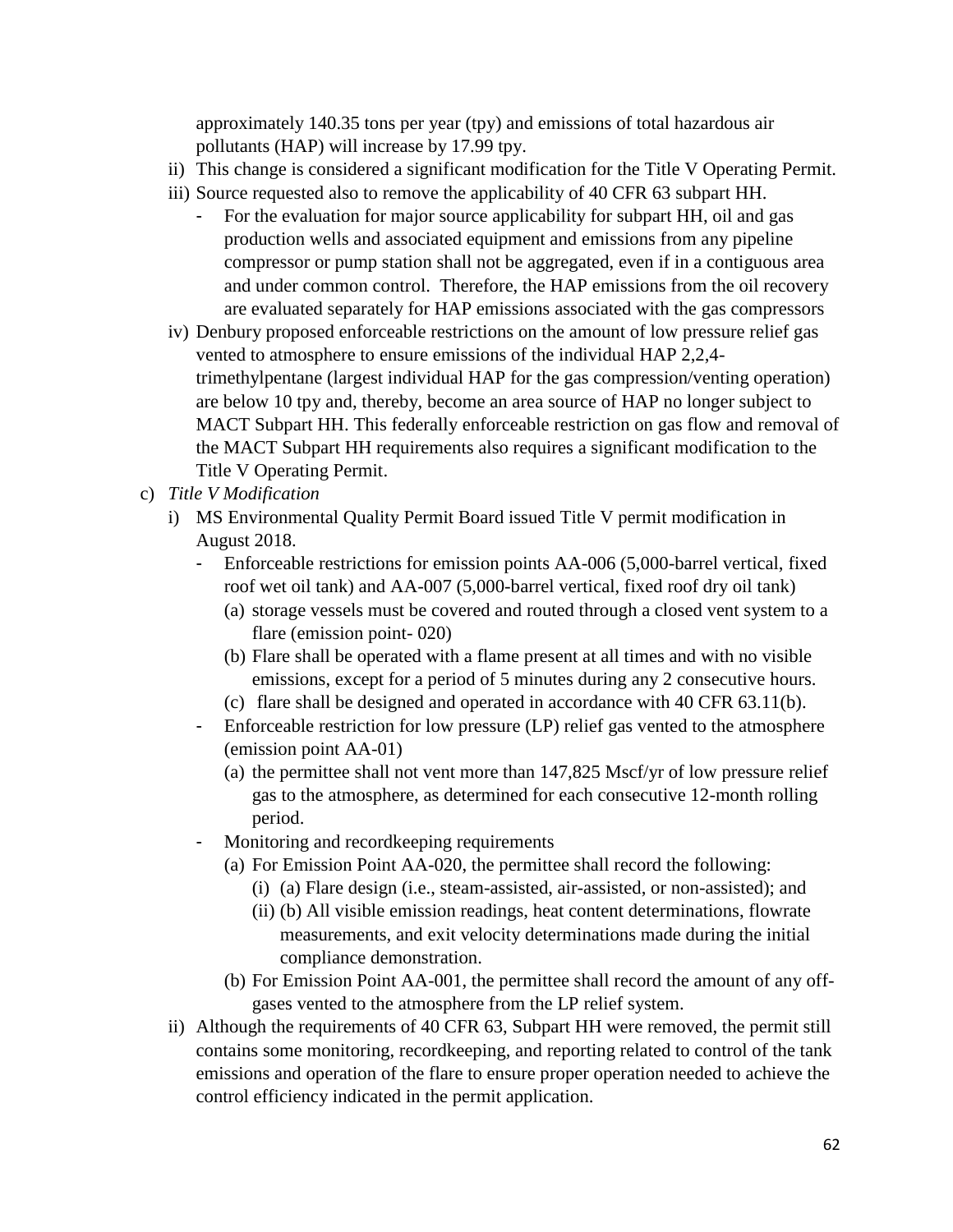approximately 140.35 tons per year (tpy) and emissions of total hazardous air pollutants (HAP) will increase by 17.99 tpy.

ii) This change is considered a significant modification for the Title V Operating Permit.

iii) Source requested also to remove the applicability of 40 CFR 63 subpart HH.

- For the evaluation for major source applicability for subpart HH, oil and gas production wells and associated equipment and emissions from any pipeline compressor or pump station shall not be aggregated, even if in a contiguous area and under common control. Therefore, the HAP emissions from the oil recovery are evaluated separately for HAP emissions associated with the gas compressors

iv) Denbury proposed enforceable restrictions on the amount of low pressure relief gas vented to atmosphere to ensure emissions of the individual HAP 2,2,4-trimethylpentane (largest individual HAP for the gas compression/venting operation) are below 10 tpy and, thereby, become an area source of HAP no longer subject to MACT Subpart HH. This federally enforceable restriction on gas flow and removal of the MACT Subpart HH requirements also requires a significant modification to the Title V Operating Permit.

c) *Title V Modification*

i) MS Environmental Quality Permit Board issued Title V permit modification in August 2018.

- Enforceable restrictions for emission points AA-006 (5,000-barrel vertical, fixed roof wet oil tank) and AA-007 (5,000-barrel vertical, fixed roof dry oil tank)
  - (a) storage vessels must be covered and routed through a closed vent system to a flare (emission point- 020)
  - (b) Flare shall be operated with a flame present at all times and with no visible emissions, except for a period of 5 minutes during any 2 consecutive hours.
  - (c) flare shall be designed and operated in accordance with 40 CFR 63.11(b).
- Enforceable restriction for low pressure (LP) relief gas vented to the atmosphere (emission point AA-01)
  - (a) the permittee shall not vent more than 147,825 Mscf/yr of low pressure relief gas to the atmosphere, as determined for each consecutive 12-month rolling period.
- Monitoring and recordkeeping requirements
  - (a) For Emission Point AA-020, the permittee shall record the following:
    - (i) (a) Flare design (i.e., steam-assisted, air-assisted, or non-assisted); and
    - (ii) (b) All visible emission readings, heat content determinations, flowrate measurements, and exit velocity determinations made during the initial compliance demonstration.
  - (b) For Emission Point AA-001, the permittee shall record the amount of any off-gases vented to the atmosphere from the LP relief system.

ii) Although the requirements of 40 CFR 63, Subpart HH were removed, the permit still contains some monitoring, recordkeeping, and reporting related to control of the tank emissions and operation of the flare to ensure proper operation needed to achieve the control efficiency indicated in the permit application.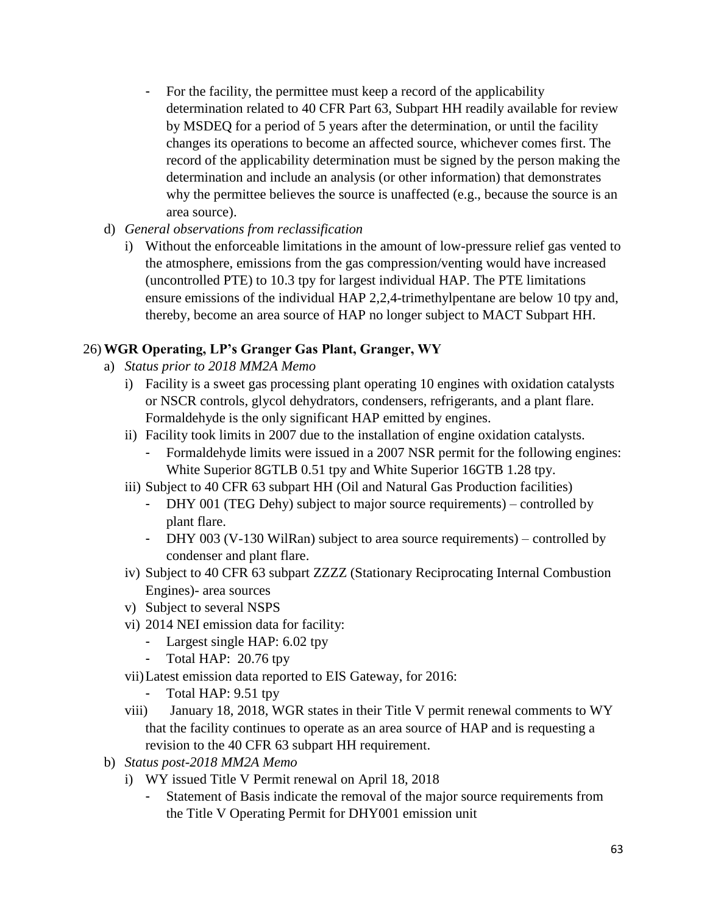- For the facility, the permittee must keep a record of the applicability determination related to 40 CFR Part 63, Subpart HH readily available for review by MSDEQ for a period of 5 years after the determination, or until the facility changes its operations to become an affected source, whichever comes first. The record of the applicability determination must be signed by the person making the determination and include an analysis (or other information) that demonstrates why the permittee believes the source is unaffected (e.g., because the source is an area source).

d) *General observations from reclassification*

   i) Without the enforceable limitations in the amount of low-pressure relief gas vented to the atmosphere, emissions from the gas compression/venting would have increased (uncontrolled PTE) to 10.3 tpy for largest individual HAP. The PTE limitations ensure emissions of the individual HAP 2,2,4-trimethylpentane are below 10 tpy and, thereby, become an area source of HAP no longer subject to MACT Subpart HH.

## 26) WGR Operating, LP's Granger Gas Plant, Granger, WY

a) *Status prior to 2018 MM2A Memo*

   i) Facility is a sweet gas processing plant operating 10 engines with oxidation catalysts or NSCR controls, glycol dehydrators, condensers, refrigerants, and a plant flare. Formaldehyde is the only significant HAP emitted by engines.

   ii) Facility took limits in 2007 due to the installation of engine oxidation catalysts.
      - Formaldehyde limits were issued in a 2007 NSR permit for the following engines: White Superior 8GTLB 0.51 tpy and White Superior 16GTB 1.28 tpy.

   iii) Subject to 40 CFR 63 subpart HH (Oil and Natural Gas Production facilities)
      - DHY 001 (TEG Dehy) subject to major source requirements) – controlled by plant flare.
      - DHY 003 (V-130 WilRan) subject to area source requirements) – controlled by condenser and plant flare.

   iv) Subject to 40 CFR 63 subpart ZZZZ (Stationary Reciprocating Internal Combustion Engines)- area sources

   v) Subject to several NSPS

   vi) 2014 NEI emission data for facility:
      - Largest single HAP: 6.02 tpy
      - Total HAP: 20.76 tpy

   vii) Latest emission data reported to EIS Gateway, for 2016:
      - Total HAP: 9.51 tpy

   viii) January 18, 2018, WGR states in their Title V permit renewal comments to WY that the facility continues to operate as an area source of HAP and is requesting a revision to the 40 CFR 63 subpart HH requirement.

b) *Status post-2018 MM2A Memo*

   i) WY issued Title V Permit renewal on April 18, 2018
      - Statement of Basis indicate the removal of the major source requirements from the Title V Operating Permit for DHY001 emission unit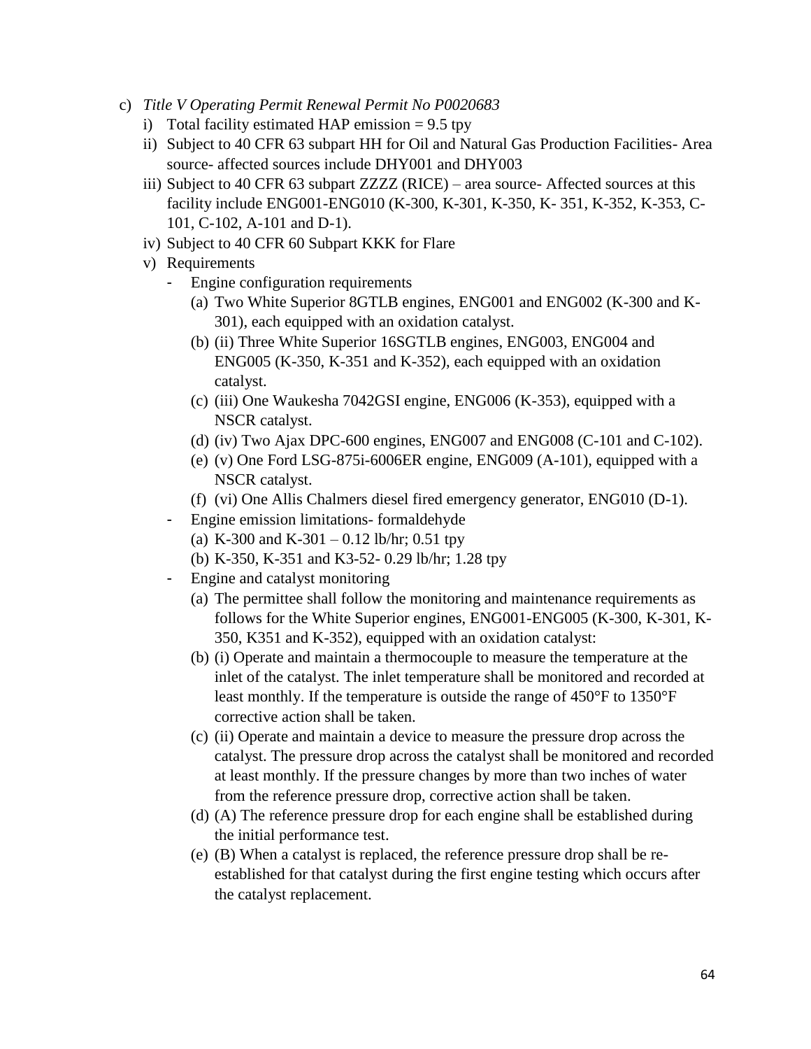c) *Title V Operating Permit Renewal Permit No P0020683*
   i) Total facility estimated HAP emission = 9.5 tpy
   ii) Subject to 40 CFR 63 subpart HH for Oil and Natural Gas Production Facilities- Area source- affected sources include DHY001 and DHY003
   iii) Subject to 40 CFR 63 subpart ZZZZ (RICE) – area source- Affected sources at this facility include ENG001-ENG010 (K-300, K-301, K-350, K- 351, K-352, K-353, C-101, C-102, A-101 and D-1).
   iv) Subject to 40 CFR 60 Subpart KKK for Flare
   v) Requirements
      - Engine configuration requirements
        (a) Two White Superior 8GTLB engines, ENG001 and ENG002 (K-300 and K-301), each equipped with an oxidation catalyst.
        (b) (ii) Three White Superior 16SGTLB engines, ENG003, ENG004 and ENG005 (K-350, K-351 and K-352), each equipped with an oxidation catalyst.
        (c) (iii) One Waukesha 7042GSI engine, ENG006 (K-353), equipped with a NSCR catalyst.
        (d) (iv) Two Ajax DPC-600 engines, ENG007 and ENG008 (C-101 and C-102).
        (e) (v) One Ford LSG-875i-6006ER engine, ENG009 (A-101), equipped with a NSCR catalyst.
        (f) (vi) One Allis Chalmers diesel fired emergency generator, ENG010 (D-1).
      - Engine emission limitations- formaldehyde
        (a) K-300 and K-301 – 0.12 lb/hr; 0.51 tpy
        (b) K-350, K-351 and K3-52- 0.29 lb/hr; 1.28 tpy
      - Engine and catalyst monitoring
        (a) The permittee shall follow the monitoring and maintenance requirements as follows for the White Superior engines, ENG001-ENG005 (K-300, K-301, K-350, K351 and K-352), equipped with an oxidation catalyst:
        (b) (i) Operate and maintain a thermocouple to measure the temperature at the inlet of the catalyst. The inlet temperature shall be monitored and recorded at least monthly. If the temperature is outside the range of 450°F to 1350°F corrective action shall be taken.
        (c) (ii) Operate and maintain a device to measure the pressure drop across the catalyst. The pressure drop across the catalyst shall be monitored and recorded at least monthly. If the pressure changes by more than two inches of water from the reference pressure drop, corrective action shall be taken.
        (d) (A) The reference pressure drop for each engine shall be established during the initial performance test.
        (e) (B) When a catalyst is replaced, the reference pressure drop shall be re-established for that catalyst during the first engine testing which occurs after the catalyst replacement.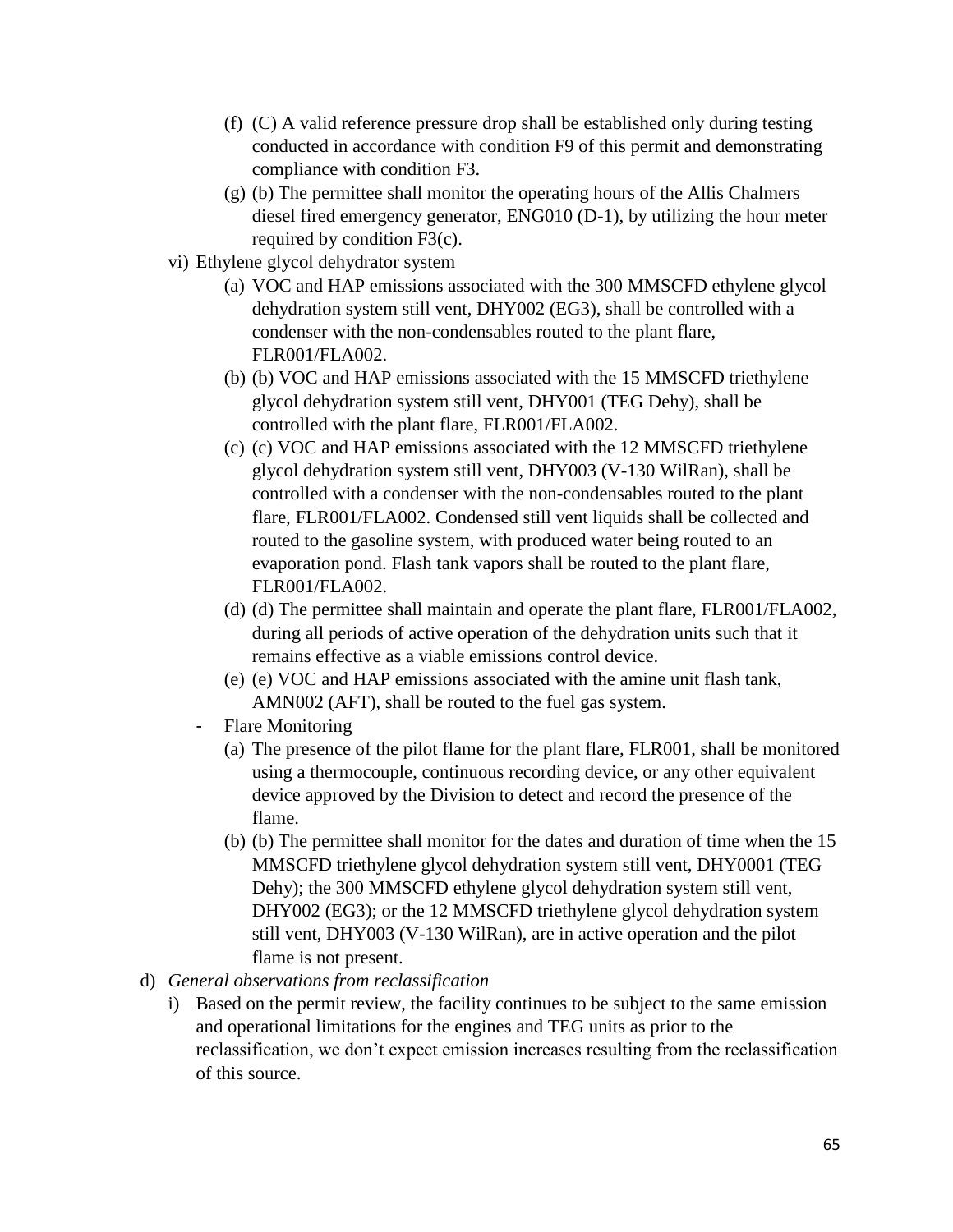(f) (C) A valid reference pressure drop shall be established only during testing conducted in accordance with condition F9 of this permit and demonstrating compliance with condition F3.

(g) (b) The permittee shall monitor the operating hours of the Allis Chalmers diesel fired emergency generator, ENG010 (D-1), by utilizing the hour meter required by condition F3(c).

vi) Ethylene glycol dehydrator system

(a) VOC and HAP emissions associated with the 300 MMSCFD ethylene glycol dehydration system still vent, DHY002 (EG3), shall be controlled with a condenser with the non-condensables routed to the plant flare, FLR001/FLA002.

(b) (b) VOC and HAP emissions associated with the 15 MMSCFD triethylene glycol dehydration system still vent, DHY001 (TEG Dehy), shall be controlled with the plant flare, FLR001/FLA002.

(c) (c) VOC and HAP emissions associated with the 12 MMSCFD triethylene glycol dehydration system still vent, DHY003 (V-130 WilRan), shall be controlled with a condenser with the non-condensables routed to the plant flare, FLR001/FLA002. Condensed still vent liquids shall be collected and routed to the gasoline system, with produced water being routed to an evaporation pond. Flash tank vapors shall be routed to the plant flare, FLR001/FLA002.

(d) (d) The permittee shall maintain and operate the plant flare, FLR001/FLA002, during all periods of active operation of the dehydration units such that it remains effective as a viable emissions control device.

(e) (e) VOC and HAP emissions associated with the amine unit flash tank, AMN002 (AFT), shall be routed to the fuel gas system.

- Flare Monitoring

(a) The presence of the pilot flame for the plant flare, FLR001, shall be monitored using a thermocouple, continuous recording device, or any other equivalent device approved by the Division to detect and record the presence of the flame.

(b) (b) The permittee shall monitor for the dates and duration of time when the 15 MMSCFD triethylene glycol dehydration system still vent, DHY0001 (TEG Dehy); the 300 MMSCFD ethylene glycol dehydration system still vent, DHY002 (EG3); or the 12 MMSCFD triethylene glycol dehydration system still vent, DHY003 (V-130 WilRan), are in active operation and the pilot flame is not present.

d) *General observations from reclassification*

i) Based on the permit review, the facility continues to be subject to the same emission and operational limitations for the engines and TEG units as prior to the reclassification, we don't expect emission increases resulting from the reclassification of this source.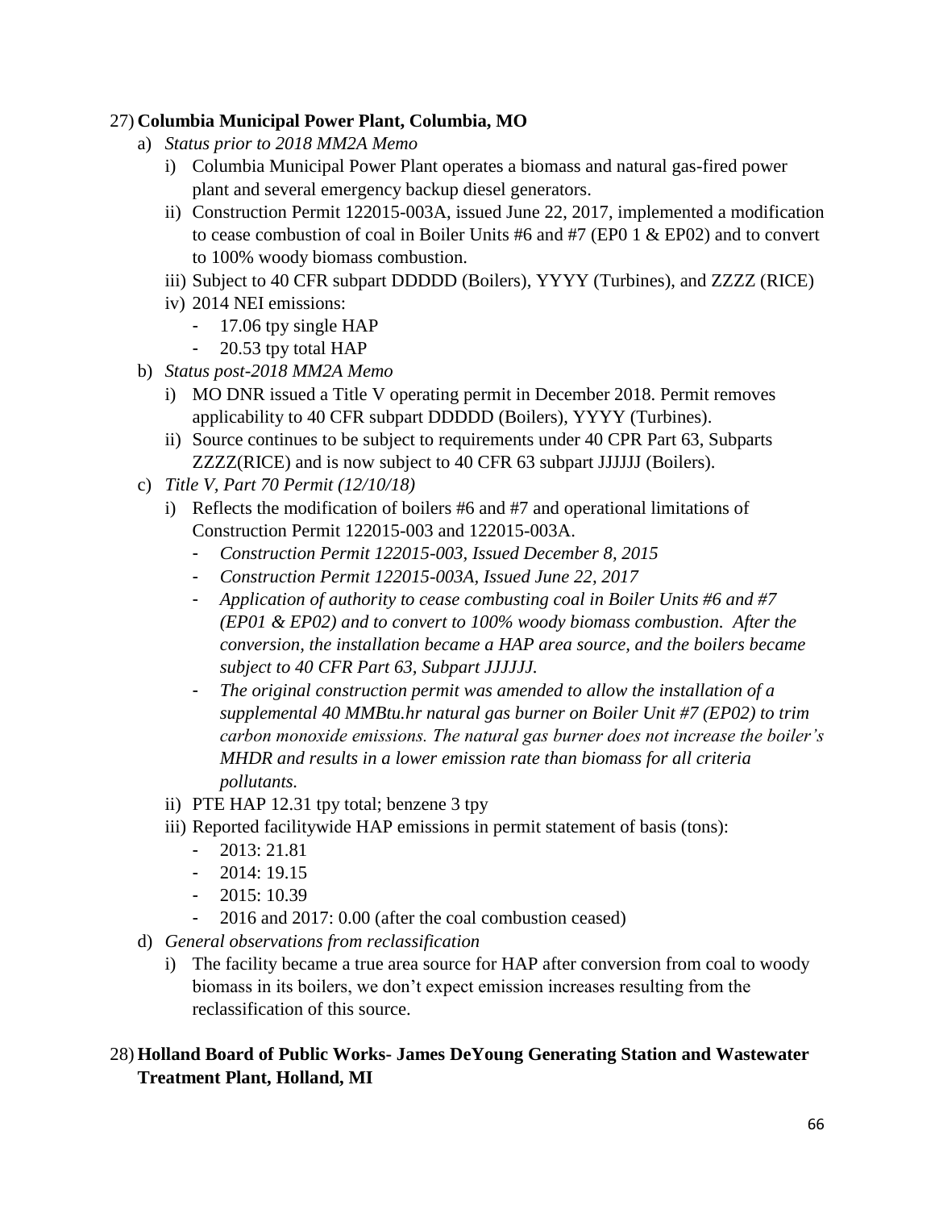27) **Columbia Municipal Power Plant, Columbia, MO**

a) *Status prior to 2018 MM2A Memo*

i) Columbia Municipal Power Plant operates a biomass and natural gas-fired power plant and several emergency backup diesel generators.

ii) Construction Permit 122015-003A, issued June 22, 2017, implemented a modification to cease combustion of coal in Boiler Units #6 and #7 (EP0 1 & EP02) and to convert to 100% woody biomass combustion.

iii) Subject to 40 CFR subpart DDDDD (Boilers), YYYY (Turbines), and ZZZZ (RICE)

iv) 2014 NEI emissions:
- 17.06 tpy single HAP
- 20.53 tpy total HAP

b) *Status post-2018 MM2A Memo*

i) MO DNR issued a Title V operating permit in December 2018. Permit removes applicability to 40 CFR subpart DDDDD (Boilers), YYYY (Turbines).

ii) Source continues to be subject to requirements under 40 CPR Part 63, Subparts ZZZZ(RICE) and is now subject to 40 CFR 63 subpart JJJJJJ (Boilers).

c) *Title V, Part 70 Permit (12/10/18)*

i) Reflects the modification of boilers #6 and #7 and operational limitations of Construction Permit 122015-003 and 122015-003A.
- *Construction Permit 122015-003, Issued December 8, 2015*
- *Construction Permit 122015-003A, Issued June 22, 2017*
- *Application of authority to cease combusting coal in Boiler Units #6 and #7 (EP01 & EP02) and to convert to 100% woody biomass combustion. After the conversion, the installation became a HAP area source, and the boilers became subject to 40 CFR Part 63, Subpart JJJJJJ.*
- *The original construction permit was amended to allow the installation of a supplemental 40 MMBtu.hr natural gas burner on Boiler Unit #7 (EP02) to trim carbon monoxide emissions. The natural gas burner does not increase the boiler's MHDR and results in a lower emission rate than biomass for all criteria pollutants.*

ii) PTE HAP 12.31 tpy total; benzene 3 tpy

iii) Reported facilitywide HAP emissions in permit statement of basis (tons):
- 2013: 21.81
- 2014: 19.15
- 2015: 10.39
- 2016 and 2017: 0.00 (after the coal combustion ceased)

d) *General observations from reclassification*

i) The facility became a true area source for HAP after conversion from coal to woody biomass in its boilers, we don't expect emission increases resulting from the reclassification of this source.

28) **Holland Board of Public Works- James DeYoung Generating Station and Wastewater Treatment Plant, Holland, MI**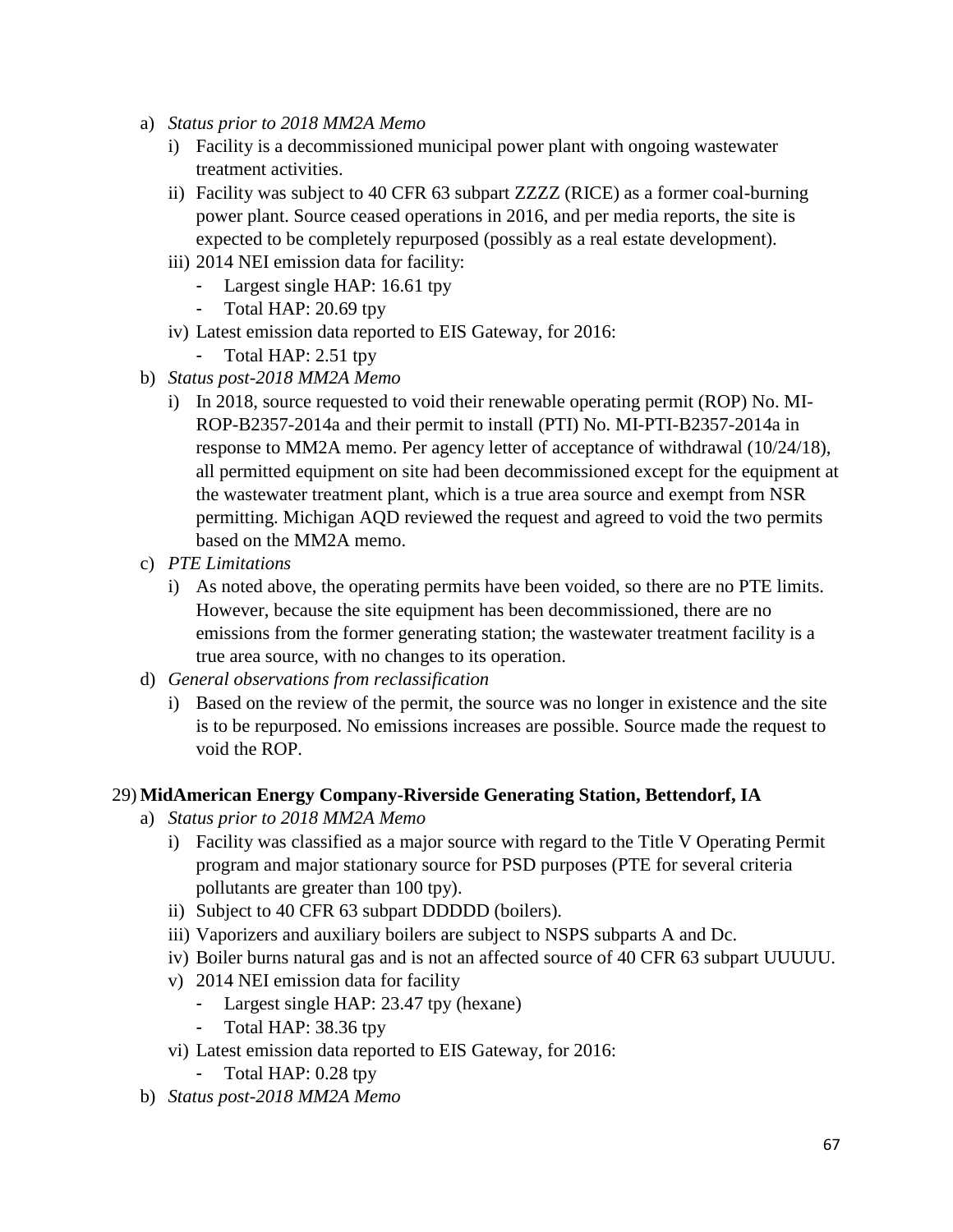a) *Status prior to 2018 MM2A Memo*
   i) Facility is a decommissioned municipal power plant with ongoing wastewater treatment activities.
   ii) Facility was subject to 40 CFR 63 subpart ZZZZ (RICE) as a former coal-burning power plant. Source ceased operations in 2016, and per media reports, the site is expected to be completely repurposed (possibly as a real estate development).
   iii) 2014 NEI emission data for facility:
      - Largest single HAP: 16.61 tpy
      - Total HAP: 20.69 tpy
   iv) Latest emission data reported to EIS Gateway, for 2016:
      - Total HAP: 2.51 tpy
b) *Status post-2018 MM2A Memo*
   i) In 2018, source requested to void their renewable operating permit (ROP) No. MI-ROP-B2357-2014a and their permit to install (PTI) No. MI-PTI-B2357-2014a in response to MM2A memo. Per agency letter of acceptance of withdrawal (10/24/18), all permitted equipment on site had been decommissioned except for the equipment at the wastewater treatment plant, which is a true area source and exempt from NSR permitting. Michigan AQD reviewed the request and agreed to void the two permits based on the MM2A memo.
c) *PTE Limitations*
   i) As noted above, the operating permits have been voided, so there are no PTE limits. However, because the site equipment has been decommissioned, there are no emissions from the former generating station; the wastewater treatment facility is a true area source, with no changes to its operation.
d) *General observations from reclassification*
   i) Based on the review of the permit, the source was no longer in existence and the site is to be repurposed. No emissions increases are possible. Source made the request to void the ROP.

29) **MidAmerican Energy Company-Riverside Generating Station, Bettendorf, IA**

a) *Status prior to 2018 MM2A Memo*
   i) Facility was classified as a major source with regard to the Title V Operating Permit program and major stationary source for PSD purposes (PTE for several criteria pollutants are greater than 100 tpy).
   ii) Subject to 40 CFR 63 subpart DDDDD (boilers).
   iii) Vaporizers and auxiliary boilers are subject to NSPS subparts A and Dc.
   iv) Boiler burns natural gas and is not an affected source of 40 CFR 63 subpart UUUUU.
   v) 2014 NEI emission data for facility
      - Largest single HAP: 23.47 tpy (hexane)
      - Total HAP: 38.36 tpy
   vi) Latest emission data reported to EIS Gateway, for 2016:
      - Total HAP: 0.28 tpy
b) *Status post-2018 MM2A Memo*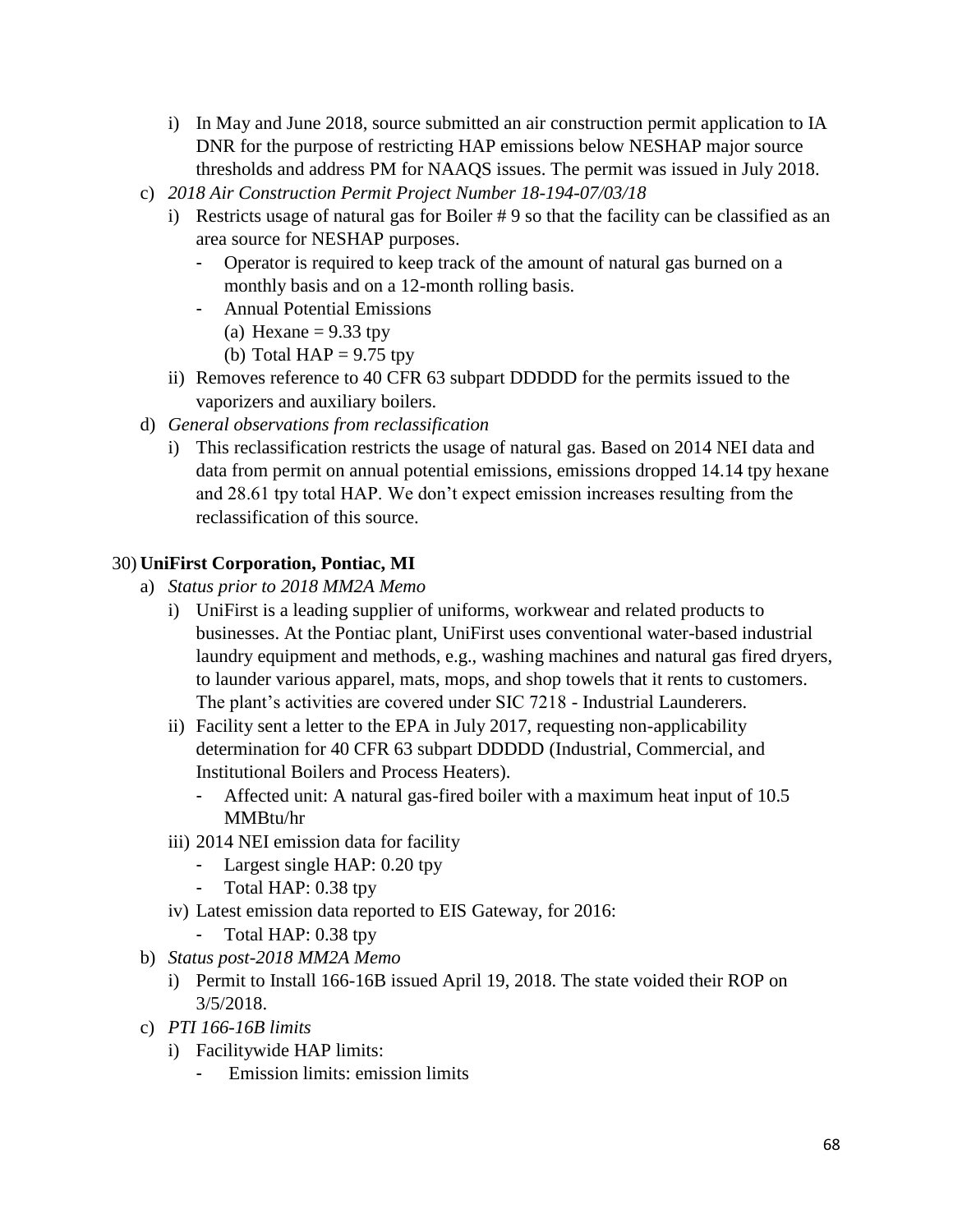i) In May and June 2018, source submitted an air construction permit application to IA DNR for the purpose of restricting HAP emissions below NESHAP major source thresholds and address PM for NAAQS issues. The permit was issued in July 2018.

c) *2018 Air Construction Permit Project Number 18-194-07/03/18*

   i) Restricts usage of natural gas for Boiler # 9 so that the facility can be classified as an area source for NESHAP purposes.
      - Operator is required to keep track of the amount of natural gas burned on a monthly basis and on a 12-month rolling basis.
      - Annual Potential Emissions
         (a) Hexane = 9.33 tpy
         (b) Total HAP = 9.75 tpy

   ii) Removes reference to 40 CFR 63 subpart DDDDD for the permits issued to the vaporizers and auxiliary boilers.

d) *General observations from reclassification*

   i) This reclassification restricts the usage of natural gas. Based on 2014 NEI data and data from permit on annual potential emissions, emissions dropped 14.14 tpy hexane and 28.61 tpy total HAP. We don't expect emission increases resulting from the reclassification of this source.

30) **UniFirst Corporation, Pontiac, MI**

a) *Status prior to 2018 MM2A Memo*

   i) UniFirst is a leading supplier of uniforms, workwear and related products to businesses. At the Pontiac plant, UniFirst uses conventional water-based industrial laundry equipment and methods, e.g., washing machines and natural gas fired dryers, to launder various apparel, mats, mops, and shop towels that it rents to customers. The plant's activities are covered under SIC 7218 - Industrial Launderers.

   ii) Facility sent a letter to the EPA in July 2017, requesting non-applicability determination for 40 CFR 63 subpart DDDDD (Industrial, Commercial, and Institutional Boilers and Process Heaters).
      - Affected unit: A natural gas-fired boiler with a maximum heat input of 10.5 MMBtu/hr

   iii) 2014 NEI emission data for facility
      - Largest single HAP: 0.20 tpy
      - Total HAP: 0.38 tpy

   iv) Latest emission data reported to EIS Gateway, for 2016:
      - Total HAP: 0.38 tpy

b) *Status post-2018 MM2A Memo*

   i) Permit to Install 166-16B issued April 19, 2018. The state voided their ROP on 3/5/2018.

c) *PTI 166-16B limits*

   i) Facilitywide HAP limits:
      - Emission limits: emission limits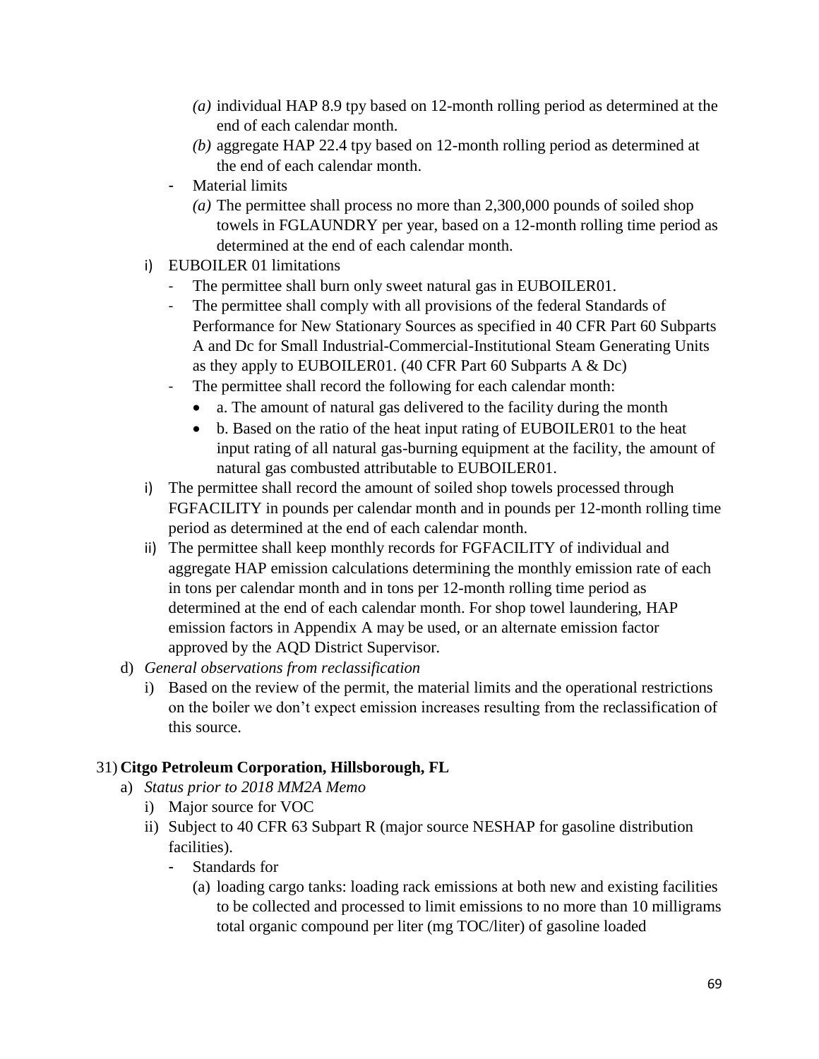- *(a)* individual HAP 8.9 tpy based on 12-month rolling period as determined at the end of each calendar month.
- *(b)* aggregate HAP 22.4 tpy based on 12-month rolling period as determined at the end of each calendar month.

- Material limits
  - *(a)* The permittee shall process no more than 2,300,000 pounds of soiled shop towels in FGLAUNDRY per year, based on a 12-month rolling time period as determined at the end of each calendar month.

i) EUBOILER 01 limitations
   - The permittee shall burn only sweet natural gas in EUBOILER01.
   - The permittee shall comply with all provisions of the federal Standards of Performance for New Stationary Sources as specified in 40 CFR Part 60 Subparts A and Dc for Small Industrial-Commercial-Institutional Steam Generating Units as they apply to EUBOILER01. (40 CFR Part 60 Subparts A & Dc)
   - The permittee shall record the following for each calendar month:
     - a. The amount of natural gas delivered to the facility during the month
     - b. Based on the ratio of the heat input rating of EUBOILER01 to the heat input rating of all natural gas-burning equipment at the facility, the amount of natural gas combusted attributable to EUBOILER01.

i) The permittee shall record the amount of soiled shop towels processed through FGFACILITY in pounds per calendar month and in pounds per 12-month rolling time period as determined at the end of each calendar month.

ii) The permittee shall keep monthly records for FGFACILITY of individual and aggregate HAP emission calculations determining the monthly emission rate of each in tons per calendar month and in tons per 12-month rolling time period as determined at the end of each calendar month. For shop towel laundering, HAP emission factors in Appendix A may be used, or an alternate emission factor approved by the AQD District Supervisor.

d) *General observations from reclassification*
   i) Based on the review of the permit, the material limits and the operational restrictions on the boiler we don't expect emission increases resulting from the reclassification of this source.

31) **Citgo Petroleum Corporation, Hillsborough, FL**

a) *Status prior to 2018 MM2A Memo*
   i) Major source for VOC
   ii) Subject to 40 CFR 63 Subpart R (major source NESHAP for gasoline distribution facilities).
      - Standards for
        - (a) loading cargo tanks: loading rack emissions at both new and existing facilities to be collected and processed to limit emissions to no more than 10 milligrams total organic compound per liter (mg TOC/liter) of gasoline loaded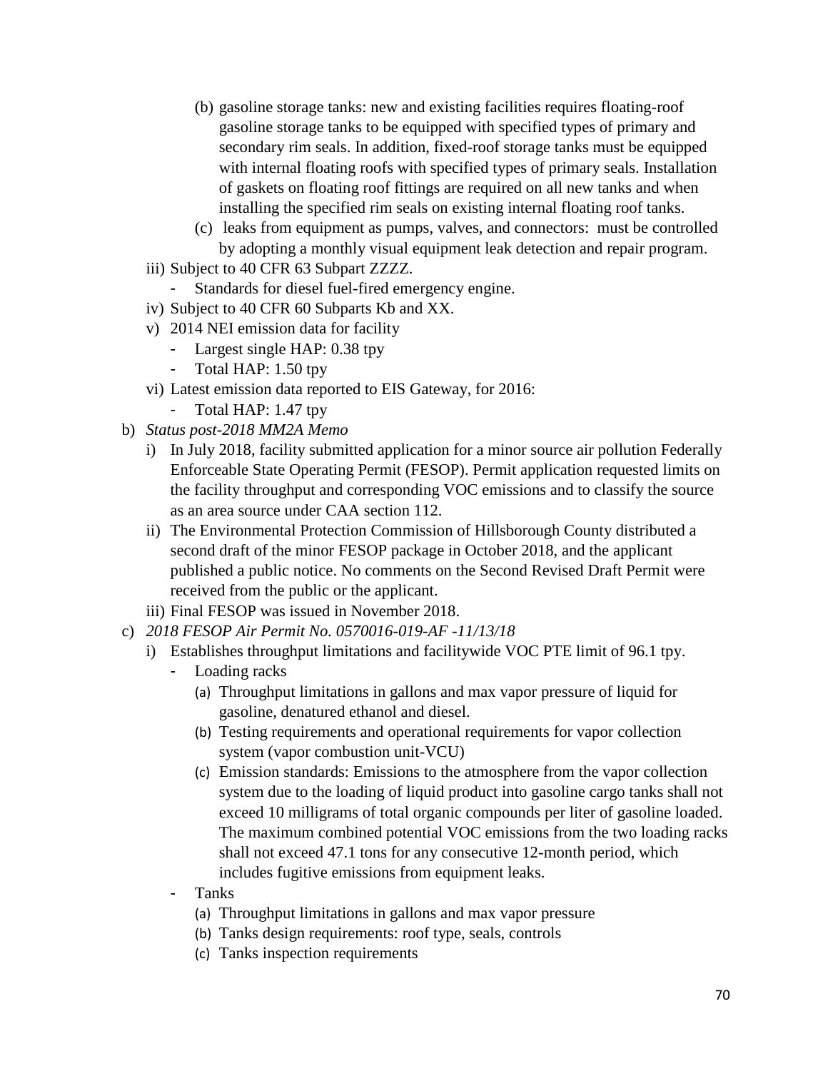- (b) gasoline storage tanks: new and existing facilities requires floating-roof gasoline storage tanks to be equipped with specified types of primary and secondary rim seals. In addition, fixed-roof storage tanks must be equipped with internal floating roofs with specified types of primary seals. Installation of gaskets on floating roof fittings are required on all new tanks and when installing the specified rim seals on existing internal floating roof tanks.
   - (c) leaks from equipment as pumps, valves, and connectors: must be controlled by adopting a monthly visual equipment leak detection and repair program.

- iii) Subject to 40 CFR 63 Subpart ZZZZ.
  - Standards for diesel fuel-fired emergency engine.
- iv) Subject to 40 CFR 60 Subparts Kb and XX.
- v) 2014 NEI emission data for facility
  - Largest single HAP: 0.38 tpy
  - Total HAP: 1.50 tpy
- vi) Latest emission data reported to EIS Gateway, for 2016:
  - Total HAP: 1.47 tpy

b) *Status post-2018 MM2A Memo*

- i) In July 2018, facility submitted application for a minor source air pollution Federally Enforceable State Operating Permit (FESOP). Permit application requested limits on the facility throughput and corresponding VOC emissions and to classify the source as an area source under CAA section 112.
- ii) The Environmental Protection Commission of Hillsborough County distributed a second draft of the minor FESOP package in October 2018, and the applicant published a public notice. No comments on the Second Revised Draft Permit were received from the public or the applicant.
- iii) Final FESOP was issued in November 2018.

c) *2018 FESOP Air Permit No. 0570016-019-AF -11/13/18*

- i) Establishes throughput limitations and facilitywide VOC PTE limit of 96.1 tpy.
  - Loading racks
    - (a) Throughput limitations in gallons and max vapor pressure of liquid for gasoline, denatured ethanol and diesel.
    - (b) Testing requirements and operational requirements for vapor collection system (vapor combustion unit-VCU)
    - (c) Emission standards: Emissions to the atmosphere from the vapor collection system due to the loading of liquid product into gasoline cargo tanks shall not exceed 10 milligrams of total organic compounds per liter of gasoline loaded. The maximum combined potential VOC emissions from the two loading racks shall not exceed 47.1 tons for any consecutive 12-month period, which includes fugitive emissions from equipment leaks.
  - Tanks
    - (a) Throughput limitations in gallons and max vapor pressure
    - (b) Tanks design requirements: roof type, seals, controls
    - (c) Tanks inspection requirements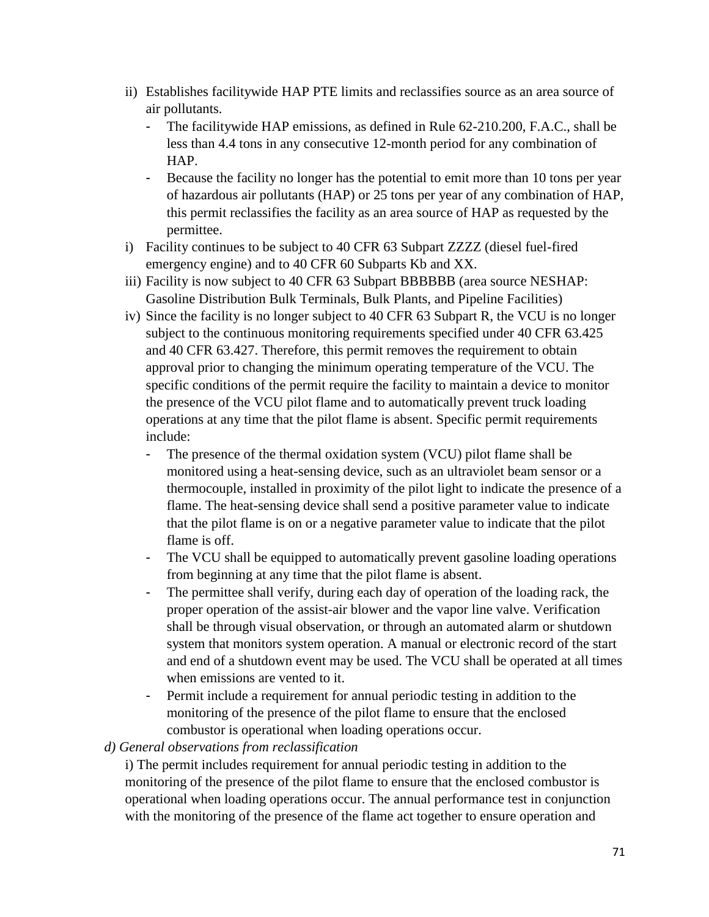ii) Establishes facilitywide HAP PTE limits and reclassifies source as an area source of air pollutants.
   - The facilitywide HAP emissions, as defined in Rule 62-210.200, F.A.C., shall be less than 4.4 tons in any consecutive 12-month period for any combination of HAP.
   - Because the facility no longer has the potential to emit more than 10 tons per year of hazardous air pollutants (HAP) or 25 tons per year of any combination of HAP, this permit reclassifies the facility as an area source of HAP as requested by the permittee.

i) Facility continues to be subject to 40 CFR 63 Subpart ZZZZ (diesel fuel-fired emergency engine) and to 40 CFR 60 Subparts Kb and XX.

iii) Facility is now subject to 40 CFR 63 Subpart BBBBBB (area source NESHAP: Gasoline Distribution Bulk Terminals, Bulk Plants, and Pipeline Facilities)

iv) Since the facility is no longer subject to 40 CFR 63 Subpart R, the VCU is no longer subject to the continuous monitoring requirements specified under 40 CFR 63.425 and 40 CFR 63.427. Therefore, this permit removes the requirement to obtain approval prior to changing the minimum operating temperature of the VCU. The specific conditions of the permit require the facility to maintain a device to monitor the presence of the VCU pilot flame and to automatically prevent truck loading operations at any time that the pilot flame is absent. Specific permit requirements include:
   - The presence of the thermal oxidation system (VCU) pilot flame shall be monitored using a heat-sensing device, such as an ultraviolet beam sensor or a thermocouple, installed in proximity of the pilot light to indicate the presence of a flame. The heat-sensing device shall send a positive parameter value to indicate that the pilot flame is on or a negative parameter value to indicate that the pilot flame is off.
   - The VCU shall be equipped to automatically prevent gasoline loading operations from beginning at any time that the pilot flame is absent.
   - The permittee shall verify, during each day of operation of the loading rack, the proper operation of the assist-air blower and the vapor line valve. Verification shall be through visual observation, or through an automated alarm or shutdown system that monitors system operation. A manual or electronic record of the start and end of a shutdown event may be used. The VCU shall be operated at all times when emissions are vented to it.
   - Permit include a requirement for annual periodic testing in addition to the monitoring of the presence of the pilot flame to ensure that the enclosed combustor is operational when loading operations occur.

*d) General observations from reclassification*

i) The permit includes requirement for annual periodic testing in addition to the monitoring of the presence of the pilot flame to ensure that the enclosed combustor is operational when loading operations occur. The annual performance test in conjunction with the monitoring of the presence of the flame act together to ensure operation and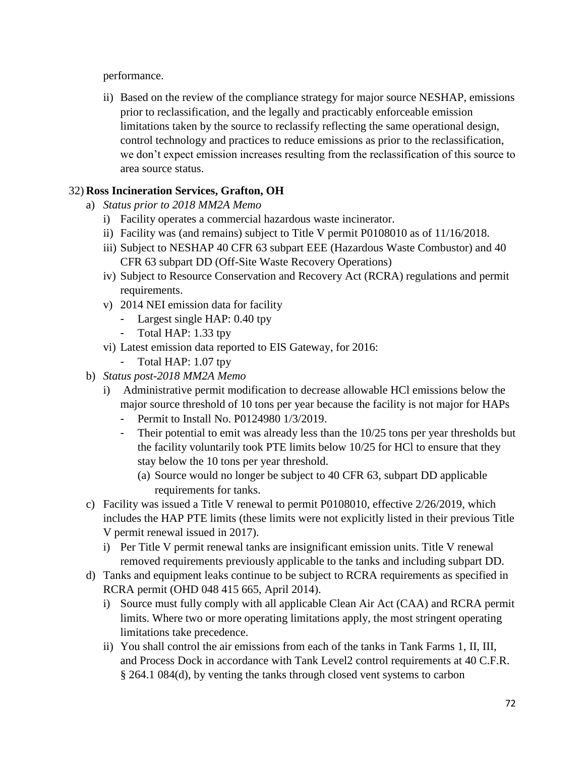performance.

ii) Based on the review of the compliance strategy for major source NESHAP, emissions prior to reclassification, and the legally and practicably enforceable emission limitations taken by the source to reclassify reflecting the same operational design, control technology and practices to reduce emissions as prior to the reclassification, we don't expect emission increases resulting from the reclassification of this source to area source status.

32) **Ross Incineration Services, Grafton, OH**

a) *Status prior to 2018 MM2A Memo*
   i) Facility operates a commercial hazardous waste incinerator.
   ii) Facility was (and remains) subject to Title V permit P0108010 as of 11/16/2018.
   iii) Subject to NESHAP 40 CFR 63 subpart EEE (Hazardous Waste Combustor) and 40 CFR 63 subpart DD (Off-Site Waste Recovery Operations)
   iv) Subject to Resource Conservation and Recovery Act (RCRA) regulations and permit requirements.
   v) 2014 NEI emission data for facility
      - Largest single HAP: 0.40 tpy
      - Total HAP: 1.33 tpy
   vi) Latest emission data reported to EIS Gateway, for 2016:
      - Total HAP: 1.07 tpy

b) *Status post-2018 MM2A Memo*
   i) Administrative permit modification to decrease allowable HCl emissions below the major source threshold of 10 tons per year because the facility is not major for HAPs
      - Permit to Install No. P0124980 1/3/2019.
      - Their potential to emit was already less than the 10/25 tons per year thresholds but the facility voluntarily took PTE limits below 10/25 for HCl to ensure that they stay below the 10 tons per year threshold.
         (a) Source would no longer be subject to 40 CFR 63, subpart DD applicable requirements for tanks.

c) Facility was issued a Title V renewal to permit P0108010, effective 2/26/2019, which includes the HAP PTE limits (these limits were not explicitly listed in their previous Title V permit renewal issued in 2017).
   i) Per Title V permit renewal tanks are insignificant emission units. Title V renewal removed requirements previously applicable to the tanks and including subpart DD.

d) Tanks and equipment leaks continue to be subject to RCRA requirements as specified in RCRA permit (OHD 048 415 665, April 2014).
   i) Source must fully comply with all applicable Clean Air Act (CAA) and RCRA permit limits. Where two or more operating limitations apply, the most stringent operating limitations take precedence.
   ii) You shall control the air emissions from each of the tanks in Tank Farms 1, II, III, and Process Dock in accordance with Tank Level2 control requirements at 40 C.F.R. § 264.1 084(d), by venting the tanks through closed vent systems to carbon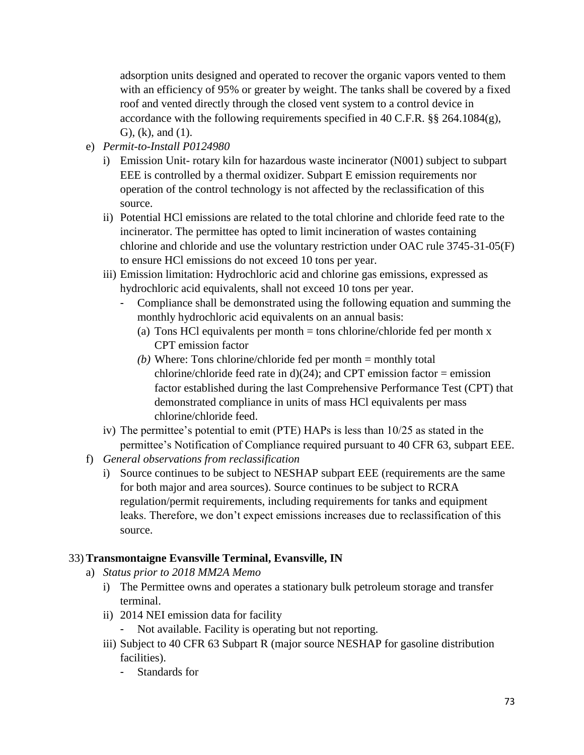adsorption units designed and operated to recover the organic vapors vented to them with an efficiency of 95% or greater by weight. The tanks shall be covered by a fixed roof and vented directly through the closed vent system to a control device in accordance with the following requirements specified in 40 C.F.R. §§ 264.1084(g), G), (k), and (1).

e) *Permit-to-Install P0124980*
   i) Emission Unit- rotary kiln for hazardous waste incinerator (N001) subject to subpart EEE is controlled by a thermal oxidizer. Subpart E emission requirements nor operation of the control technology is not affected by the reclassification of this source.
   ii) Potential HCl emissions are related to the total chlorine and chloride feed rate to the incinerator. The permittee has opted to limit incineration of wastes containing chlorine and chloride and use the voluntary restriction under OAC rule 3745-31-05(F) to ensure HCl emissions do not exceed 10 tons per year.
   iii) Emission limitation: Hydrochloric acid and chlorine gas emissions, expressed as hydrochloric acid equivalents, shall not exceed 10 tons per year.
      - Compliance shall be demonstrated using the following equation and summing the monthly hydrochloric acid equivalents on an annual basis:
         (a) Tons HCl equivalents per month = tons chlorine/chloride fed per month x CPT emission factor
         *(b)* Where: Tons chlorine/chloride fed per month = monthly total chlorine/chloride feed rate in d)(24); and CPT emission factor = emission factor established during the last Comprehensive Performance Test (CPT) that demonstrated compliance in units of mass HCl equivalents per mass chlorine/chloride feed.
   iv) The permittee's potential to emit (PTE) HAPs is less than 10/25 as stated in the permittee's Notification of Compliance required pursuant to 40 CFR 63, subpart EEE.

f) *General observations from reclassification*
   i) Source continues to be subject to NESHAP subpart EEE (requirements are the same for both major and area sources). Source continues to be subject to RCRA regulation/permit requirements, including requirements for tanks and equipment leaks. Therefore, we don't expect emissions increases due to reclassification of this source.

33) **Transmontaigne Evansville Terminal, Evansville, IN**

a) *Status prior to 2018 MM2A Memo*
   i) The Permittee owns and operates a stationary bulk petroleum storage and transfer terminal.
   ii) 2014 NEI emission data for facility
      - Not available. Facility is operating but not reporting.
   iii) Subject to 40 CFR 63 Subpart R (major source NESHAP for gasoline distribution facilities).
      - Standards for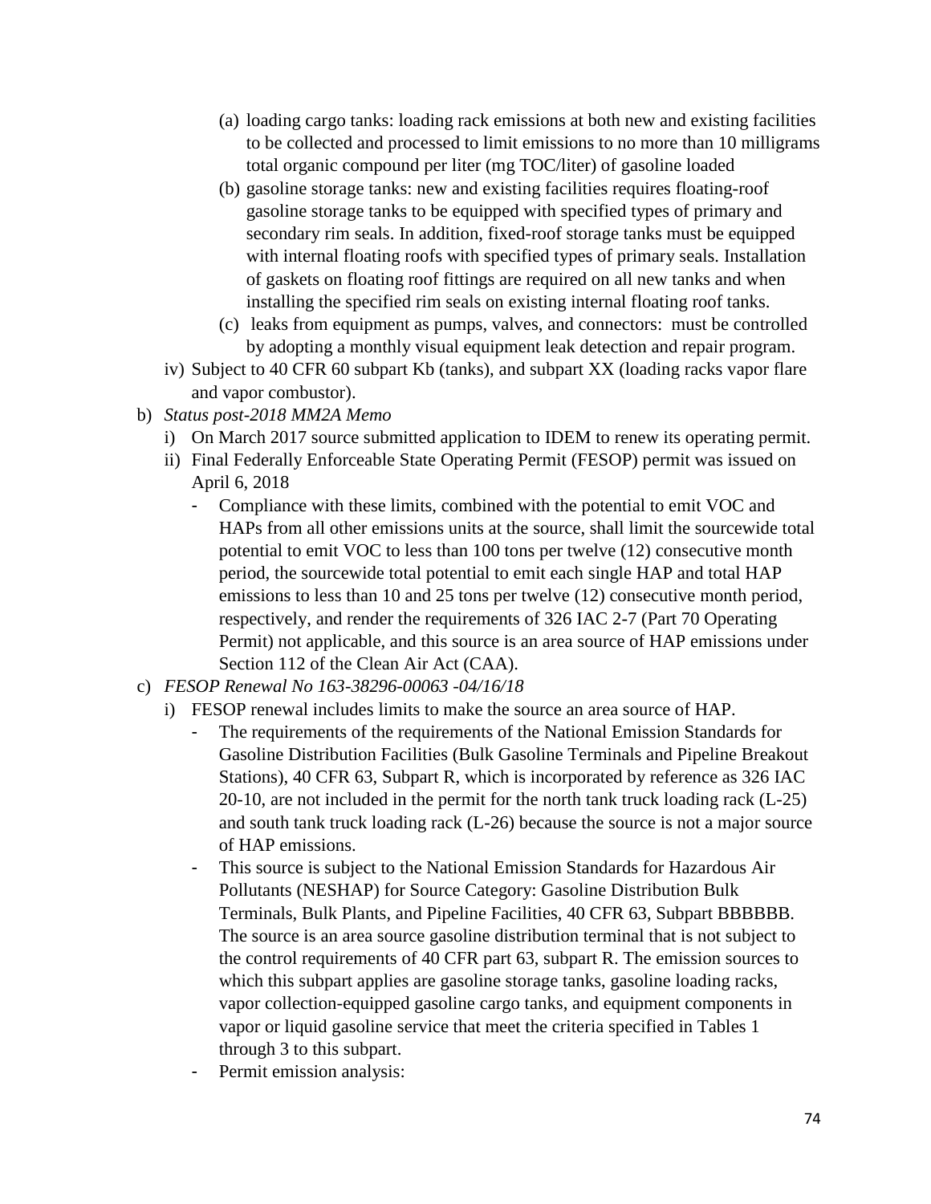(a) loading cargo tanks: loading rack emissions at both new and existing facilities to be collected and processed to limit emissions to no more than 10 milligrams total organic compound per liter (mg TOC/liter) of gasoline loaded

(b) gasoline storage tanks: new and existing facilities requires floating-roof gasoline storage tanks to be equipped with specified types of primary and secondary rim seals. In addition, fixed-roof storage tanks must be equipped with internal floating roofs with specified types of primary seals. Installation of gaskets on floating roof fittings are required on all new tanks and when installing the specified rim seals on existing internal floating roof tanks.

(c) leaks from equipment as pumps, valves, and connectors: must be controlled by adopting a monthly visual equipment leak detection and repair program.

iv) Subject to 40 CFR 60 subpart Kb (tanks), and subpart XX (loading racks vapor flare and vapor combustor).

b) *Status post-2018 MM2A Memo*

i) On March 2017 source submitted application to IDEM to renew its operating permit.

ii) Final Federally Enforceable State Operating Permit (FESOP) permit was issued on April 6, 2018

- Compliance with these limits, combined with the potential to emit VOC and HAPs from all other emissions units at the source, shall limit the sourcewide total potential to emit VOC to less than 100 tons per twelve (12) consecutive month period, the sourcewide total potential to emit each single HAP and total HAP emissions to less than 10 and 25 tons per twelve (12) consecutive month period, respectively, and render the requirements of 326 IAC 2-7 (Part 70 Operating Permit) not applicable, and this source is an area source of HAP emissions under Section 112 of the Clean Air Act (CAA).

c) *FESOP Renewal No 163-38296-00063 -04/16/18*

i) FESOP renewal includes limits to make the source an area source of HAP.

- The requirements of the requirements of the National Emission Standards for Gasoline Distribution Facilities (Bulk Gasoline Terminals and Pipeline Breakout Stations), 40 CFR 63, Subpart R, which is incorporated by reference as 326 IAC 20-10, are not included in the permit for the north tank truck loading rack (L-25) and south tank truck loading rack (L-26) because the source is not a major source of HAP emissions.
- This source is subject to the National Emission Standards for Hazardous Air Pollutants (NESHAP) for Source Category: Gasoline Distribution Bulk Terminals, Bulk Plants, and Pipeline Facilities, 40 CFR 63, Subpart BBBBBB. The source is an area source gasoline distribution terminal that is not subject to the control requirements of 40 CFR part 63, subpart R. The emission sources to which this subpart applies are gasoline storage tanks, gasoline loading racks, vapor collection-equipped gasoline cargo tanks, and equipment components in vapor or liquid gasoline service that meet the criteria specified in Tables 1 through 3 to this subpart.
- Permit emission analysis: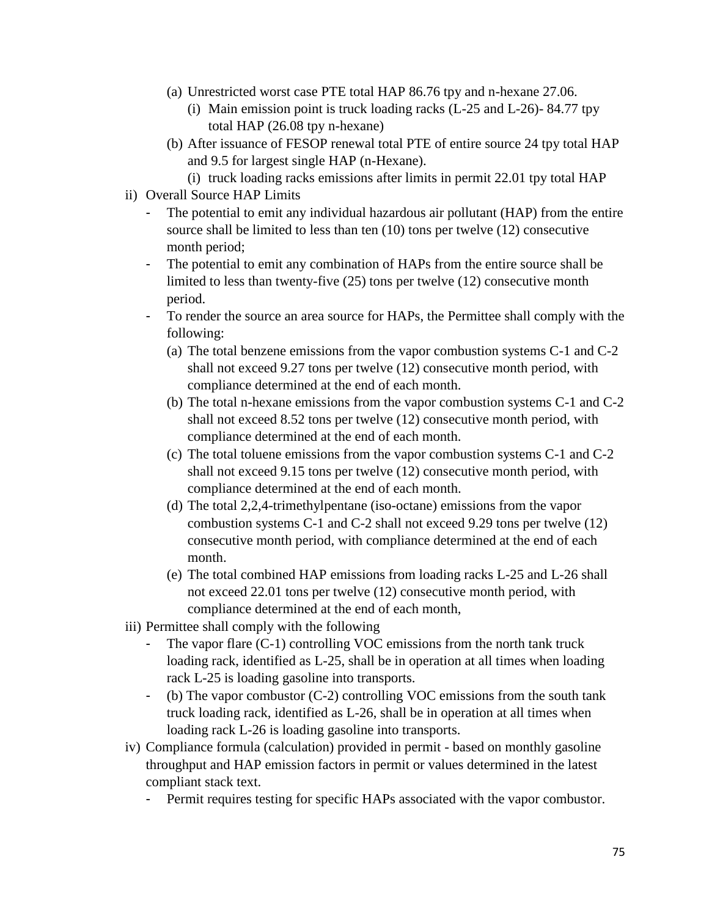(a) Unrestricted worst case PTE total HAP 86.76 tpy and n-hexane 27.06.
   (i) Main emission point is truck loading racks (L-25 and L-26)- 84.77 tpy total HAP (26.08 tpy n-hexane)
(b) After issuance of FESOP renewal total PTE of entire source 24 tpy total HAP and 9.5 for largest single HAP (n-Hexane).
   (i) truck loading racks emissions after limits in permit 22.01 tpy total HAP

ii) Overall Source HAP Limits
   - The potential to emit any individual hazardous air pollutant (HAP) from the entire source shall be limited to less than ten (10) tons per twelve (12) consecutive month period;
   - The potential to emit any combination of HAPs from the entire source shall be limited to less than twenty-five (25) tons per twelve (12) consecutive month period.
   - To render the source an area source for HAPs, the Permittee shall comply with the following:
     (a) The total benzene emissions from the vapor combustion systems C-1 and C-2 shall not exceed 9.27 tons per twelve (12) consecutive month period, with compliance determined at the end of each month.
     (b) The total n-hexane emissions from the vapor combustion systems C-1 and C-2 shall not exceed 8.52 tons per twelve (12) consecutive month period, with compliance determined at the end of each month.
     (c) The total toluene emissions from the vapor combustion systems C-1 and C-2 shall not exceed 9.15 tons per twelve (12) consecutive month period, with compliance determined at the end of each month.
     (d) The total 2,2,4-trimethylpentane (iso-octane) emissions from the vapor combustion systems C-1 and C-2 shall not exceed 9.29 tons per twelve (12) consecutive month period, with compliance determined at the end of each month.
     (e) The total combined HAP emissions from loading racks L-25 and L-26 shall not exceed 22.01 tons per twelve (12) consecutive month period, with compliance determined at the end of each month,

iii) Permittee shall comply with the following
   - The vapor flare (C-1) controlling VOC emissions from the north tank truck loading rack, identified as L-25, shall be in operation at all times when loading rack L-25 is loading gasoline into transports.
   - (b) The vapor combustor (C-2) controlling VOC emissions from the south tank truck loading rack, identified as L-26, shall be in operation at all times when loading rack L-26 is loading gasoline into transports.

iv) Compliance formula (calculation) provided in permit - based on monthly gasoline throughput and HAP emission factors in permit or values determined in the latest compliant stack text.
   - Permit requires testing for specific HAPs associated with the vapor combustor.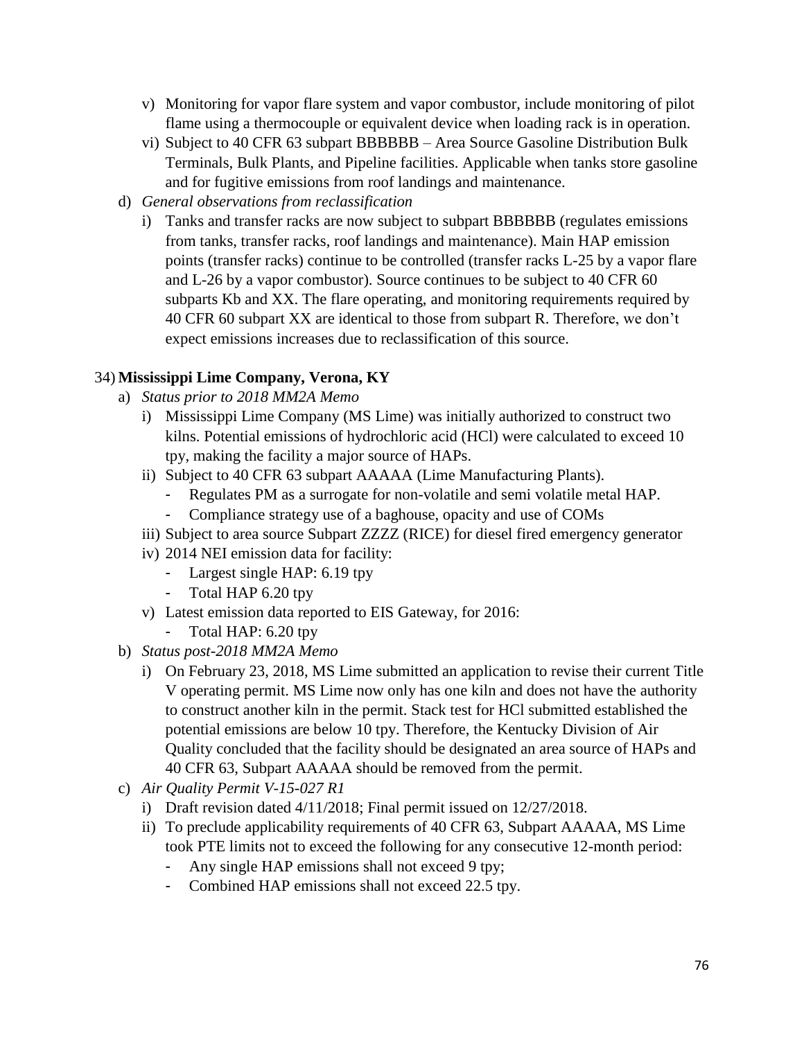v) Monitoring for vapor flare system and vapor combustor, include monitoring of pilot flame using a thermocouple or equivalent device when loading rack is in operation.

vi) Subject to 40 CFR 63 subpart BBBBBB – Area Source Gasoline Distribution Bulk Terminals, Bulk Plants, and Pipeline facilities. Applicable when tanks store gasoline and for fugitive emissions from roof landings and maintenance.

d) *General observations from reclassification*

i) Tanks and transfer racks are now subject to subpart BBBBBB (regulates emissions from tanks, transfer racks, roof landings and maintenance). Main HAP emission points (transfer racks) continue to be controlled (transfer racks L-25 by a vapor flare and L-26 by a vapor combustor). Source continues to be subject to 40 CFR 60 subparts Kb and XX. The flare operating, and monitoring requirements required by 40 CFR 60 subpart XX are identical to those from subpart R. Therefore, we don't expect emissions increases due to reclassification of this source.

34) **Mississippi Lime Company, Verona, KY**

a) *Status prior to 2018 MM2A Memo*

i) Mississippi Lime Company (MS Lime) was initially authorized to construct two kilns. Potential emissions of hydrochloric acid (HCl) were calculated to exceed 10 tpy, making the facility a major source of HAPs.

ii) Subject to 40 CFR 63 subpart AAAAA (Lime Manufacturing Plants).
   - Regulates PM as a surrogate for non-volatile and semi volatile metal HAP.
   - Compliance strategy use of a baghouse, opacity and use of COMs

iii) Subject to area source Subpart ZZZZ (RICE) for diesel fired emergency generator

iv) 2014 NEI emission data for facility:
   - Largest single HAP: 6.19 tpy
   - Total HAP 6.20 tpy

v) Latest emission data reported to EIS Gateway, for 2016:
   - Total HAP: 6.20 tpy

b) *Status post-2018 MM2A Memo*

i) On February 23, 2018, MS Lime submitted an application to revise their current Title V operating permit. MS Lime now only has one kiln and does not have the authority to construct another kiln in the permit. Stack test for HCl submitted established the potential emissions are below 10 tpy. Therefore, the Kentucky Division of Air Quality concluded that the facility should be designated an area source of HAPs and 40 CFR 63, Subpart AAAAA should be removed from the permit.

c) *Air Quality Permit V-15-027 R1*

i) Draft revision dated 4/11/2018; Final permit issued on 12/27/2018.

ii) To preclude applicability requirements of 40 CFR 63, Subpart AAAAA, MS Lime took PTE limits not to exceed the following for any consecutive 12-month period:
   - Any single HAP emissions shall not exceed 9 tpy;
   - Combined HAP emissions shall not exceed 22.5 tpy.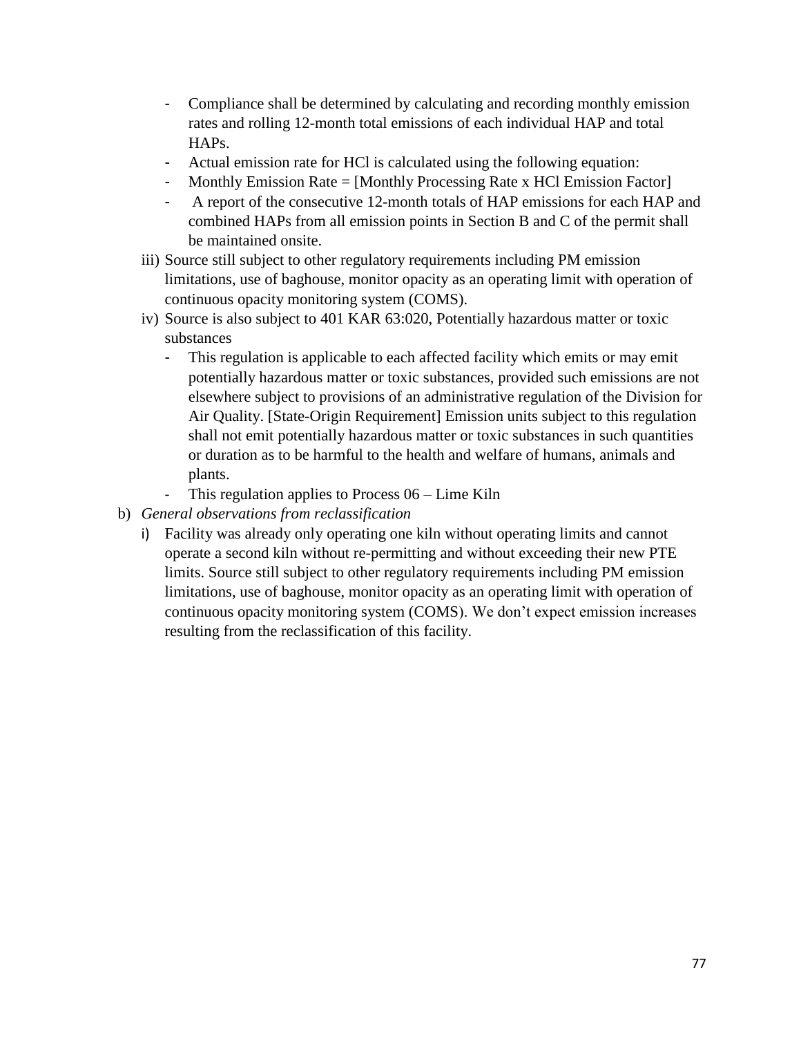- Compliance shall be determined by calculating and recording monthly emission rates and rolling 12-month total emissions of each individual HAP and total HAPs.
- Actual emission rate for HCl is calculated using the following equation:
- Monthly Emission Rate = [Monthly Processing Rate x HCl Emission Factor]
- A report of the consecutive 12-month totals of HAP emissions for each HAP and combined HAPs from all emission points in Section B and C of the permit shall be maintained onsite.

iii) Source still subject to other regulatory requirements including PM emission limitations, use of baghouse, monitor opacity as an operating limit with operation of continuous opacity monitoring system (COMS).

iv) Source is also subject to 401 KAR 63:020, Potentially hazardous matter or toxic substances

- This regulation is applicable to each affected facility which emits or may emit potentially hazardous matter or toxic substances, provided such emissions are not elsewhere subject to provisions of an administrative regulation of the Division for Air Quality. [State-Origin Requirement] Emission units subject to this regulation shall not emit potentially hazardous matter or toxic substances in such quantities or duration as to be harmful to the health and welfare of humans, animals and plants.
- This regulation applies to Process 06 – Lime Kiln

b) *General observations from reclassification*

i) Facility was already only operating one kiln without operating limits and cannot operate a second kiln without re-permitting and without exceeding their new PTE limits. Source still subject to other regulatory requirements including PM emission limitations, use of baghouse, monitor opacity as an operating limit with operation of continuous opacity monitoring system (COMS). We don't expect emission increases resulting from the reclassification of this facility.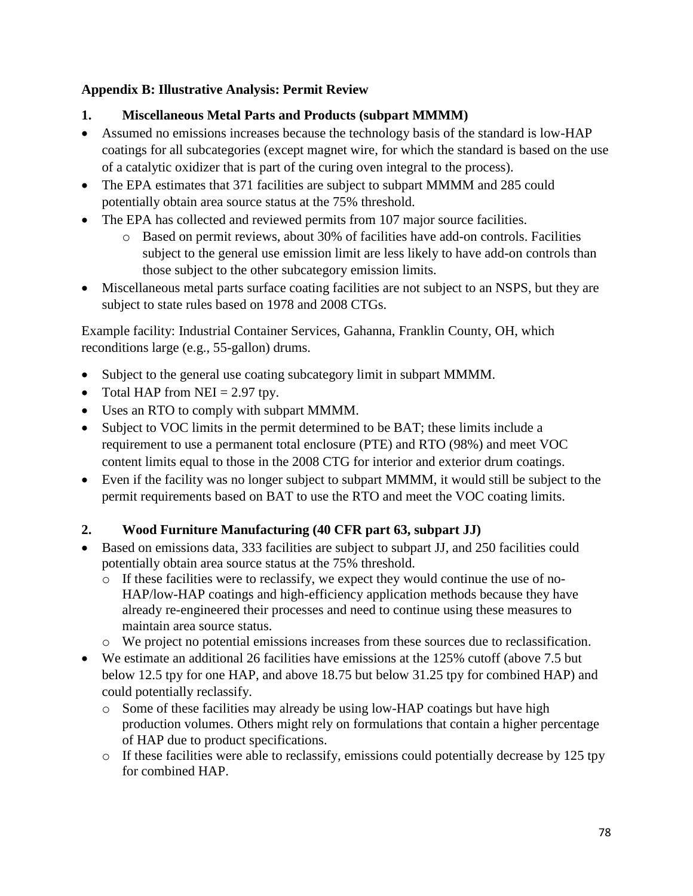**Appendix B: Illustrative Analysis: Permit Review**

**1. Miscellaneous Metal Parts and Products (subpart MMMM)**

- Assumed no emissions increases because the technology basis of the standard is low-HAP coatings for all subcategories (except magnet wire, for which the standard is based on the use of a catalytic oxidizer that is part of the curing oven integral to the process).
- The EPA estimates that 371 facilities are subject to subpart MMMM and 285 could potentially obtain area source status at the 75% threshold.
- The EPA has collected and reviewed permits from 107 major source facilities.
  - Based on permit reviews, about 30% of facilities have add-on controls. Facilities subject to the general use emission limit are less likely to have add-on controls than those subject to the other subcategory emission limits.
- Miscellaneous metal parts surface coating facilities are not subject to an NSPS, but they are subject to state rules based on 1978 and 2008 CTGs.

Example facility: Industrial Container Services, Gahanna, Franklin County, OH, which reconditions large (e.g., 55-gallon) drums.

- Subject to the general use coating subcategory limit in subpart MMMM.
- Total HAP from NEI = 2.97 tpy.
- Uses an RTO to comply with subpart MMMM.
- Subject to VOC limits in the permit determined to be BAT; these limits include a requirement to use a permanent total enclosure (PTE) and RTO (98%) and meet VOC content limits equal to those in the 2008 CTG for interior and exterior drum coatings.
- Even if the facility was no longer subject to subpart MMMM, it would still be subject to the permit requirements based on BAT to use the RTO and meet the VOC coating limits.

**2. Wood Furniture Manufacturing (40 CFR part 63, subpart JJ)**

- Based on emissions data, 333 facilities are subject to subpart JJ, and 250 facilities could potentially obtain area source status at the 75% threshold.
  - If these facilities were to reclassify, we expect they would continue the use of no-HAP/low-HAP coatings and high-efficiency application methods because they have already re-engineered their processes and need to continue using these measures to maintain area source status.
  - We project no potential emissions increases from these sources due to reclassification.
- We estimate an additional 26 facilities have emissions at the 125% cutoff (above 7.5 but below 12.5 tpy for one HAP, and above 18.75 but below 31.25 tpy for combined HAP) and could potentially reclassify.
  - Some of these facilities may already be using low-HAP coatings but have high production volumes. Others might rely on formulations that contain a higher percentage of HAP due to product specifications.
  - If these facilities were able to reclassify, emissions could potentially decrease by 125 tpy for combined HAP.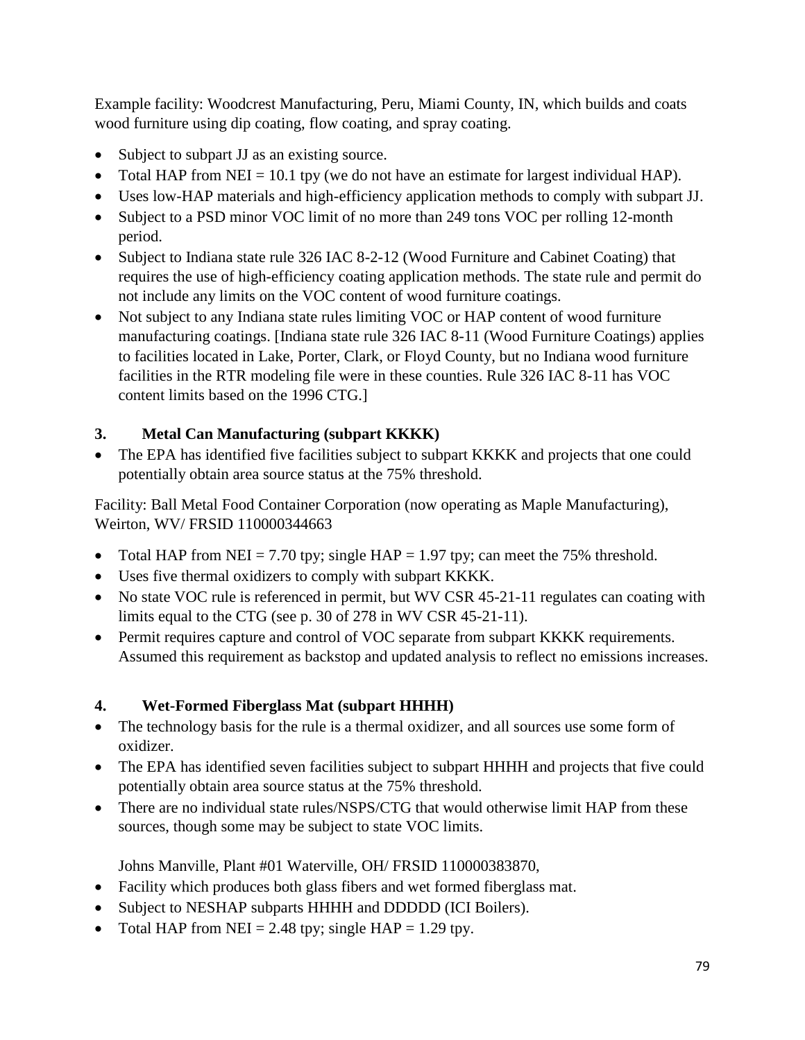Example facility: Woodcrest Manufacturing, Peru, Miami County, IN, which builds and coats wood furniture using dip coating, flow coating, and spray coating.

- Subject to subpart JJ as an existing source.
- Total HAP from NEI = 10.1 tpy (we do not have an estimate for largest individual HAP).
- Uses low-HAP materials and high-efficiency application methods to comply with subpart JJ.
- Subject to a PSD minor VOC limit of no more than 249 tons VOC per rolling 12-month period.
- Subject to Indiana state rule 326 IAC 8-2-12 (Wood Furniture and Cabinet Coating) that requires the use of high-efficiency coating application methods. The state rule and permit do not include any limits on the VOC content of wood furniture coatings.
- Not subject to any Indiana state rules limiting VOC or HAP content of wood furniture manufacturing coatings. [Indiana state rule 326 IAC 8-11 (Wood Furniture Coatings) applies to facilities located in Lake, Porter, Clark, or Floyd County, but no Indiana wood furniture facilities in the RTR modeling file were in these counties. Rule 326 IAC 8-11 has VOC content limits based on the 1996 CTG.]

### 3. Metal Can Manufacturing (subpart KKKK)

- The EPA has identified five facilities subject to subpart KKKK and projects that one could potentially obtain area source status at the 75% threshold.

Facility: Ball Metal Food Container Corporation (now operating as Maple Manufacturing), Weirton, WV/ FRSID 110000344663

- Total HAP from NEI = 7.70 tpy; single HAP = 1.97 tpy; can meet the 75% threshold.
- Uses five thermal oxidizers to comply with subpart KKKK.
- No state VOC rule is referenced in permit, but WV CSR 45-21-11 regulates can coating with limits equal to the CTG (see p. 30 of 278 in WV CSR 45-21-11).
- Permit requires capture and control of VOC separate from subpart KKKK requirements. Assumed this requirement as backstop and updated analysis to reflect no emissions increases.

### 4. Wet-Formed Fiberglass Mat (subpart HHHH)

- The technology basis for the rule is a thermal oxidizer, and all sources use some form of oxidizer.
- The EPA has identified seven facilities subject to subpart HHHH and projects that five could potentially obtain area source status at the 75% threshold.
- There are no individual state rules/NSPS/CTG that would otherwise limit HAP from these sources, though some may be subject to state VOC limits.

Johns Manville, Plant #01 Waterville, OH/ FRSID 110000383870,

- Facility which produces both glass fibers and wet formed fiberglass mat.
- Subject to NESHAP subparts HHHH and DDDDD (ICI Boilers).
- Total HAP from NEI = 2.48 tpy; single HAP = 1.29 tpy.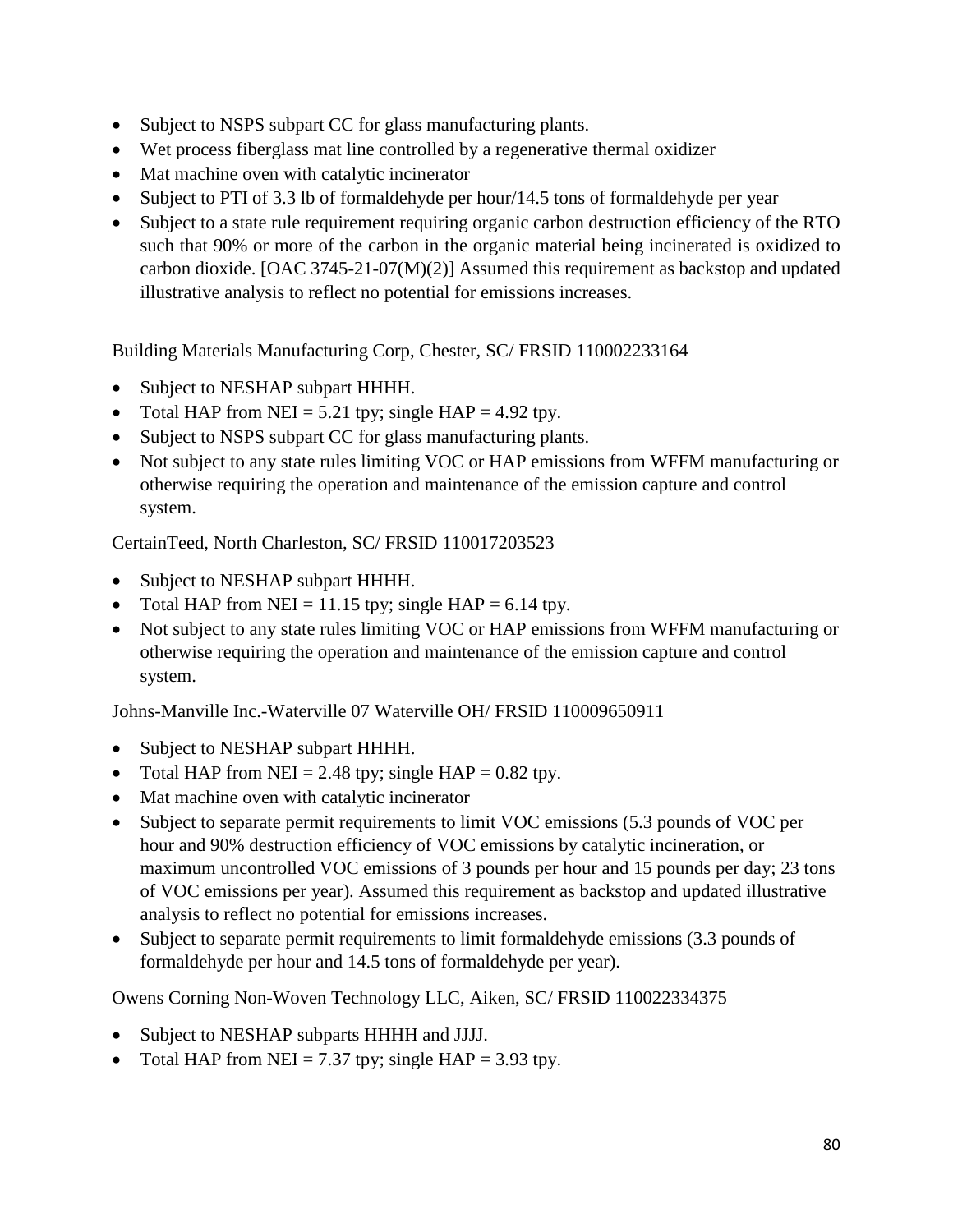- Subject to NSPS subpart CC for glass manufacturing plants.
- Wet process fiberglass mat line controlled by a regenerative thermal oxidizer
- Mat machine oven with catalytic incinerator
- Subject to PTI of 3.3 lb of formaldehyde per hour/14.5 tons of formaldehyde per year
- Subject to a state rule requirement requiring organic carbon destruction efficiency of the RTO such that 90% or more of the carbon in the organic material being incinerated is oxidized to carbon dioxide. [OAC 3745-21-07(M)(2)] Assumed this requirement as backstop and updated illustrative analysis to reflect no potential for emissions increases.

Building Materials Manufacturing Corp, Chester, SC/ FRSID 110002233164

- Subject to NESHAP subpart HHHH.
- Total HAP from NEI = 5.21 tpy; single HAP = 4.92 tpy.
- Subject to NSPS subpart CC for glass manufacturing plants.
- Not subject to any state rules limiting VOC or HAP emissions from WFFM manufacturing or otherwise requiring the operation and maintenance of the emission capture and control system.

CertainTeed, North Charleston, SC/ FRSID 110017203523

- Subject to NESHAP subpart HHHH.
- Total HAP from NEI = 11.15 tpy; single HAP = 6.14 tpy.
- Not subject to any state rules limiting VOC or HAP emissions from WFFM manufacturing or otherwise requiring the operation and maintenance of the emission capture and control system.

Johns-Manville Inc.-Waterville 07 Waterville OH/ FRSID 110009650911

- Subject to NESHAP subpart HHHH.
- Total HAP from NEI = 2.48 tpy; single HAP = 0.82 tpy.
- Mat machine oven with catalytic incinerator
- Subject to separate permit requirements to limit VOC emissions (5.3 pounds of VOC per hour and 90% destruction efficiency of VOC emissions by catalytic incineration, or maximum uncontrolled VOC emissions of 3 pounds per hour and 15 pounds per day; 23 tons of VOC emissions per year). Assumed this requirement as backstop and updated illustrative analysis to reflect no potential for emissions increases.
- Subject to separate permit requirements to limit formaldehyde emissions (3.3 pounds of formaldehyde per hour and 14.5 tons of formaldehyde per year).

Owens Corning Non-Woven Technology LLC, Aiken, SC/ FRSID 110022334375

- Subject to NESHAP subparts HHHH and JJJJ.
- Total HAP from NEI = 7.37 tpy; single HAP = 3.93 tpy.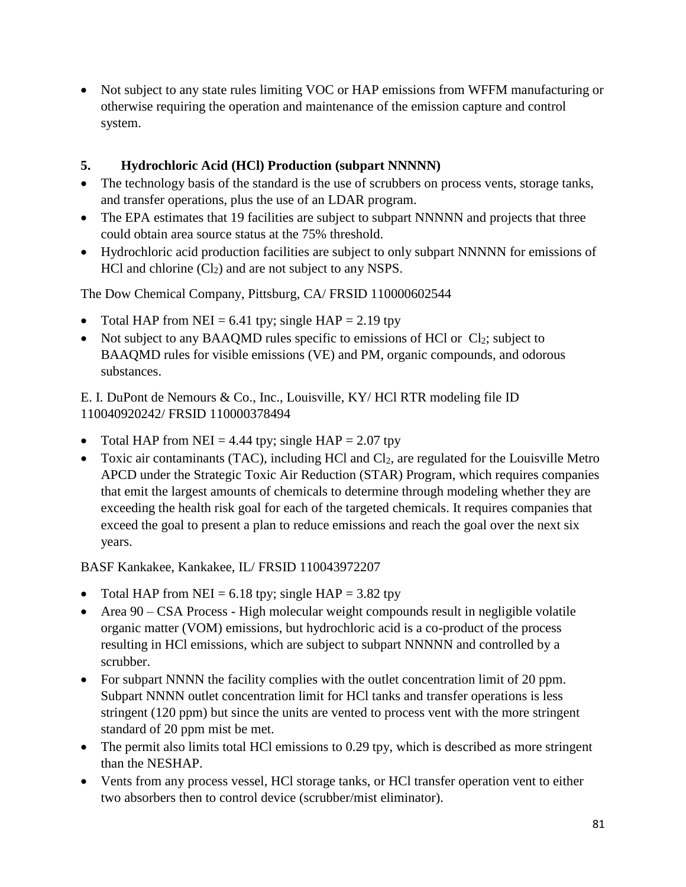- Not subject to any state rules limiting VOC or HAP emissions from WFFM manufacturing or otherwise requiring the operation and maintenance of the emission capture and control system.

### 5. Hydrochloric Acid (HCl) Production (subpart NNNNN)

- The technology basis of the standard is the use of scrubbers on process vents, storage tanks, and transfer operations, plus the use of an LDAR program.
- The EPA estimates that 19 facilities are subject to subpart NNNNN and projects that three could obtain area source status at the 75% threshold.
- Hydrochloric acid production facilities are subject to only subpart NNNNN for emissions of HCl and chlorine ($Cl_2$) and are not subject to any NSPS.

The Dow Chemical Company, Pittsburg, CA/ FRSID 110000602544

- Total HAP from NEI = 6.41 tpy; single HAP = 2.19 tpy
- Not subject to any BAAQMD rules specific to emissions of HCl or $Cl_2$; subject to BAAQMD rules for visible emissions (VE) and PM, organic compounds, and odorous substances.

E. I. DuPont de Nemours & Co., Inc., Louisville, KY/ HCl RTR modeling file ID 110040920242/ FRSID 110000378494

- Total HAP from NEI = 4.44 tpy; single HAP = 2.07 tpy
- Toxic air contaminants (TAC), including HCl and $Cl_2$, are regulated for the Louisville Metro APCD under the Strategic Toxic Air Reduction (STAR) Program, which requires companies that emit the largest amounts of chemicals to determine through modeling whether they are exceeding the health risk goal for each of the targeted chemicals. It requires companies that exceed the goal to present a plan to reduce emissions and reach the goal over the next six years.

BASF Kankakee, Kankakee, IL/ FRSID 110043972207

- Total HAP from NEI = 6.18 tpy; single HAP = 3.82 tpy
- Area 90 – CSA Process - High molecular weight compounds result in negligible volatile organic matter (VOM) emissions, but hydrochloric acid is a co-product of the process resulting in HCl emissions, which are subject to subpart NNNNN and controlled by a scrubber.
- For subpart NNNN the facility complies with the outlet concentration limit of 20 ppm. Subpart NNNN outlet concentration limit for HCl tanks and transfer operations is less stringent (120 ppm) but since the units are vented to process vent with the more stringent standard of 20 ppm mist be met.
- The permit also limits total HCl emissions to 0.29 tpy, which is described as more stringent than the NESHAP.
- Vents from any process vessel, HCl storage tanks, or HCl transfer operation vent to either two absorbers then to control device (scrubber/mist eliminator).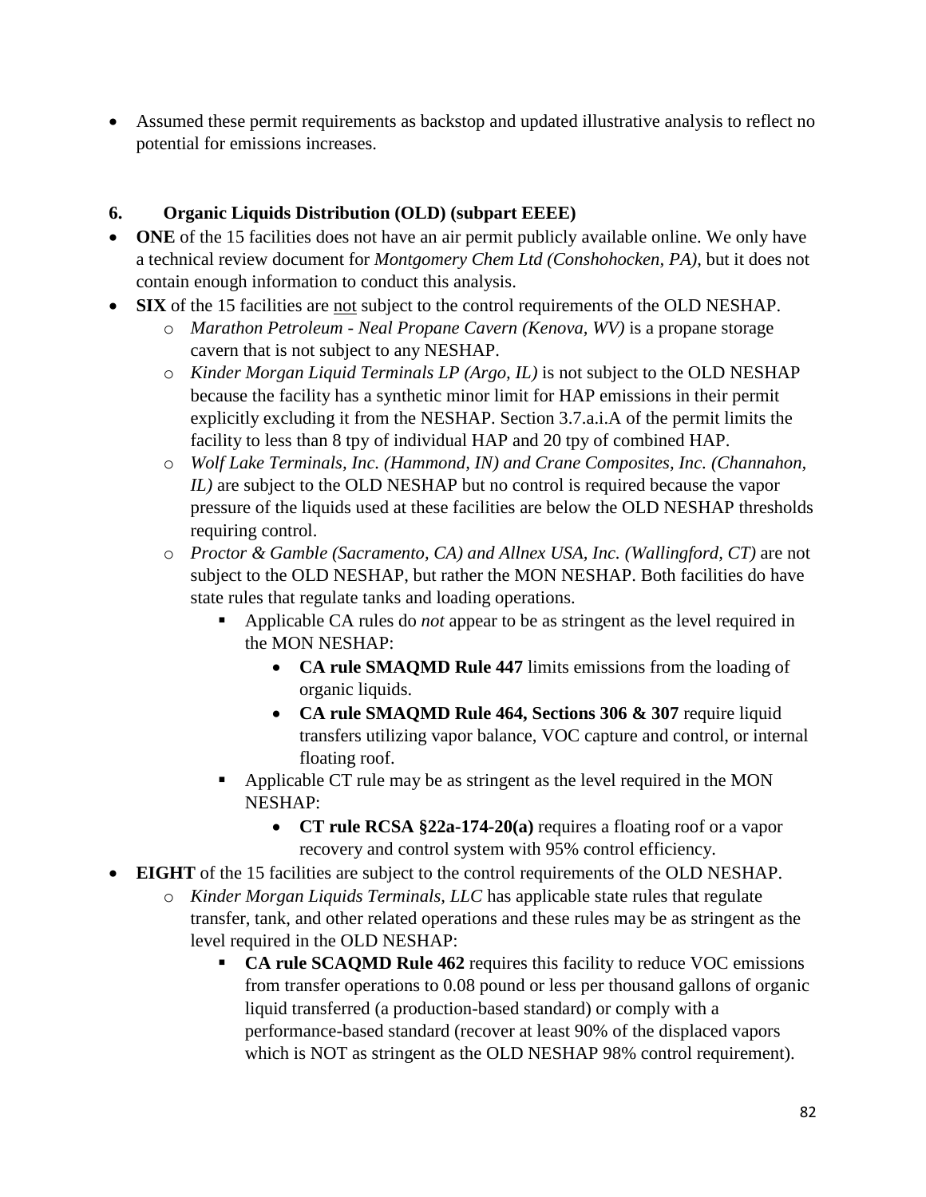- Assumed these permit requirements as backstop and updated illustrative analysis to reflect no potential for emissions increases.

### 6. Organic Liquids Distribution (OLD) (subpart EEEE)

- **ONE** of the 15 facilities does not have an air permit publicly available online. We only have a technical review document for *Montgomery Chem Ltd (Conshohocken, PA)*, but it does not contain enough information to conduct this analysis.
- **SIX** of the 15 facilities are not subject to the control requirements of the OLD NESHAP.
  - *Marathon Petroleum - Neal Propane Cavern (Kenova, WV)* is a propane storage cavern that is not subject to any NESHAP.
  - *Kinder Morgan Liquid Terminals LP (Argo, IL)* is not subject to the OLD NESHAP because the facility has a synthetic minor limit for HAP emissions in their permit explicitly excluding it from the NESHAP. Section 3.7.a.i.A of the permit limits the facility to less than 8 tpy of individual HAP and 20 tpy of combined HAP.
  - *Wolf Lake Terminals, Inc. (Hammond, IN) and Crane Composites, Inc. (Channahon, IL)* are subject to the OLD NESHAP but no control is required because the vapor pressure of the liquids used at these facilities are below the OLD NESHAP thresholds requiring control.
  - *Proctor & Gamble (Sacramento, CA) and Allnex USA, Inc. (Wallingford, CT)* are not subject to the OLD NESHAP, but rather the MON NESHAP. Both facilities do have state rules that regulate tanks and loading operations.
    - Applicable CA rules do *not* appear to be as stringent as the level required in the MON NESHAP:
      - **CA rule SMAQMD Rule 447** limits emissions from the loading of organic liquids.
      - **CA rule SMAQMD Rule 464, Sections 306 & 307** require liquid transfers utilizing vapor balance, VOC capture and control, or internal floating roof.
    - Applicable CT rule may be as stringent as the level required in the MON NESHAP:
      - **CT rule RCSA §22a-174-20(a)** requires a floating roof or a vapor recovery and control system with 95% control efficiency.
- **EIGHT** of the 15 facilities are subject to the control requirements of the OLD NESHAP.
  - *Kinder Morgan Liquids Terminals, LLC* has applicable state rules that regulate transfer, tank, and other related operations and these rules may be as stringent as the level required in the OLD NESHAP:
    - **CA rule SCAQMD Rule 462** requires this facility to reduce VOC emissions from transfer operations to 0.08 pound or less per thousand gallons of organic liquid transferred (a production-based standard) or comply with a performance-based standard (recover at least 90% of the displaced vapors which is NOT as stringent as the OLD NESHAP 98% control requirement).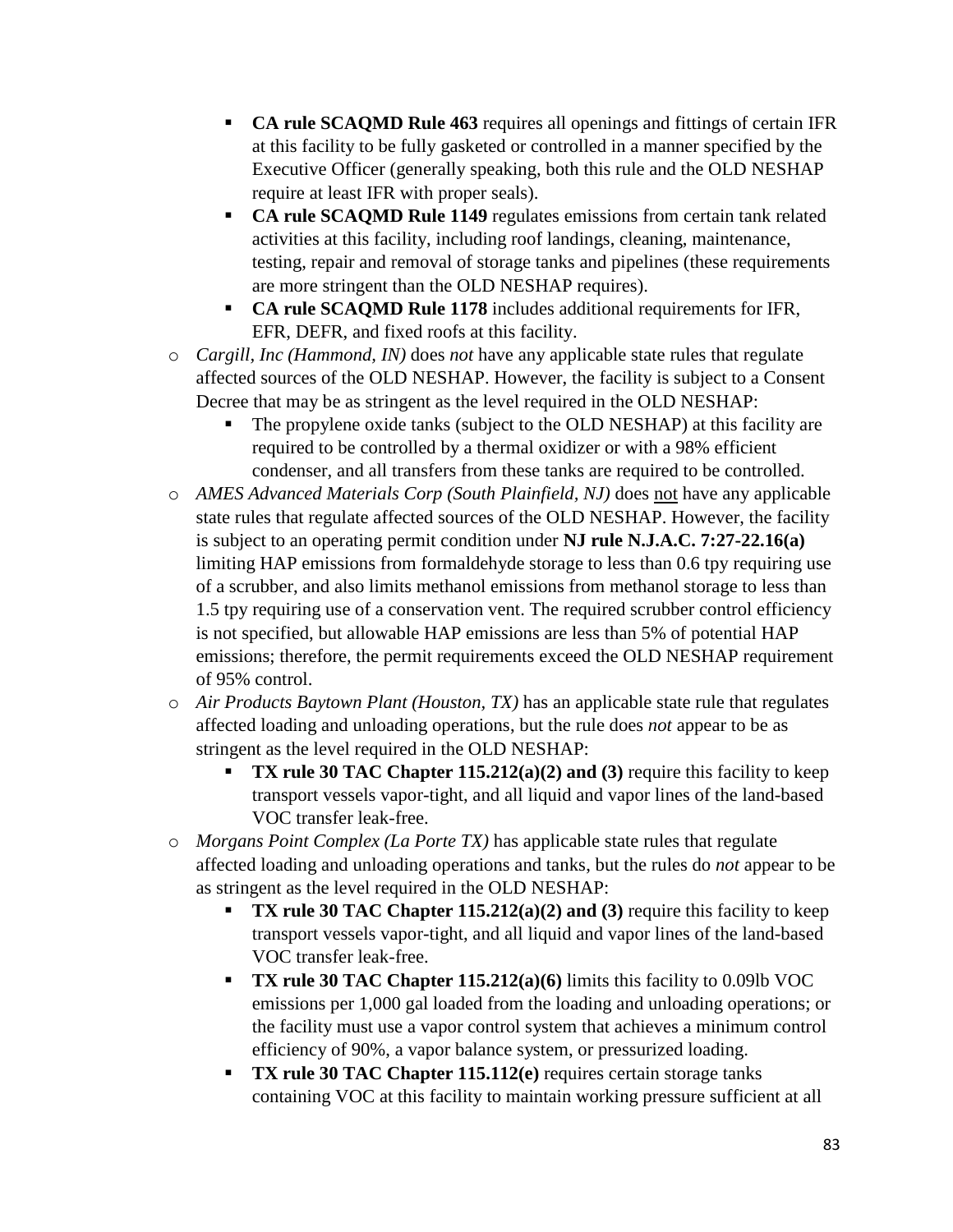- **CA rule SCAQMD Rule 463** requires all openings and fittings of certain IFR at this facility to be fully gasketed or controlled in a manner specified by the Executive Officer (generally speaking, both this rule and the OLD NESHAP require at least IFR with proper seals).
    - **CA rule SCAQMD Rule 1149** regulates emissions from certain tank related activities at this facility, including roof landings, cleaning, maintenance, testing, repair and removal of storage tanks and pipelines (these requirements are more stringent than the OLD NESHAP requires).
    - **CA rule SCAQMD Rule 1178** includes additional requirements for IFR, EFR, DEFR, and fixed roofs at this facility.
  - *Cargill, Inc (Hammond, IN)* does *not* have any applicable state rules that regulate affected sources of the OLD NESHAP. However, the facility is subject to a Consent Decree that may be as stringent as the level required in the OLD NESHAP:
    - The propylene oxide tanks (subject to the OLD NESHAP) at this facility are required to be controlled by a thermal oxidizer or with a 98% efficient condenser, and all transfers from these tanks are required to be controlled.
  - *AMES Advanced Materials Corp (South Plainfield, NJ)* does not have any applicable state rules that regulate affected sources of the OLD NESHAP. However, the facility is subject to an operating permit condition under **NJ rule N.J.A.C. 7:27-22.16(a)** limiting HAP emissions from formaldehyde storage to less than 0.6 tpy requiring use of a scrubber, and also limits methanol emissions from methanol storage to less than 1.5 tpy requiring use of a conservation vent. The required scrubber control efficiency is not specified, but allowable HAP emissions are less than 5% of potential HAP emissions; therefore, the permit requirements exceed the OLD NESHAP requirement of 95% control.
  - *Air Products Baytown Plant (Houston, TX)* has an applicable state rule that regulates affected loading and unloading operations, but the rule does *not* appear to be as stringent as the level required in the OLD NESHAP:
    - **TX rule 30 TAC Chapter 115.212(a)(2) and (3)** require this facility to keep transport vessels vapor-tight, and all liquid and vapor lines of the land-based VOC transfer leak-free.
  - *Morgans Point Complex (La Porte TX)* has applicable state rules that regulate affected loading and unloading operations and tanks, but the rules do *not* appear to be as stringent as the level required in the OLD NESHAP:
    - **TX rule 30 TAC Chapter 115.212(a)(2) and (3)** require this facility to keep transport vessels vapor-tight, and all liquid and vapor lines of the land-based VOC transfer leak-free.
    - **TX rule 30 TAC Chapter 115.212(a)(6)** limits this facility to 0.09lb VOC emissions per 1,000 gal loaded from the loading and unloading operations; or the facility must use a vapor control system that achieves a minimum control efficiency of 90%, a vapor balance system, or pressurized loading.
    - **TX rule 30 TAC Chapter 115.112(e)** requires certain storage tanks containing VOC at this facility to maintain working pressure sufficient at all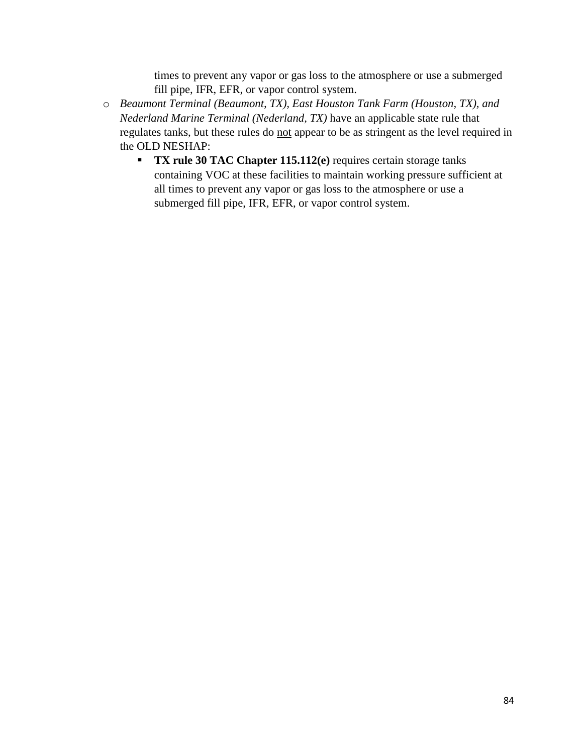times to prevent any vapor or gas loss to the atmosphere or use a submerged fill pipe, IFR, EFR, or vapor control system.

- *Beaumont Terminal (Beaumont, TX), East Houston Tank Farm (Houston, TX), and Nederland Marine Terminal (Nederland, TX)* have an applicable state rule that regulates tanks, but these rules do <u>not</u> appear to be as stringent as the level required in the OLD NESHAP:
  - **TX rule 30 TAC Chapter 115.112(e)** requires certain storage tanks containing VOC at these facilities to maintain working pressure sufficient at all times to prevent any vapor or gas loss to the atmosphere or use a submerged fill pipe, IFR, EFR, or vapor control system.